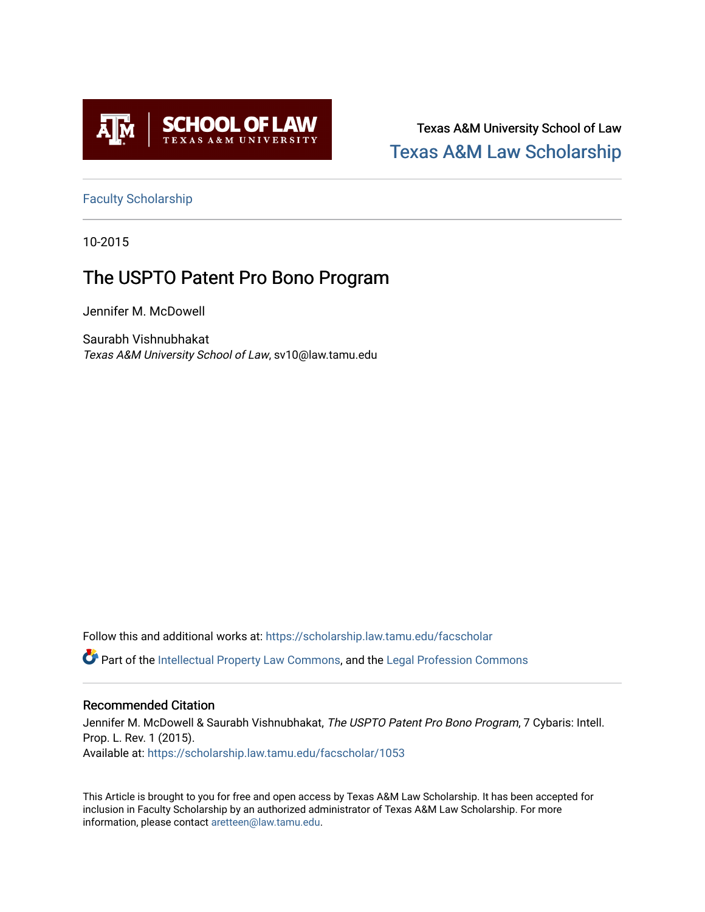Texas A&M University School of Law
Texas A&M Law Scholarship

Faculty Scholarship

10-2015

# The USPTO Patent Pro Bono Program

Jennifer M. McDowell

Saurabh Vishnubhakat
*Texas A&M University School of Law*, sv10@law.tamu.edu

Follow this and additional works at: https://scholarship.law.tamu.edu/facscholar

Part of the Intellectual Property Law Commons, and the Legal Profession Commons

## Recommended Citation

Jennifer M. McDowell & Saurabh Vishnubhakat, *The USPTO Patent Pro Bono Program*, 7 Cybaris: Intell. Prop. L. Rev. 1 (2015).
Available at: https://scholarship.law.tamu.edu/facscholar/1053

This Article is brought to you for free and open access by Texas A&M Law Scholarship. It has been accepted for inclusion in Faculty Scholarship by an authorized administrator of Texas A&M Law Scholarship. For more information, please contact aretteen@law.tamu.edu.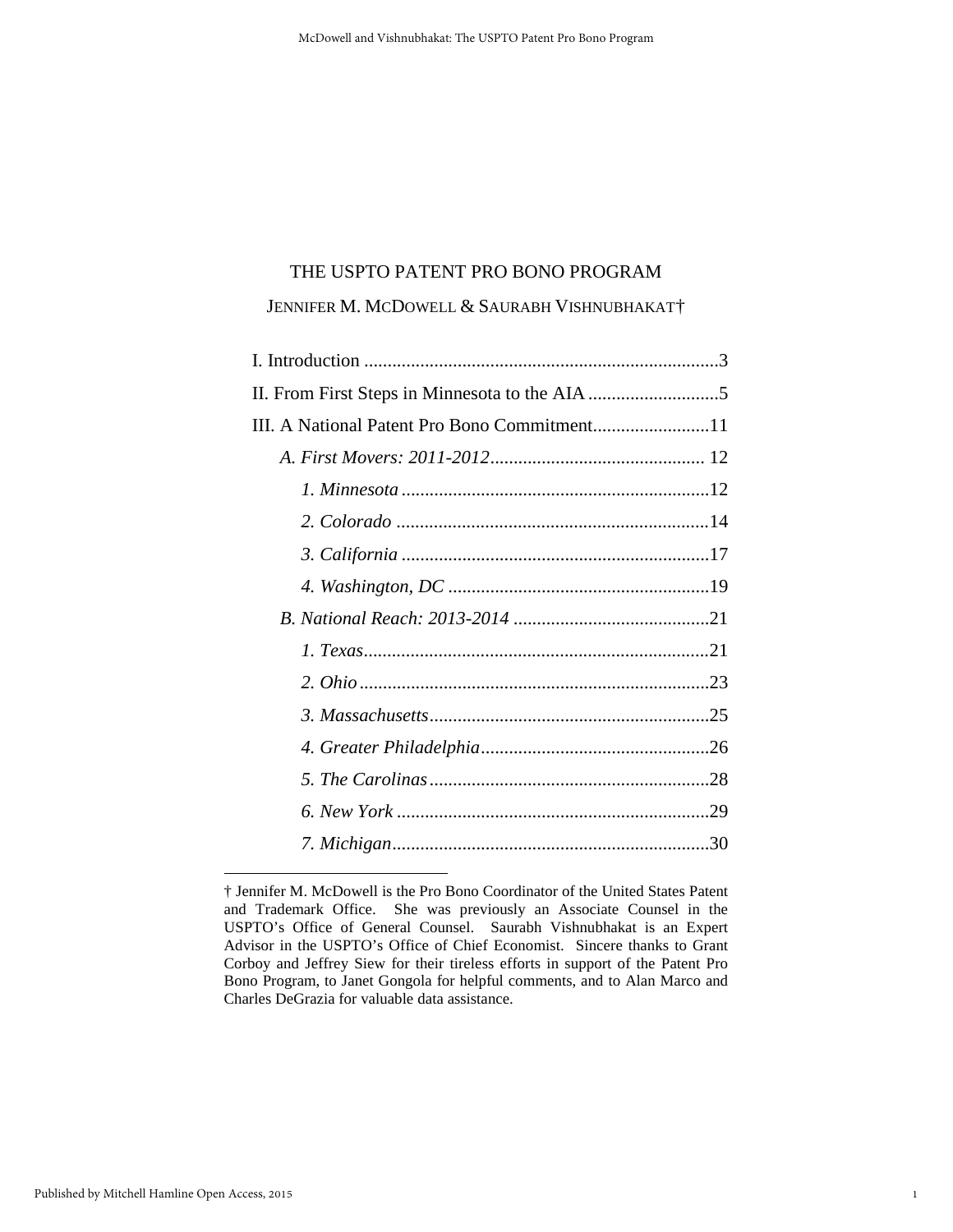# THE USPTO PATENT PRO BONO PROGRAM

JENNIFER M. MCDOWELL & SAURABH VISHNUBHAKAT†

I. Introduction ....................................................................3

II. From First Steps in Minnesota to the AIA ....................5

III. A National Patent Pro Bono Commitment....................11

*A. First Movers: 2011-2012*.............................................. 12

*1. Minnesota* ....................................................................12

*2. Colorado* ......................................................................14

*3. California* ....................................................................17

*4. Washington, DC* ..........................................................19

*B. National Reach: 2013-2014* ..........................................21

*1. Texas*............................................................................21

*2. Ohio* .............................................................................23

*3. Massachusetts*...............................................................25

*4. Greater Philadelphia*.....................................................26

*5. The Carolinas* ...............................................................28

*6. New York* .....................................................................29

*7. Michigan*......................................................................30

---

† Jennifer M. McDowell is the Pro Bono Coordinator of the United States Patent and Trademark Office. She was previously an Associate Counsel in the USPTO's Office of General Counsel. Saurabh Vishnubhakat is an Expert Advisor in the USPTO's Office of Chief Economist. Sincere thanks to Grant Corboy and Jeffrey Siew for their tireless efforts in support of the Patent Pro Bono Program, to Janet Gongola for helpful comments, and to Alan Marco and Charles DeGrazia for valuable data assistance.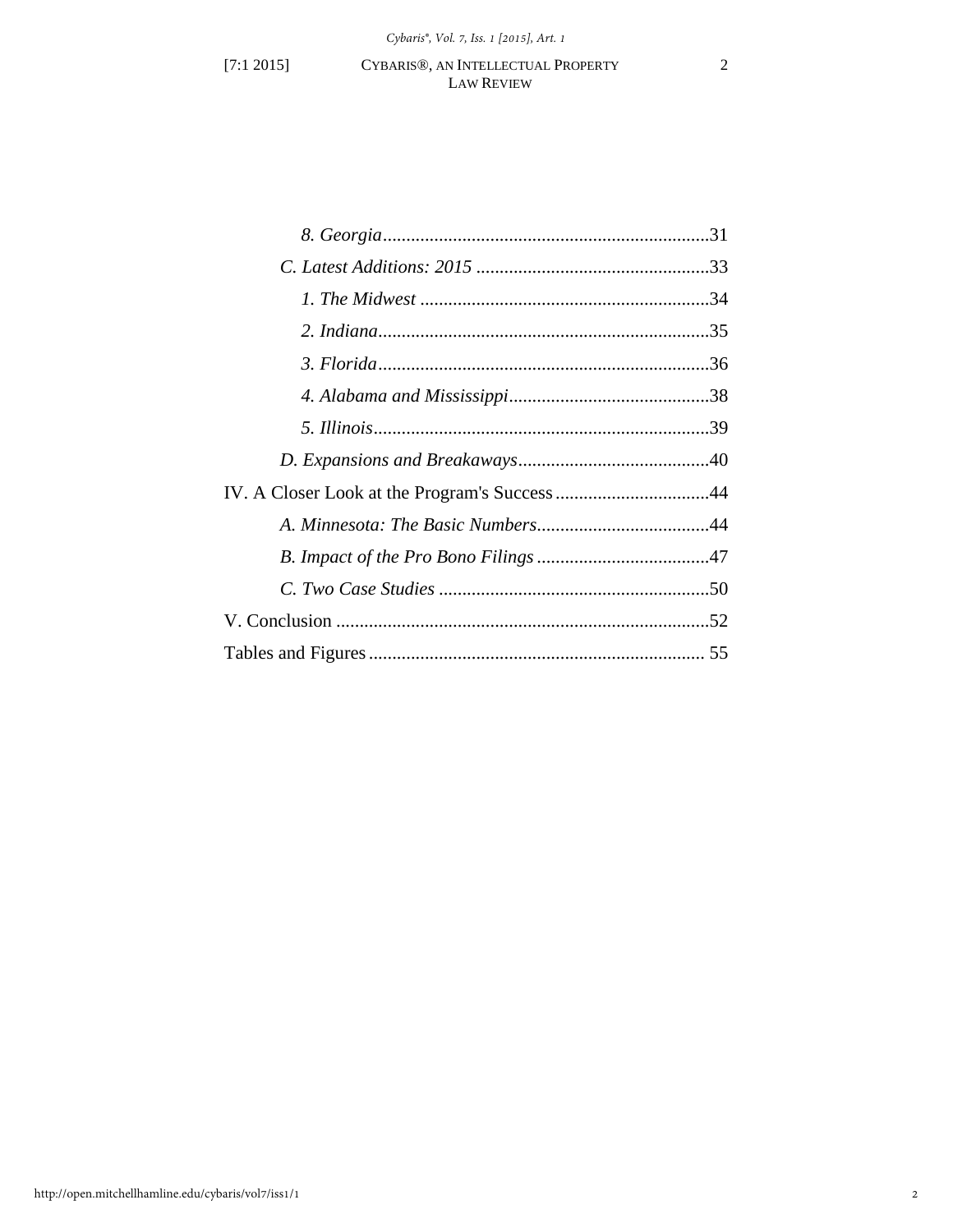*8. Georgia*.....................................................................31

*C. Latest Additions: 2015* ..................................................33

*1. The Midwest* ..............................................................34

*2. Indiana*.......................................................................35

*3. Florida*.......................................................................36

*4. Alabama and Mississippi*...........................................38

*5. Illinois*........................................................................39

*D. Expansions and Breakaways*.........................................40

IV. A Closer Look at the Program's Success .................................44

*A. Minnesota: The Basic Numbers*.....................................44

*B. Impact of the Pro Bono Filings* .....................................47

*C. Two Case Studies* ..........................................................50

V. Conclusion ................................................................................52

Tables and Figures ....................................................................... 55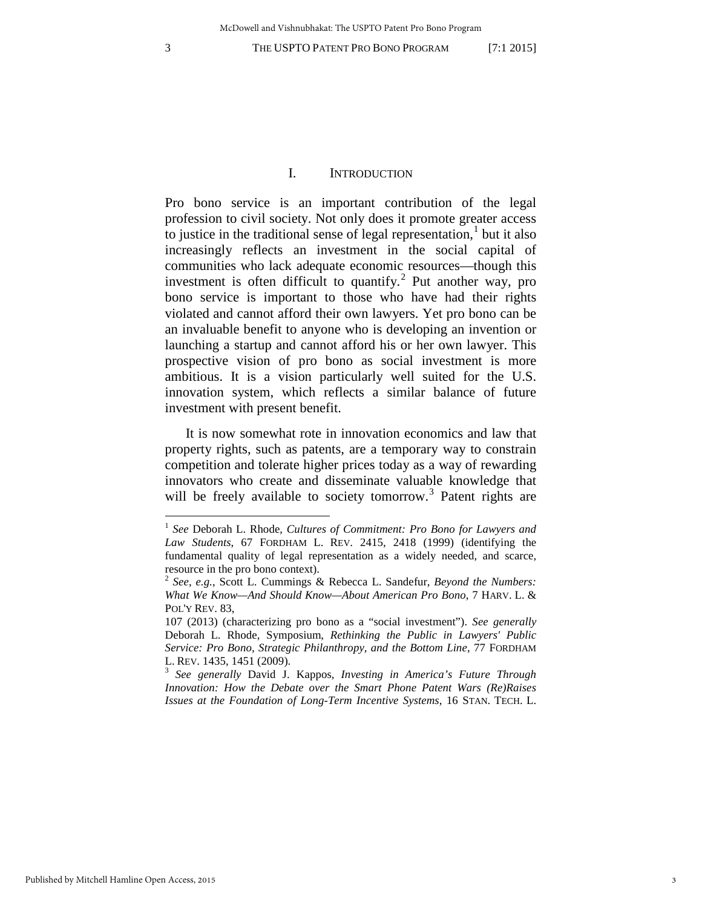## I. INTRODUCTION

Pro bono service is an important contribution of the legal profession to civil society. Not only does it promote greater access to justice in the traditional sense of legal representation,[1] but it also increasingly reflects an investment in the social capital of communities who lack adequate economic resources—though this investment is often difficult to quantify.[2] Put another way, pro bono service is important to those who have had their rights violated and cannot afford their own lawyers. Yet pro bono can be an invaluable benefit to anyone who is developing an invention or launching a startup and cannot afford his or her own lawyer. This prospective vision of pro bono as social investment is more ambitious. It is a vision particularly well suited for the U.S. innovation system, which reflects a similar balance of future investment with present benefit.

It is now somewhat rote in innovation economics and law that property rights, such as patents, are a temporary way to constrain competition and tolerate higher prices today as a way of rewarding innovators who create and disseminate valuable knowledge that will be freely available to society tomorrow.[3] Patent rights are

---

[1] *See* Deborah L. Rhode, *Cultures of Commitment: Pro Bono for Lawyers and Law Students*, 67 FORDHAM L. REV. 2415, 2418 (1999) (identifying the fundamental quality of legal representation as a widely needed, and scarce, resource in the pro bono context).

[2] *See*, *e.g.*, Scott L. Cummings & Rebecca L. Sandefur, *Beyond the Numbers: What We Know—And Should Know—About American Pro Bono*, 7 HARV. L. & POL'Y REV. 83,
107 (2013) (characterizing pro bono as a "social investment"). *See generally* Deborah L. Rhode, Symposium, *Rethinking the Public in Lawyers' Public Service: Pro Bono, Strategic Philanthropy, and the Bottom Line*, 77 FORDHAM L. REV. 1435, 1451 (2009).

[3] *See generally* David J. Kappos, *Investing in America's Future Through Innovation: How the Debate over the Smart Phone Patent Wars (Re)Raises Issues at the Foundation of Long-Term Incentive Systems*, 16 STAN. TECH. L.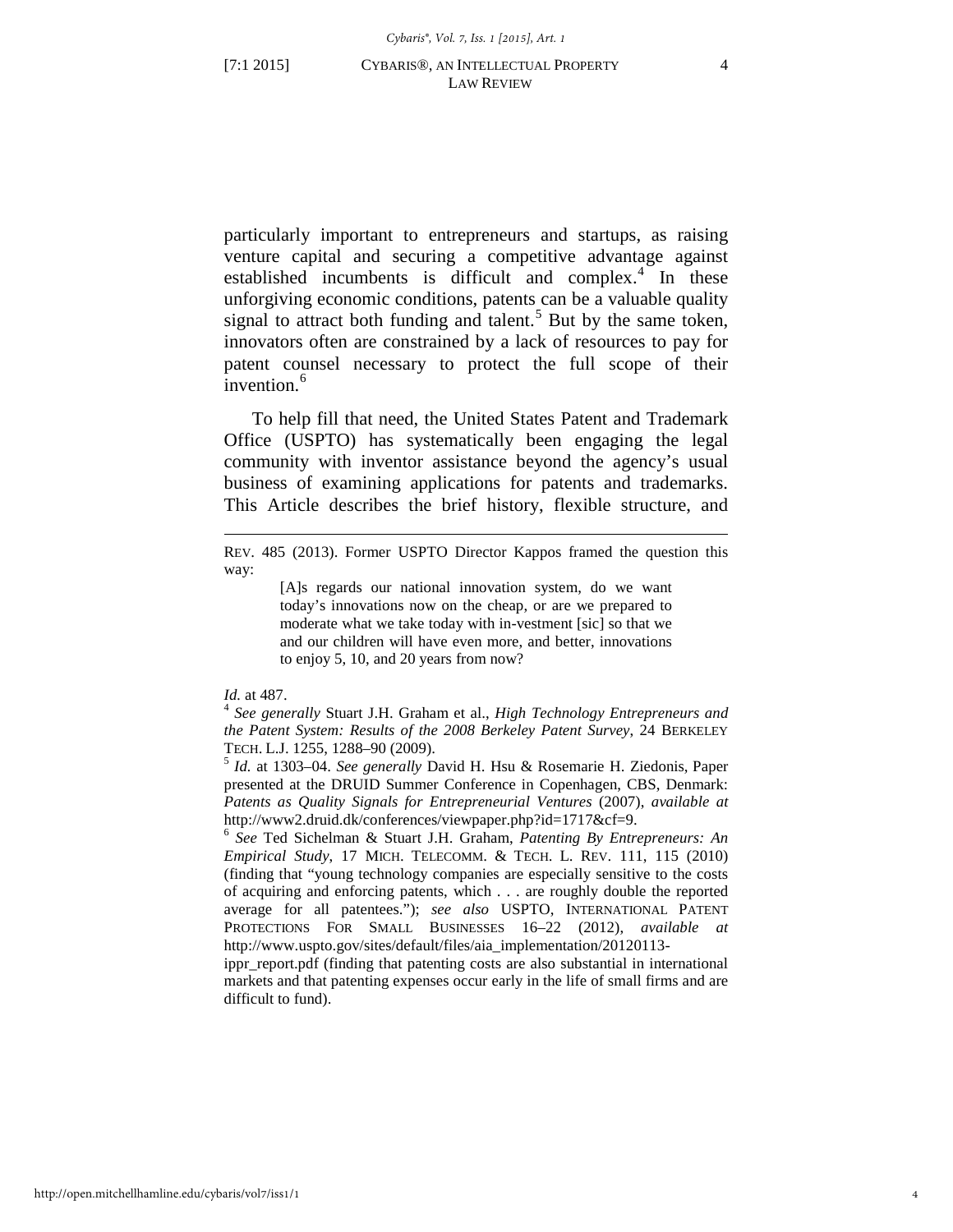particularly important to entrepreneurs and startups, as raising venture capital and securing a competitive advantage against established incumbents is difficult and complex.[4] In these unforgiving economic conditions, patents can be a valuable quality signal to attract both funding and talent.[5] But by the same token, innovators often are constrained by a lack of resources to pay for patent counsel necessary to protect the full scope of their invention.[6]

To help fill that need, the United States Patent and Trademark Office (USPTO) has systematically been engaging the legal community with inventor assistance beyond the agency's usual business of examining applications for patents and trademarks. This Article describes the brief history, flexible structure, and

---

REV. 485 (2013). Former USPTO Director Kappos framed the question this way:

> [A]s regards our national innovation system, do we want today's innovations now on the cheap, or are we prepared to moderate what we take today with in-vestment [sic] so that we and our children will have even more, and better, innovations to enjoy 5, 10, and 20 years from now?

*Id.* at 487.

[4] *See generally* Stuart J.H. Graham et al., *High Technology Entrepreneurs and the Patent System: Results of the 2008 Berkeley Patent Survey*, 24 BERKELEY TECH. L.J. 1255, 1288–90 (2009).

[5] *Id.* at 1303–04. *See generally* David H. Hsu & Rosemarie H. Ziedonis, Paper presented at the DRUID Summer Conference in Copenhagen, CBS, Denmark: *Patents as Quality Signals for Entrepreneurial Ventures* (2007), *available at* http://www2.druid.dk/conferences/viewpaper.php?id=1717&cf=9.

[6] *See* Ted Sichelman & Stuart J.H. Graham, *Patenting By Entrepreneurs: An Empirical Study*, 17 MICH. TELECOMM. & TECH. L. REV. 111, 115 (2010) (finding that "young technology companies are especially sensitive to the costs of acquiring and enforcing patents, which . . . are roughly double the reported average for all patentees."); *see also* USPTO, INTERNATIONAL PATENT PROTECTIONS FOR SMALL BUSINESSES 16–22 (2012), *available at* http://www.uspto.gov/sites/default/files/aia_implementation/20120113-ippr_report.pdf (finding that patenting costs are also substantial in international markets and that patenting expenses occur early in the life of small firms and are difficult to fund).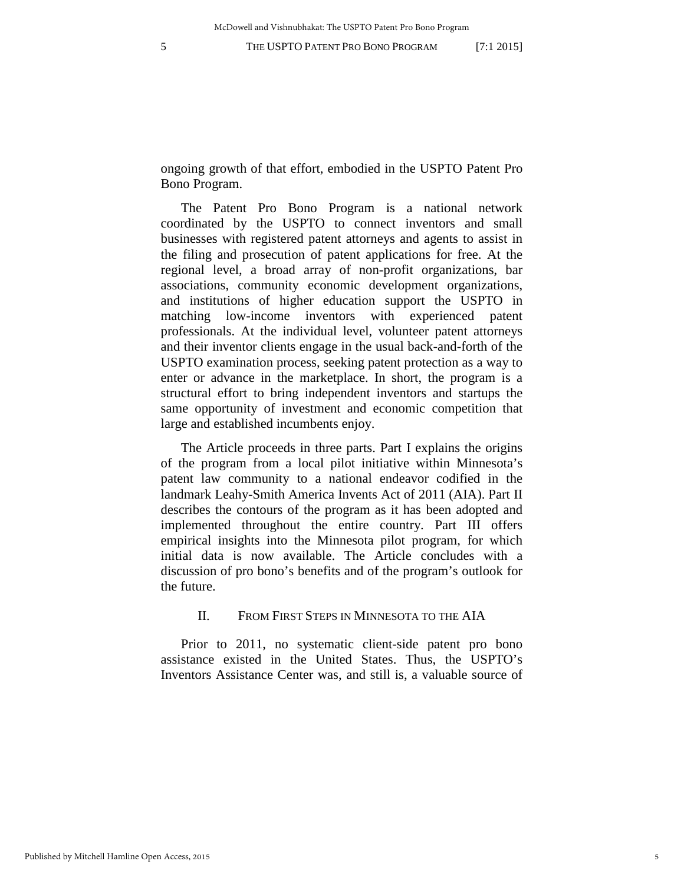ongoing growth of that effort, embodied in the USPTO Patent Pro Bono Program.

The Patent Pro Bono Program is a national network coordinated by the USPTO to connect inventors and small businesses with registered patent attorneys and agents to assist in the filing and prosecution of patent applications for free. At the regional level, a broad array of non-profit organizations, bar associations, community economic development organizations, and institutions of higher education support the USPTO in matching low-income inventors with experienced patent professionals. At the individual level, volunteer patent attorneys and their inventor clients engage in the usual back-and-forth of the USPTO examination process, seeking patent protection as a way to enter or advance in the marketplace. In short, the program is a structural effort to bring independent inventors and startups the same opportunity of investment and economic competition that large and established incumbents enjoy.

The Article proceeds in three parts. Part I explains the origins of the program from a local pilot initiative within Minnesota's patent law community to a national endeavor codified in the landmark Leahy-Smith America Invents Act of 2011 (AIA). Part II describes the contours of the program as it has been adopted and implemented throughout the entire country. Part III offers empirical insights into the Minnesota pilot program, for which initial data is now available. The Article concludes with a discussion of pro bono's benefits and of the program's outlook for the future.

## II. FROM FIRST STEPS IN MINNESOTA TO THE AIA

Prior to 2011, no systematic client-side patent pro bono assistance existed in the United States. Thus, the USPTO's Inventors Assistance Center was, and still is, a valuable source of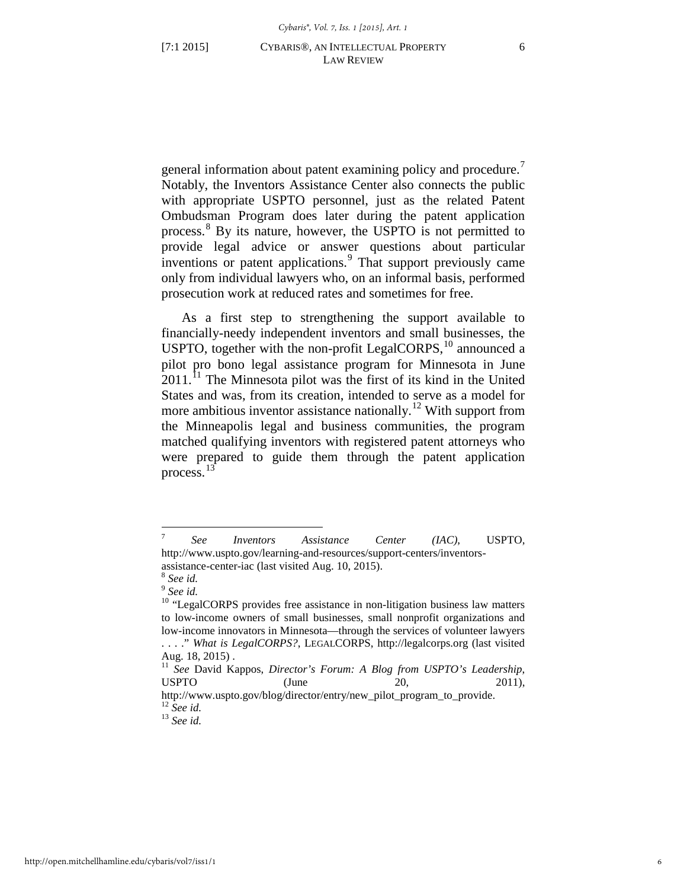general information about patent examining policy and procedure.[7] Notably, the Inventors Assistance Center also connects the public with appropriate USPTO personnel, just as the related Patent Ombudsman Program does later during the patent application process.[8] By its nature, however, the USPTO is not permitted to provide legal advice or answer questions about particular inventions or patent applications.[9] That support previously came only from individual lawyers who, on an informal basis, performed prosecution work at reduced rates and sometimes for free.

As a first step to strengthening the support available to financially-needy independent inventors and small businesses, the USPTO, together with the non-profit LegalCORPS,[10] announced a pilot pro bono legal assistance program for Minnesota in June 2011.[11] The Minnesota pilot was the first of its kind in the United States and was, from its creation, intended to serve as a model for more ambitious inventor assistance nationally.[12] With support from the Minneapolis legal and business communities, the program matched qualifying inventors with registered patent attorneys who were prepared to guide them through the patent application process.[13]

---

[7] *See Inventors Assistance Center (IAC)*, USPTO, http://www.uspto.gov/learning-and-resources/support-centers/inventors-assistance-center-iac (last visited Aug. 10, 2015).

[8] *See id.*

[9] *See id.*

[10] "LegalCORPS provides free assistance in non-litigation business law matters to low-income owners of small businesses, small nonprofit organizations and low-income innovators in Minnesota—through the services of volunteer lawyers . . . ." *What is LegalCORPS?*, LEGALCORPS, http://legalcorps.org (last visited Aug. 18, 2015) .

[11] *See* David Kappos, *Director's Forum: A Blog from USPTO's Leadership*, USPTO (June 20, 2011), http://www.uspto.gov/blog/director/entry/new_pilot_program_to_provide.

[12] *See id.*

[13] *See id.*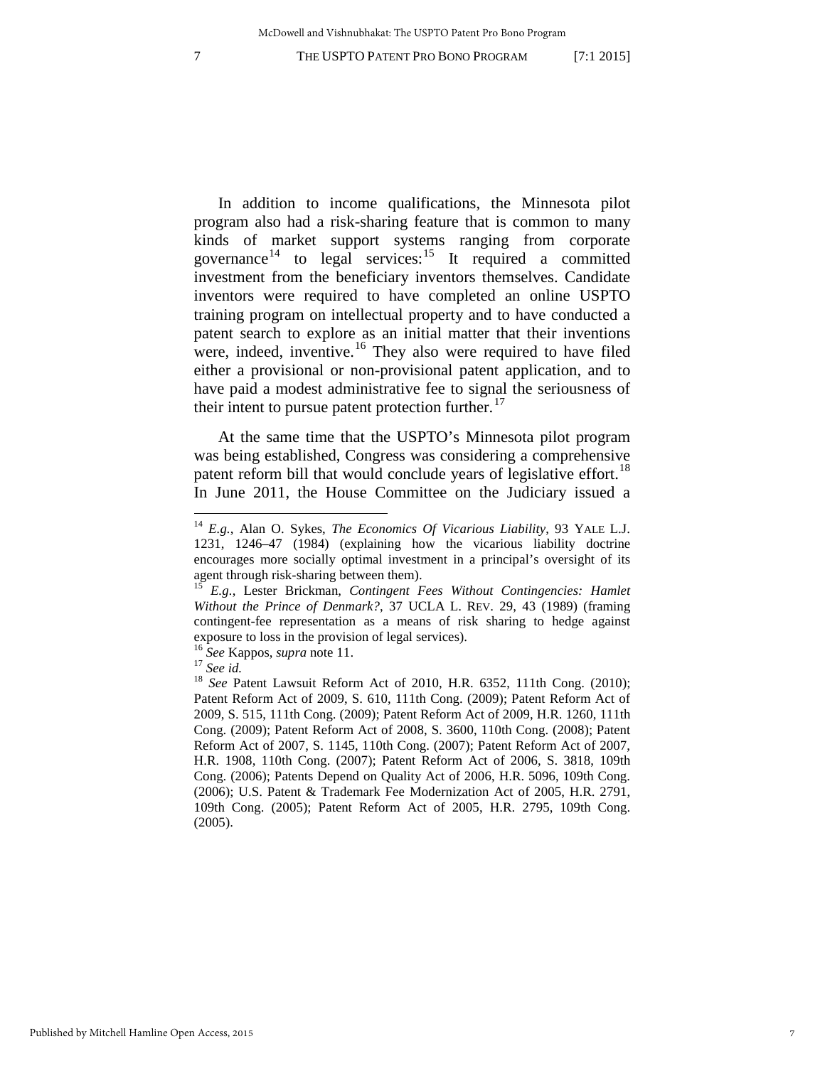In addition to income qualifications, the Minnesota pilot program also had a risk-sharing feature that is common to many kinds of market support systems ranging from corporate governance[14] to legal services:[15] It required a committed investment from the beneficiary inventors themselves. Candidate inventors were required to have completed an online USPTO training program on intellectual property and to have conducted a patent search to explore as an initial matter that their inventions were, indeed, inventive.[16] They also were required to have filed either a provisional or non-provisional patent application, and to have paid a modest administrative fee to signal the seriousness of their intent to pursue patent protection further.[17]

At the same time that the USPTO's Minnesota pilot program was being established, Congress was considering a comprehensive patent reform bill that would conclude years of legislative effort.[18] In June 2011, the House Committee on the Judiciary issued a

---

[14] *E.g.*, Alan O. Sykes, *The Economics Of Vicarious Liability*, 93 YALE L.J. 1231, 1246–47 (1984) (explaining how the vicarious liability doctrine encourages more socially optimal investment in a principal's oversight of its agent through risk-sharing between them).

[15] *E.g.*, Lester Brickman, *Contingent Fees Without Contingencies: Hamlet Without the Prince of Denmark?*, 37 UCLA L. REV. 29, 43 (1989) (framing contingent-fee representation as a means of risk sharing to hedge against exposure to loss in the provision of legal services).

[16] *See* Kappos, *supra* note 11.

[17] *See id.*

[18] *See* Patent Lawsuit Reform Act of 2010, H.R. 6352, 111th Cong. (2010); Patent Reform Act of 2009, S. 610, 111th Cong. (2009); Patent Reform Act of 2009, S. 515, 111th Cong. (2009); Patent Reform Act of 2009, H.R. 1260, 111th Cong. (2009); Patent Reform Act of 2008, S. 3600, 110th Cong. (2008); Patent Reform Act of 2007, S. 1145, 110th Cong. (2007); Patent Reform Act of 2007, H.R. 1908, 110th Cong. (2007); Patent Reform Act of 2006, S. 3818, 109th Cong. (2006); Patents Depend on Quality Act of 2006, H.R. 5096, 109th Cong. (2006); U.S. Patent & Trademark Fee Modernization Act of 2005, H.R. 2791, 109th Cong. (2005); Patent Reform Act of 2005, H.R. 2795, 109th Cong. (2005).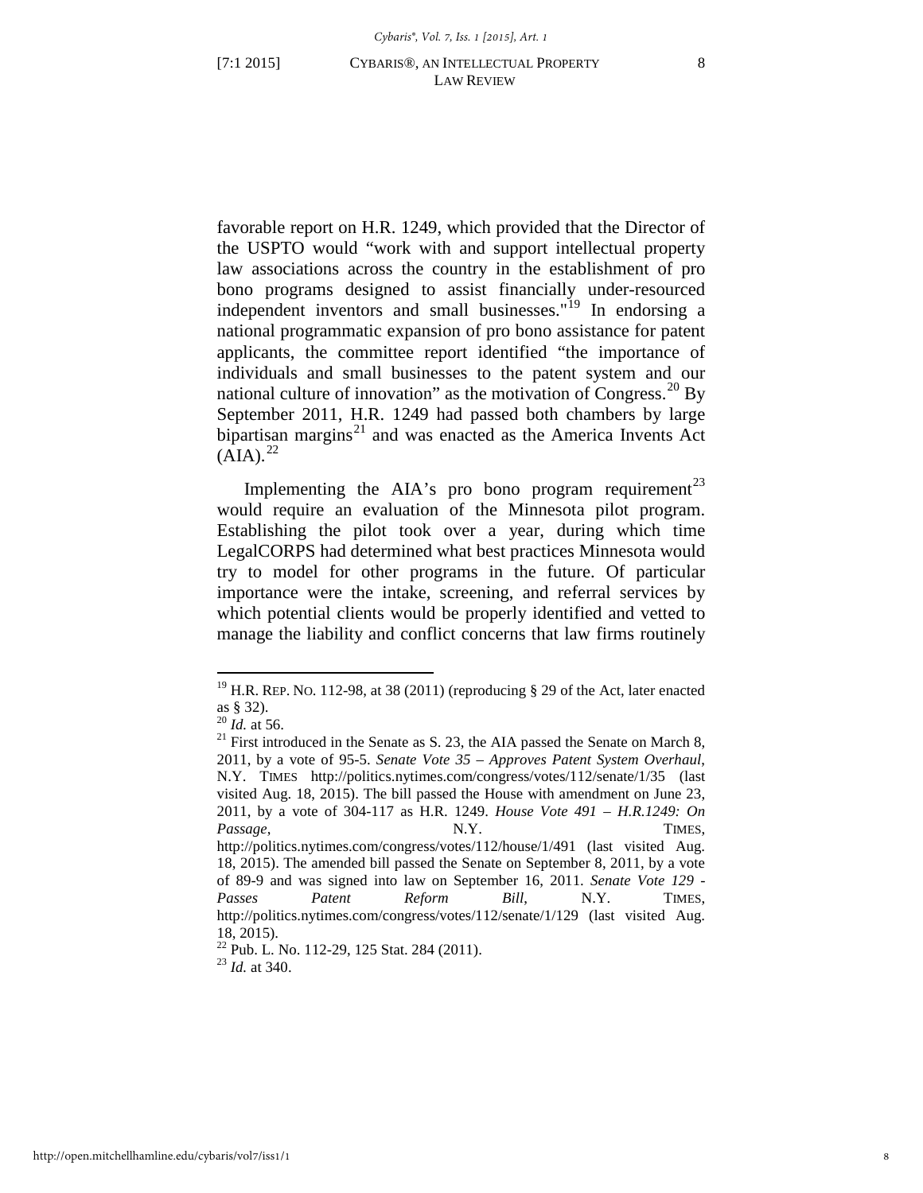favorable report on H.R. 1249, which provided that the Director of the USPTO would "work with and support intellectual property law associations across the country in the establishment of pro bono programs designed to assist financially under-resourced independent inventors and small businesses."[19] In endorsing a national programmatic expansion of pro bono assistance for patent applicants, the committee report identified "the importance of individuals and small businesses to the patent system and our national culture of innovation" as the motivation of Congress.[20] By September 2011, H.R. 1249 had passed both chambers by large bipartisan margins[21] and was enacted as the America Invents Act (AIA).[22]

Implementing the AIA's pro bono program requirement[23] would require an evaluation of the Minnesota pilot program. Establishing the pilot took over a year, during which time LegalCORPS had determined what best practices Minnesota would try to model for other programs in the future. Of particular importance were the intake, screening, and referral services by which potential clients would be properly identified and vetted to manage the liability and conflict concerns that law firms routinely

---

[19] H.R. REP. NO. 112-98, at 38 (2011) (reproducing § 29 of the Act, later enacted as § 32).

[20] *Id.* at 56.

[21] First introduced in the Senate as S. 23, the AIA passed the Senate on March 8, 2011, by a vote of 95-5. *Senate Vote 35 – Approves Patent System Overhaul*, N.Y. TIMES http://politics.nytimes.com/congress/votes/112/senate/1/35 (last visited Aug. 18, 2015). The bill passed the House with amendment on June 23, 2011, by a vote of 304-117 as H.R. 1249. *House Vote 491 – H.R.1249: On Passage*, N.Y. TIMES, http://politics.nytimes.com/congress/votes/112/house/1/491 (last visited Aug. 18, 2015). The amended bill passed the Senate on September 8, 2011, by a vote of 89-9 and was signed into law on September 16, 2011. *Senate Vote 129 - Passes Patent Reform Bill*, N.Y. TIMES, http://politics.nytimes.com/congress/votes/112/senate/1/129 (last visited Aug. 18, 2015).

[22] Pub. L. No. 112-29, 125 Stat. 284 (2011).

[23] *Id.* at 340.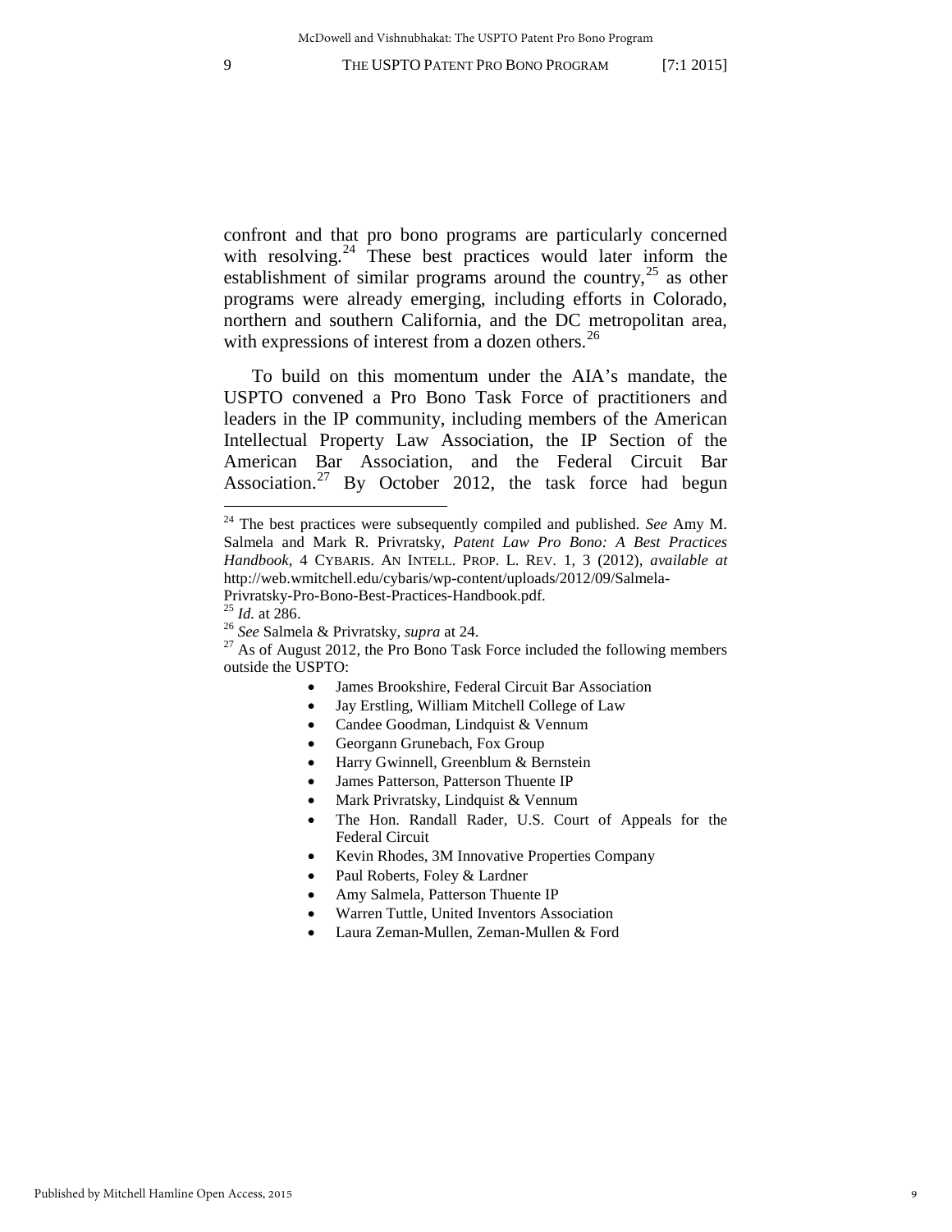confront and that pro bono programs are particularly concerned with resolving.[24] These best practices would later inform the establishment of similar programs around the country,[25] as other programs were already emerging, including efforts in Colorado, northern and southern California, and the DC metropolitan area, with expressions of interest from a dozen others.[26]

To build on this momentum under the AIA's mandate, the USPTO convened a Pro Bono Task Force of practitioners and leaders in the IP community, including members of the American Intellectual Property Law Association, the IP Section of the American Bar Association, and the Federal Circuit Bar Association.[27] By October 2012, the task force had begun

---

[24] The best practices were subsequently compiled and published. *See* Amy M. Salmela and Mark R. Privratsky, *Patent Law Pro Bono: A Best Practices Handbook*, 4 CYBARIS. AN INTELL. PROP. L. REV. 1, 3 (2012), *available at* http://web.wmitchell.edu/cybaris/wp-content/uploads/2012/09/Salmela-Privratsky-Pro-Bono-Best-Practices-Handbook.pdf.

[25] *Id.* at 286.

[26] *See* Salmela & Privratsky, *supra* at 24.

[27] As of August 2012, the Pro Bono Task Force included the following members outside the USPTO:

- James Brookshire, Federal Circuit Bar Association
- Jay Erstling, William Mitchell College of Law
- Candee Goodman, Lindquist & Vennum
- Georgann Grunebach, Fox Group
- Harry Gwinnell, Greenblum & Bernstein
- James Patterson, Patterson Thuente IP
- Mark Privratsky, Lindquist & Vennum
- The Hon. Randall Rader, U.S. Court of Appeals for the Federal Circuit
- Kevin Rhodes, 3M Innovative Properties Company
- Paul Roberts, Foley & Lardner
- Amy Salmela, Patterson Thuente IP
- Warren Tuttle, United Inventors Association
- Laura Zeman-Mullen, Zeman-Mullen & Ford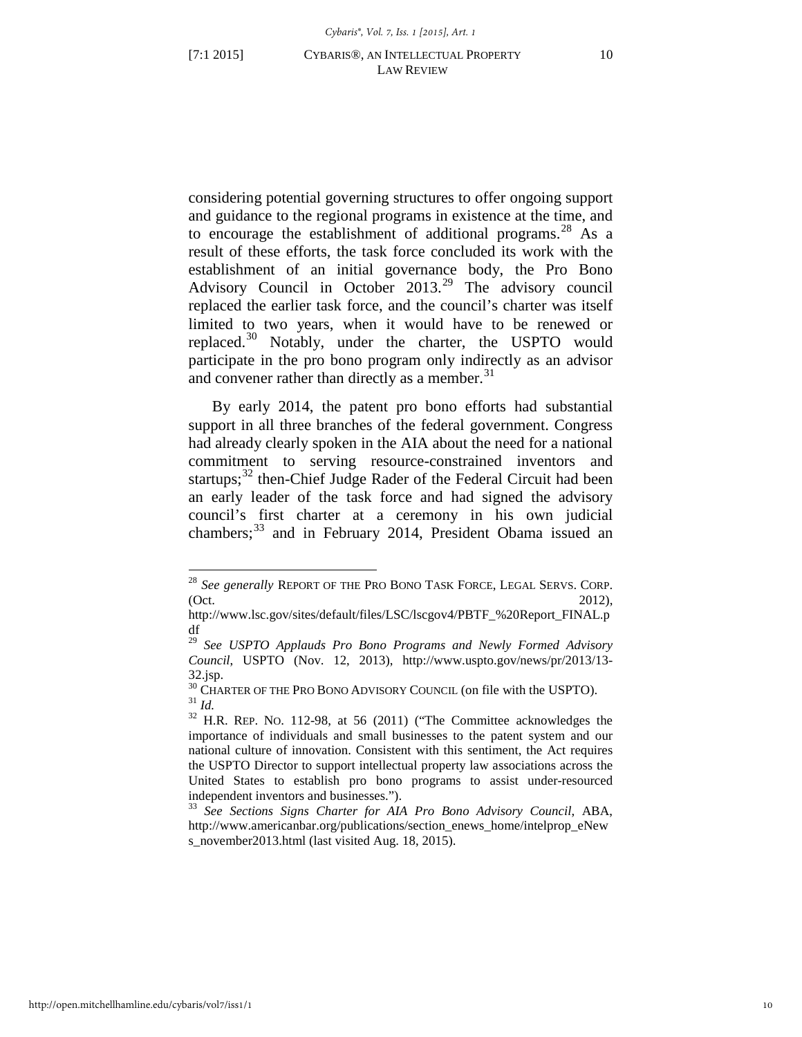considering potential governing structures to offer ongoing support and guidance to the regional programs in existence at the time, and to encourage the establishment of additional programs.[28] As a result of these efforts, the task force concluded its work with the establishment of an initial governance body, the Pro Bono Advisory Council in October 2013.[29] The advisory council replaced the earlier task force, and the council's charter was itself limited to two years, when it would have to be renewed or replaced.[30] Notably, under the charter, the USPTO would participate in the pro bono program only indirectly as an advisor and convener rather than directly as a member.[31]

By early 2014, the patent pro bono efforts had substantial support in all three branches of the federal government. Congress had already clearly spoken in the AIA about the need for a national commitment to serving resource-constrained inventors and startups;[32] then-Chief Judge Rader of the Federal Circuit had been an early leader of the task force and had signed the advisory council's first charter at a ceremony in his own judicial chambers;[33] and in February 2014, President Obama issued an

---

[28] *See generally* REPORT OF THE PRO BONO TASK FORCE, LEGAL SERVS. CORP. (Oct. 2012), http://www.lsc.gov/sites/default/files/LSC/lscgov4/PBTF_%20Report_FINAL.pdf

[29] *See USPTO Applauds Pro Bono Programs and Newly Formed Advisory Council*, USPTO (Nov. 12, 2013), http://www.uspto.gov/news/pr/2013/13-32.jsp.

[30] CHARTER OF THE PRO BONO ADVISORY COUNCIL (on file with the USPTO).

[31] *Id.*

[32] H.R. REP. NO. 112-98, at 56 (2011) ("The Committee acknowledges the importance of individuals and small businesses to the patent system and our national culture of innovation. Consistent with this sentiment, the Act requires the USPTO Director to support intellectual property law associations across the United States to establish pro bono programs to assist under-resourced independent inventors and businesses.").

[33] *See Sections Signs Charter for AIA Pro Bono Advisory Council*, ABA, http://www.americanbar.org/publications/section_enews_home/intelprop_eNews_november2013.html (last visited Aug. 18, 2015).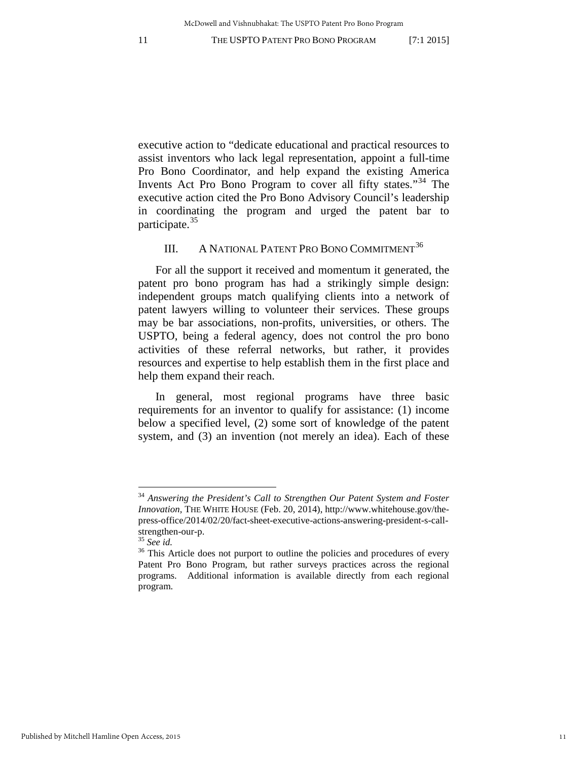executive action to "dedicate educational and practical resources to assist inventors who lack legal representation, appoint a full-time Pro Bono Coordinator, and help expand the existing America Invents Act Pro Bono Program to cover all fifty states."[34] The executive action cited the Pro Bono Advisory Council's leadership in coordinating the program and urged the patent bar to participate.[35]

## III. A NATIONAL PATENT PRO BONO COMMITMENT[36]

For all the support it received and momentum it generated, the patent pro bono program has had a strikingly simple design: independent groups match qualifying clients into a network of patent lawyers willing to volunteer their services. These groups may be bar associations, non-profits, universities, or others. The USPTO, being a federal agency, does not control the pro bono activities of these referral networks, but rather, it provides resources and expertise to help establish them in the first place and help them expand their reach.

In general, most regional programs have three basic requirements for an inventor to qualify for assistance: (1) income below a specified level, (2) some sort of knowledge of the patent system, and (3) an invention (not merely an idea). Each of these

---

[34] *Answering the President's Call to Strengthen Our Patent System and Foster Innovation,* THE WHITE HOUSE (Feb. 20, 2014), http://www.whitehouse.gov/the-press-office/2014/02/20/fact-sheet-executive-actions-answering-president-s-call-strengthen-our-p.

[35] *See id.*

[36] This Article does not purport to outline the policies and procedures of every Patent Pro Bono Program, but rather surveys practices across the regional programs. Additional information is available directly from each regional program.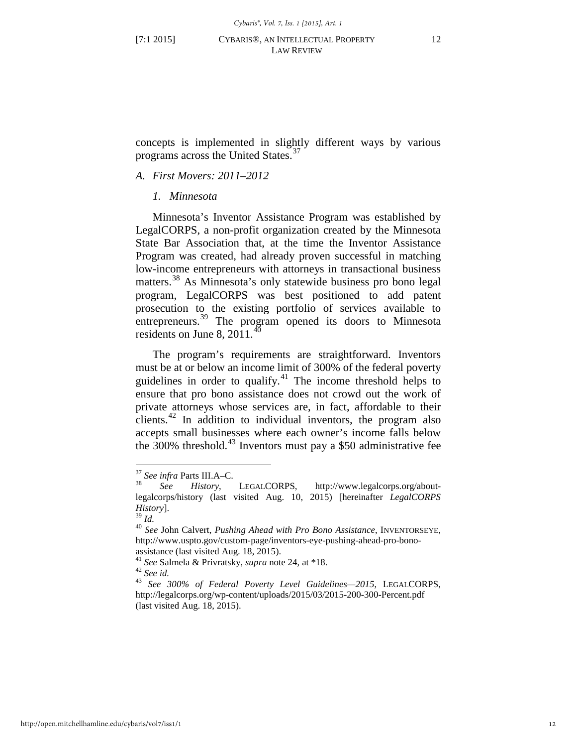concepts is implemented in slightly different ways by various programs across the United States.[37]

### *A. First Movers: 2011–2012*

#### *1. Minnesota*

Minnesota's Inventor Assistance Program was established by LegalCORPS, a non-profit organization created by the Minnesota State Bar Association that, at the time the Inventor Assistance Program was created, had already proven successful in matching low-income entrepreneurs with attorneys in transactional business matters.[38] As Minnesota's only statewide business pro bono legal program, LegalCORPS was best positioned to add patent prosecution to the existing portfolio of services available to entrepreneurs.[39] The program opened its doors to Minnesota residents on June 8, 2011.[40]

The program's requirements are straightforward. Inventors must be at or below an income limit of 300% of the federal poverty guidelines in order to qualify.[41] The income threshold helps to ensure that pro bono assistance does not crowd out the work of private attorneys whose services are, in fact, affordable to their clients.[42] In addition to individual inventors, the program also accepts small businesses where each owner's income falls below the 300% threshold.[43] Inventors must pay a $50 administrative fee

---

[37] *See infra* Parts III.A–C.

[38] *See History*, LEGALCORPS, http://www.legalcorps.org/about-legalcorps/history (last visited Aug. 10, 2015) [hereinafter *LegalCORPS History*].

[39] *Id.*

[40] *See* John Calvert, *Pushing Ahead with Pro Bono Assistance*, INVENTORSEYE, http://www.uspto.gov/custom-page/inventors-eye-pushing-ahead-pro-bono-assistance (last visited Aug. 18, 2015).

[41] *See* Salmela & Privratsky, *supra* note 24, at *18.

[42] *See id.*

[43] *See 300% of Federal Poverty Level Guidelines—2015*, LEGALCORPS, http://legalcorps.org/wp-content/uploads/2015/03/2015-200-300-Percent.pdf (last visited Aug. 18, 2015).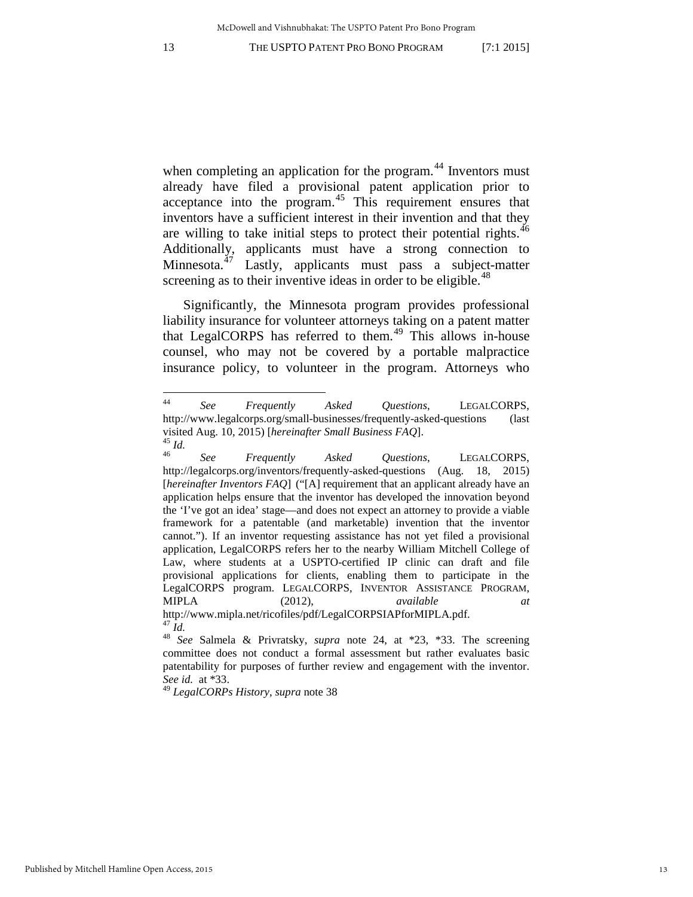when completing an application for the program.[44] Inventors must already have filed a provisional patent application prior to acceptance into the program.[45] This requirement ensures that inventors have a sufficient interest in their invention and that they are willing to take initial steps to protect their potential rights.[46] Additionally, applicants must have a strong connection to Minnesota.[47] Lastly, applicants must pass a subject-matter screening as to their inventive ideas in order to be eligible.[48]

Significantly, the Minnesota program provides professional liability insurance for volunteer attorneys taking on a patent matter that LegalCORPS has referred to them.[49] This allows in-house counsel, who may not be covered by a portable malpractice insurance policy, to volunteer in the program. Attorneys who

---

[44] *See Frequently Asked Questions*, LEGALCORPS, http://www.legalcorps.org/small-businesses/frequently-asked-questions (last visited Aug. 10, 2015) [*hereinafter Small Business FAQ*].

[45] *Id.*

[46] *See Frequently Asked Questions*, LEGALCORPS, http://legalcorps.org/inventors/frequently-asked-questions (Aug. 18, 2015) [*hereinafter Inventors FAQ*] ("[A] requirement that an applicant already have an application helps ensure that the inventor has developed the innovation beyond the 'I've got an idea' stage—and does not expect an attorney to provide a viable framework for a patentable (and marketable) invention that the inventor cannot."). If an inventor requesting assistance has not yet filed a provisional application, LegalCORPS refers her to the nearby William Mitchell College of Law, where students at a USPTO-certified IP clinic can draft and file provisional applications for clients, enabling them to participate in the LegalCORPS program. LEGALCORPS, INVENTOR ASSISTANCE PROGRAM, MIPLA (2012), *available at* http://www.mipla.net/ricofiles/pdf/LegalCORPSIAPforMIPLA.pdf.

[47] *Id.*

[48] *See* Salmela & Privratsky, *supra* note 24, at *23, *33. The screening committee does not conduct a formal assessment but rather evaluates basic patentability for purposes of further review and engagement with the inventor. *See id.* at *33.

[49] *LegalCORPs History*, *supra* note 38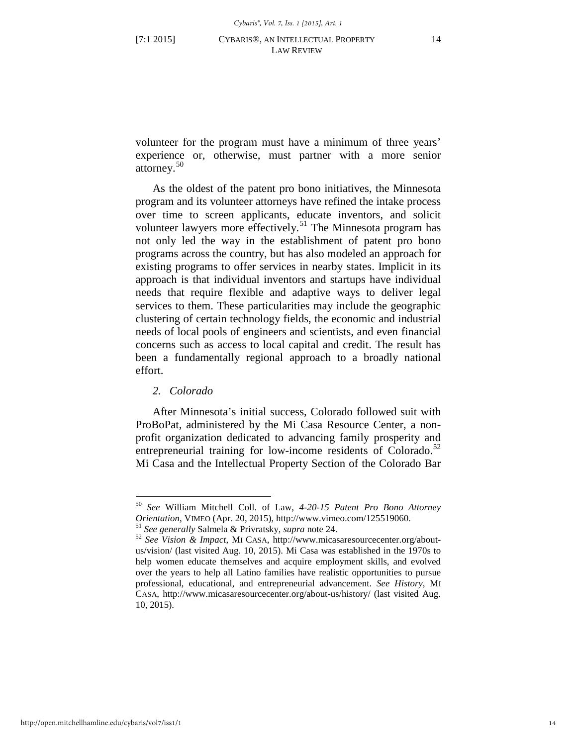volunteer for the program must have a minimum of three years' experience or, otherwise, must partner with a more senior attorney.[50]

As the oldest of the patent pro bono initiatives, the Minnesota program and its volunteer attorneys have refined the intake process over time to screen applicants, educate inventors, and solicit volunteer lawyers more effectively.[51] The Minnesota program has not only led the way in the establishment of patent pro bono programs across the country, but has also modeled an approach for existing programs to offer services in nearby states. Implicit in its approach is that individual inventors and startups have individual needs that require flexible and adaptive ways to deliver legal services to them. These particularities may include the geographic clustering of certain technology fields, the economic and industrial needs of local pools of engineers and scientists, and even financial concerns such as access to local capital and credit. The result has been a fundamentally regional approach to a broadly national effort.

*2. Colorado*

After Minnesota's initial success, Colorado followed suit with ProBoPat, administered by the Mi Casa Resource Center, a non-profit organization dedicated to advancing family prosperity and entrepreneurial training for low-income residents of Colorado.[52] Mi Casa and the Intellectual Property Section of the Colorado Bar

---

[50] *See* William Mitchell Coll. of Law, *4-20-15 Patent Pro Bono Attorney Orientation*, VIMEO (Apr. 20, 2015), http://www.vimeo.com/125519060.

[51] *See generally* Salmela & Privratsky, *supra* note 24.

[52] *See Vision & Impact*, MI CASA, http://www.micasaresourcecenter.org/about-us/vision/ (last visited Aug. 10, 2015). Mi Casa was established in the 1970s to help women educate themselves and acquire employment skills, and evolved over the years to help all Latino families have realistic opportunities to pursue professional, educational, and entrepreneurial advancement. *See History*, MI CASA, http://www.micasaresourcecenter.org/about-us/history/ (last visited Aug. 10, 2015).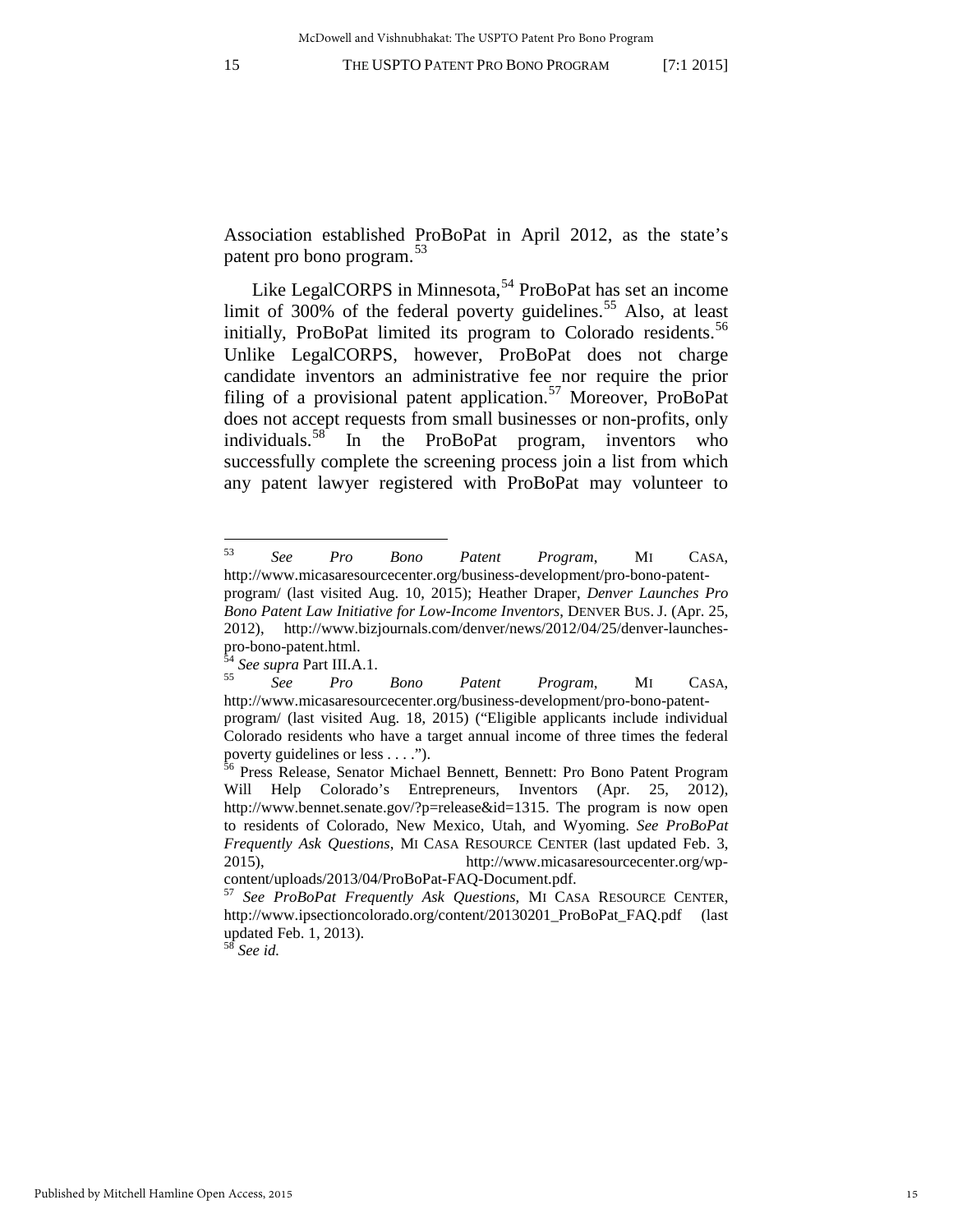Association established ProBoPat in April 2012, as the state's patent pro bono program.[53]

Like LegalCORPS in Minnesota,[54] ProBoPat has set an income limit of 300% of the federal poverty guidelines.[55] Also, at least initially, ProBoPat limited its program to Colorado residents.[56] Unlike LegalCORPS, however, ProBoPat does not charge candidate inventors an administrative fee nor require the prior filing of a provisional patent application.[57] Moreover, ProBoPat does not accept requests from small businesses or non-profits, only individuals.[58] In the ProBoPat program, inventors who successfully complete the screening process join a list from which any patent lawyer registered with ProBoPat may volunteer to

---

[53] *See Pro Bono Patent Program*, MI CASA, http://www.micasaresourcecenter.org/business-development/pro-bono-patent-program/ (last visited Aug. 10, 2015); Heather Draper, *Denver Launches Pro Bono Patent Law Initiative for Low-Income Inventors*, DENVER BUS. J. (Apr. 25, 2012), http://www.bizjournals.com/denver/news/2012/04/25/denver-launches-pro-bono-patent.html.

[54] *See supra* Part III.A.1.

[55] *See Pro Bono Patent Program*, MI CASA, http://www.micasaresourcecenter.org/business-development/pro-bono-patent-program/ (last visited Aug. 18, 2015) ("Eligible applicants include individual Colorado residents who have a target annual income of three times the federal poverty guidelines or less . . . .").

[56] Press Release, Senator Michael Bennett, Bennett: Pro Bono Patent Program Will Help Colorado's Entrepreneurs, Inventors (Apr. 25, 2012), http://www.bennet.senate.gov/?p=release&id=1315. The program is now open to residents of Colorado, New Mexico, Utah, and Wyoming. *See ProBoPat Frequently Ask Questions*, MI CASA RESOURCE CENTER (last updated Feb. 3, 2015), http://www.micasaresourcecenter.org/wp-content/uploads/2013/04/ProBoPat-FAQ-Document.pdf.

[57] *See ProBoPat Frequently Ask Questions*, MI CASA RESOURCE CENTER, http://www.ipsectioncolorado.org/content/20130201_ProBoPat_FAQ.pdf (last updated Feb. 1, 2013).

[58] *See id.*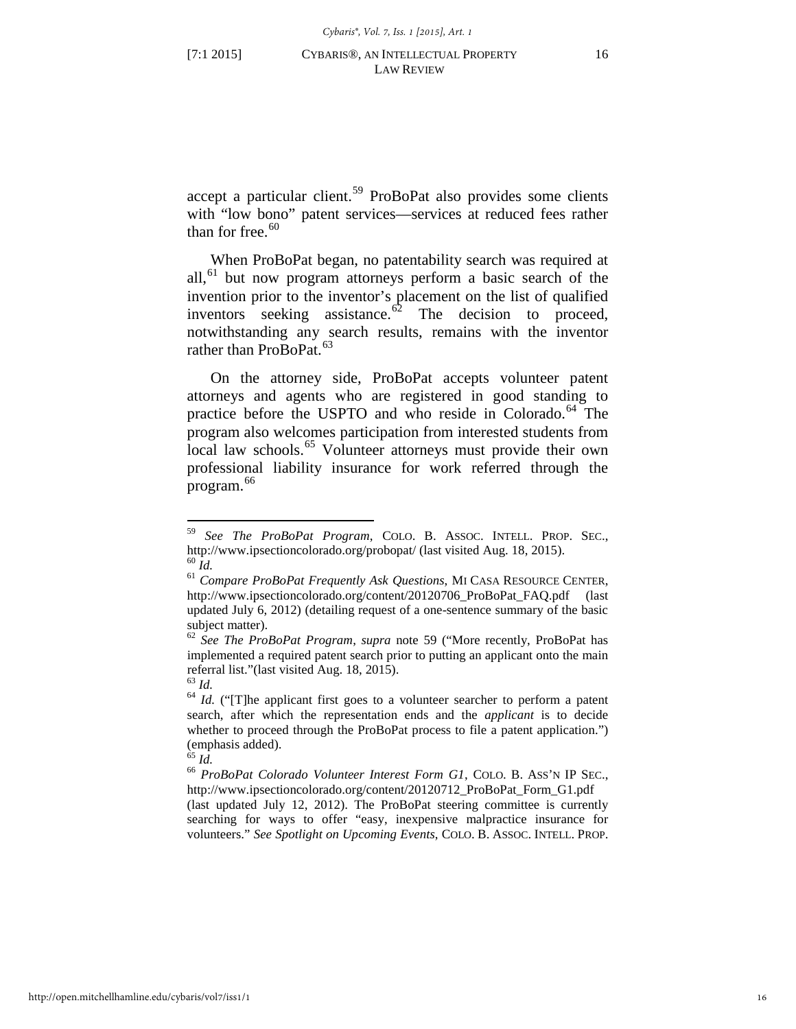accept a particular client.[59] ProBoPat also provides some clients with "low bono" patent services—services at reduced fees rather than for free.[60]

When ProBoPat began, no patentability search was required at all,[61] but now program attorneys perform a basic search of the invention prior to the inventor's placement on the list of qualified inventors seeking assistance.[62] The decision to proceed, notwithstanding any search results, remains with the inventor rather than ProBoPat.[63]

On the attorney side, ProBoPat accepts volunteer patent attorneys and agents who are registered in good standing to practice before the USPTO and who reside in Colorado.[64] The program also welcomes participation from interested students from local law schools.[65] Volunteer attorneys must provide their own professional liability insurance for work referred through the program.[66]

---

[59] *See The ProBoPat Program*, COLO. B. ASSOC. INTELL. PROP. SEC., http://www.ipsectioncolorado.org/probopat/ (last visited Aug. 18, 2015).

[60] *Id.*

[61] *Compare ProBoPat Frequently Ask Questions*, MI CASA RESOURCE CENTER, http://www.ipsectioncolorado.org/content/20120706_ProBoPat_FAQ.pdf (last updated July 6, 2012) (detailing request of a one-sentence summary of the basic subject matter).

[62] *See The ProBoPat Program*, *supra* note 59 ("More recently, ProBoPat has implemented a required patent search prior to putting an applicant onto the main referral list."(last visited Aug. 18, 2015).

[63] *Id.*

[64] *Id.* ("[T]he applicant first goes to a volunteer searcher to perform a patent search, after which the representation ends and the *applicant* is to decide whether to proceed through the ProBoPat process to file a patent application.") (emphasis added).

[65] *Id.*

[66] *ProBoPat Colorado Volunteer Interest Form G1*, COLO. B. ASS'N IP SEC., http://www.ipsectioncolorado.org/content/20120712_ProBoPat_Form_G1.pdf (last updated July 12, 2012). The ProBoPat steering committee is currently searching for ways to offer "easy, inexpensive malpractice insurance for volunteers." *See Spotlight on Upcoming Events*, COLO. B. ASSOC. INTELL. PROP.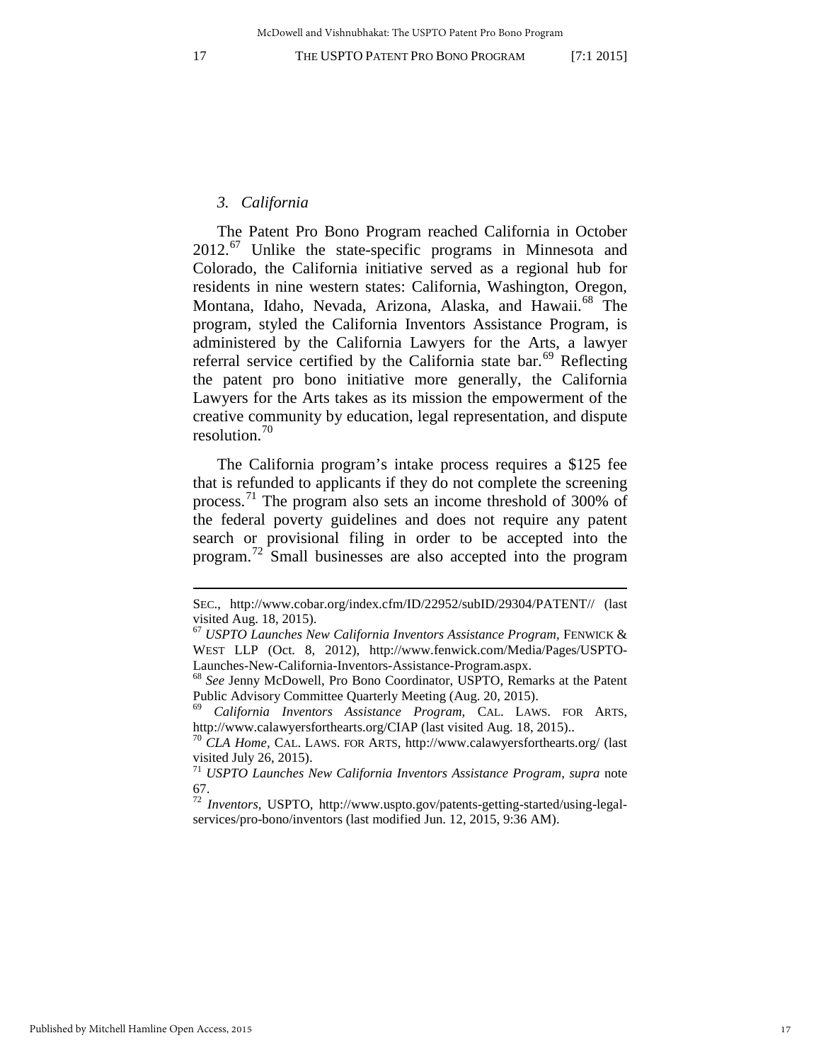### *3. California*

The Patent Pro Bono Program reached California in October 2012.[67] Unlike the state-specific programs in Minnesota and Colorado, the California initiative served as a regional hub for residents in nine western states: California, Washington, Oregon, Montana, Idaho, Nevada, Arizona, Alaska, and Hawaii.[68] The program, styled the California Inventors Assistance Program, is administered by the California Lawyers for the Arts, a lawyer referral service certified by the California state bar.[69] Reflecting the patent pro bono initiative more generally, the California Lawyers for the Arts takes as its mission the empowerment of the creative community by education, legal representation, and dispute resolution.[70]

The California program's intake process requires a $125 fee that is refunded to applicants if they do not complete the screening process.[71] The program also sets an income threshold of 300% of the federal poverty guidelines and does not require any patent search or provisional filing in order to be accepted into the program.[72] Small businesses are also accepted into the program

---

SEC., http://www.cobar.org/index.cfm/ID/22952/subID/29304/PATENT// (last visited Aug. 18, 2015).

[67] *USPTO Launches New California Inventors Assistance Program*, FENWICK & WEST LLP (Oct. 8, 2012), http://www.fenwick.com/Media/Pages/USPTO-Launches-New-California-Inventors-Assistance-Program.aspx.

[68] *See* Jenny McDowell, Pro Bono Coordinator, USPTO, Remarks at the Patent Public Advisory Committee Quarterly Meeting (Aug. 20, 2015).

[69] *California Inventors Assistance Program*, CAL. LAWS. FOR ARTS, http://www.calawyersforthearts.org/CIAP (last visited Aug. 18, 2015)..

[70] *CLA Home*, CAL. LAWS. FOR ARTS, http://www.calawyersforthearts.org/ (last visited July 26, 2015).

[71] *USPTO Launches New California Inventors Assistance Program*, *supra* note 67.

[72] *Inventors*, USPTO, http://www.uspto.gov/patents-getting-started/using-legal-services/pro-bono/inventors (last modified Jun. 12, 2015, 9:36 AM).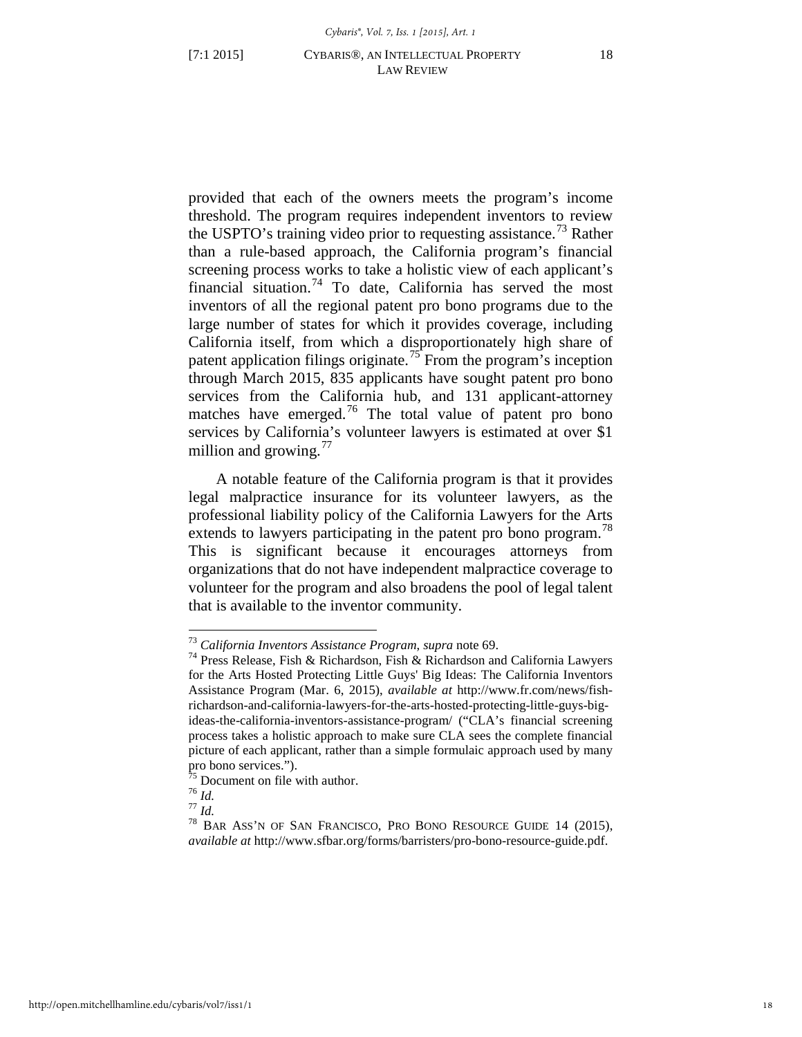provided that each of the owners meets the program's income threshold. The program requires independent inventors to review the USPTO's training video prior to requesting assistance.[73] Rather than a rule-based approach, the California program's financial screening process works to take a holistic view of each applicant's financial situation.[74] To date, California has served the most inventors of all the regional patent pro bono programs due to the large number of states for which it provides coverage, including California itself, from which a disproportionately high share of patent application filings originate.[75] From the program's inception through March 2015, 835 applicants have sought patent pro bono services from the California hub, and 131 applicant-attorney matches have emerged.[76] The total value of patent pro bono services by California's volunteer lawyers is estimated at over $1 million and growing.[77]

A notable feature of the California program is that it provides legal malpractice insurance for its volunteer lawyers, as the professional liability policy of the California Lawyers for the Arts extends to lawyers participating in the patent pro bono program.[78] This is significant because it encourages attorneys from organizations that do not have independent malpractice coverage to volunteer for the program and also broadens the pool of legal talent that is available to the inventor community.

---

[73] *California Inventors Assistance Program*, *supra* note 69.

[74] Press Release, Fish & Richardson, Fish & Richardson and California Lawyers for the Arts Hosted Protecting Little Guys' Big Ideas: The California Inventors Assistance Program (Mar. 6, 2015), *available at* http://www.fr.com/news/fish-richardson-and-california-lawyers-for-the-arts-hosted-protecting-little-guys-big-ideas-the-california-inventors-assistance-program/ ("CLA's financial screening process takes a holistic approach to make sure CLA sees the complete financial picture of each applicant, rather than a simple formulaic approach used by many pro bono services.").

[75] Document on file with author.

[76] *Id.*

[77] *Id.*

[78] BAR ASS'N OF SAN FRANCISCO, PRO BONO RESOURCE GUIDE 14 (2015), *available at* http://www.sfbar.org/forms/barristers/pro-bono-resource-guide.pdf.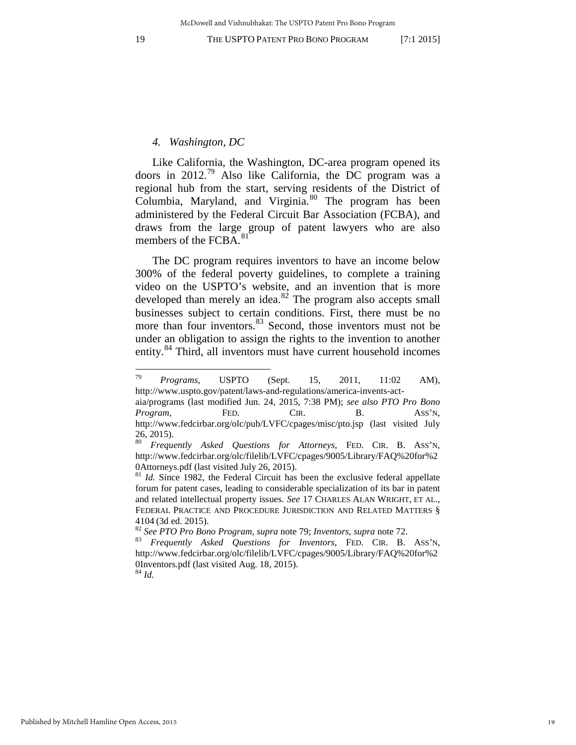### *4. Washington, DC*

Like California, the Washington, DC-area program opened its doors in 2012.[79] Also like California, the DC program was a regional hub from the start, serving residents of the District of Columbia, Maryland, and Virginia.[80] The program has been administered by the Federal Circuit Bar Association (FCBA), and draws from the large group of patent lawyers who are also members of the FCBA.[81]

The DC program requires inventors to have an income below 300% of the federal poverty guidelines, to complete a training video on the USPTO's website, and an invention that is more developed than merely an idea.[82] The program also accepts small businesses subject to certain conditions. First, there must be no more than four inventors.[83] Second, those inventors must not be under an obligation to assign the rights to the invention to another entity.[84] Third, all inventors must have current household incomes

---

[79] *Programs*, USPTO (Sept. 15, 2011, 11:02 AM), http://www.uspto.gov/patent/laws-and-regulations/america-invents-act-aia/programs (last modified Jun. 24, 2015, 7:38 PM); *see also PTO Pro Bono Program*, FED. CIR. B. ASS'N, http://www.fedcirbar.org/olc/pub/LVFC/cpages/misc/pto.jsp (last visited July 26, 2015).

[80] *Frequently Asked Questions for Attorneys*, FED. CIR. B. ASS'N, http://www.fedcirbar.org/olc/filelib/LVFC/cpages/9005/Library/FAQ%20for%20Attorneys.pdf (last visited July 26, 2015).

[81] *Id.* Since 1982, the Federal Circuit has been the exclusive federal appellate forum for patent cases, leading to considerable specialization of its bar in patent and related intellectual property issues. *See* 17 CHARLES ALAN WRIGHT, ET AL., FEDERAL PRACTICE AND PROCEDURE JURISDICTION AND RELATED MATTERS § 4104 (3d ed. 2015).

[82] *See PTO Pro Bono Program*, *supra* note 79; *Inventors*, *supra* note 72.

[83] *Frequently Asked Questions for Inventors*, FED. CIR. B. ASS'N, http://www.fedcirbar.org/olc/filelib/LVFC/cpages/9005/Library/FAQ%20for%20Inventors.pdf (last visited Aug. 18, 2015).

[84] *Id.*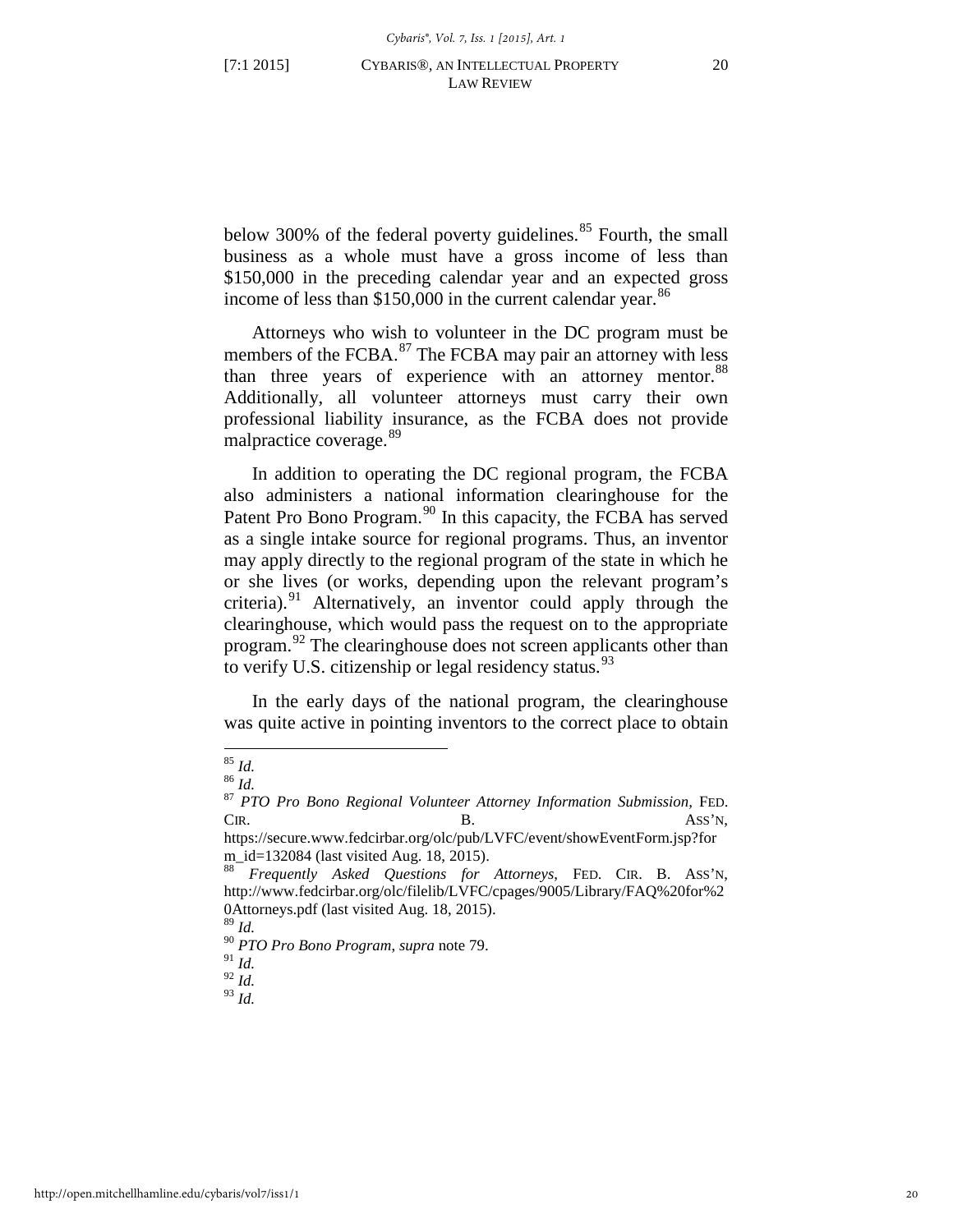below 300% of the federal poverty guidelines.[85] Fourth, the small business as a whole must have a gross income of less than $150,000 in the preceding calendar year and an expected gross income of less than $150,000 in the current calendar year.[86]

Attorneys who wish to volunteer in the DC program must be members of the FCBA.[87] The FCBA may pair an attorney with less than three years of experience with an attorney mentor.[88] Additionally, all volunteer attorneys must carry their own professional liability insurance, as the FCBA does not provide malpractice coverage.[89]

In addition to operating the DC regional program, the FCBA also administers a national information clearinghouse for the Patent Pro Bono Program.[90] In this capacity, the FCBA has served as a single intake source for regional programs. Thus, an inventor may apply directly to the regional program of the state in which he or she lives (or works, depending upon the relevant program's criteria).[91] Alternatively, an inventor could apply through the clearinghouse, which would pass the request on to the appropriate program.[92] The clearinghouse does not screen applicants other than to verify U.S. citizenship or legal residency status.[93]

In the early days of the national program, the clearinghouse was quite active in pointing inventors to the correct place to obtain

---

[85] *Id.*

[86] *Id.*

[87] *PTO Pro Bono Regional Volunteer Attorney Information Submission*, FED. CIR. B. ASS'N, https://secure.www.fedcirbar.org/olc/pub/LVFC/event/showEventForm.jsp?form_id=132084 (last visited Aug. 18, 2015).

[88] *Frequently Asked Questions for Attorneys*, FED. CIR. B. ASS'N, http://www.fedcirbar.org/olc/filelib/LVFC/cpages/9005/Library/FAQ%20for%20Attorneys.pdf (last visited Aug. 18, 2015).

[89] *Id.*

[90] *PTO Pro Bono Program*, *supra* note 79.

[91] *Id.*

[92] *Id.*

[93] *Id.*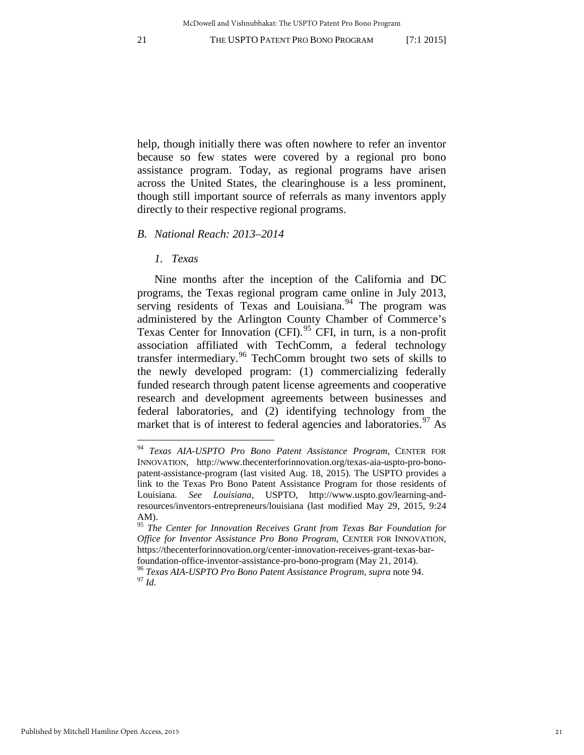help, though initially there was often nowhere to refer an inventor because so few states were covered by a regional pro bono assistance program. Today, as regional programs have arisen across the United States, the clearinghouse is a less prominent, though still important source of referrals as many inventors apply directly to their respective regional programs.

### *B. National Reach: 2013–2014*

#### *1. Texas*

Nine months after the inception of the California and DC programs, the Texas regional program came online in July 2013, serving residents of Texas and Louisiana.[94] The program was administered by the Arlington County Chamber of Commerce's Texas Center for Innovation (CFI).[95] CFI, in turn, is a non-profit association affiliated with TechComm, a federal technology transfer intermediary.[96] TechComm brought two sets of skills to the newly developed program: (1) commercializing federally funded research through patent license agreements and cooperative research and development agreements between businesses and federal laboratories, and (2) identifying technology from the market that is of interest to federal agencies and laboratories.[97] As

---

[94] *Texas AIA-USPTO Pro Bono Patent Assistance Program*, CENTER FOR INNOVATION, http://www.thecenterforinnovation.org/texas-aia-uspto-pro-bono-patent-assistance-program (last visited Aug. 18, 2015). The USPTO provides a link to the Texas Pro Bono Patent Assistance Program for those residents of Louisiana. *See Louisiana*, USPTO, http://www.uspto.gov/learning-and-resources/inventors-entrepreneurs/louisiana (last modified May 29, 2015, 9:24 AM).

[95] *The Center for Innovation Receives Grant from Texas Bar Foundation for Office for Inventor Assistance Pro Bono Program*, CENTER FOR INNOVATION, https://thecenterforinnovation.org/center-innovation-receives-grant-texas-bar-foundation-office-inventor-assistance-pro-bono-program (May 21, 2014).

[96] *Texas AIA-USPTO Pro Bono Patent Assistance Program*, *supra* note 94.

[97] *Id.*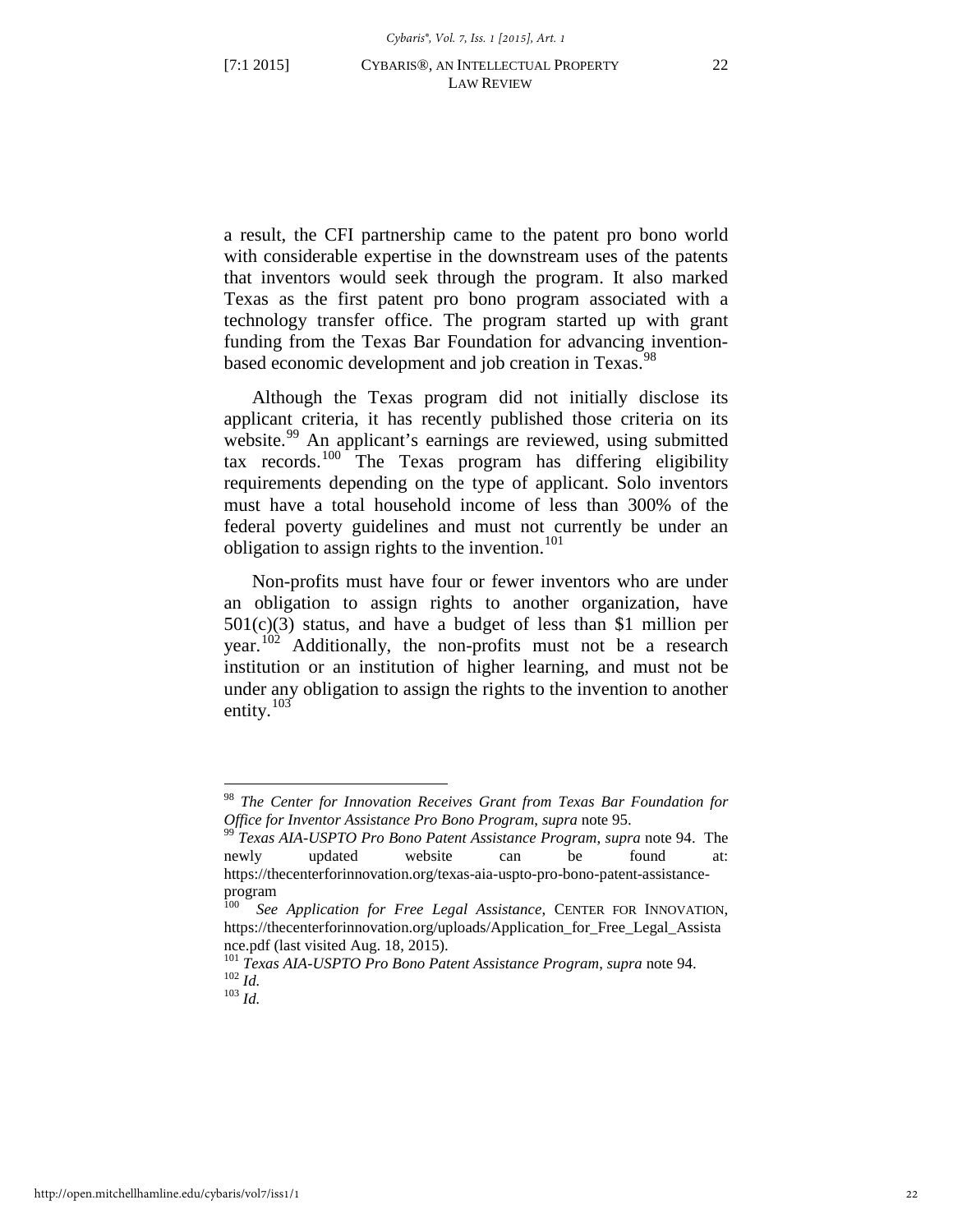a result, the CFI partnership came to the patent pro bono world with considerable expertise in the downstream uses of the patents that inventors would seek through the program. It also marked Texas as the first patent pro bono program associated with a technology transfer office. The program started up with grant funding from the Texas Bar Foundation for advancing invention-based economic development and job creation in Texas.[98]

Although the Texas program did not initially disclose its applicant criteria, it has recently published those criteria on its website.[99] An applicant's earnings are reviewed, using submitted tax records.[100] The Texas program has differing eligibility requirements depending on the type of applicant. Solo inventors must have a total household income of less than 300% of the federal poverty guidelines and must not currently be under an obligation to assign rights to the invention.[101]

Non-profits must have four or fewer inventors who are under an obligation to assign rights to another organization, have 501(c)(3) status, and have a budget of less than $1 million per year.[102] Additionally, the non-profits must not be a research institution or an institution of higher learning, and must not be under any obligation to assign the rights to the invention to another entity.[103]

---

[98] *The Center for Innovation Receives Grant from Texas Bar Foundation for Office for Inventor Assistance Pro Bono Program*, *supra* note 95.

[99] *Texas AIA-USPTO Pro Bono Patent Assistance Program*, *supra* note 94. The newly updated website can be found at: https://thecenterforinnovation.org/texas-aia-uspto-pro-bono-patent-assistance-program

[100] *See Application for Free Legal Assistance*, CENTER FOR INNOVATION, https://thecenterforinnovation.org/uploads/Application_for_Free_Legal_Assistance.pdf (last visited Aug. 18, 2015).

[101] *Texas AIA-USPTO Pro Bono Patent Assistance Program*, *supra* note 94.

[102] *Id.*

[103] *Id.*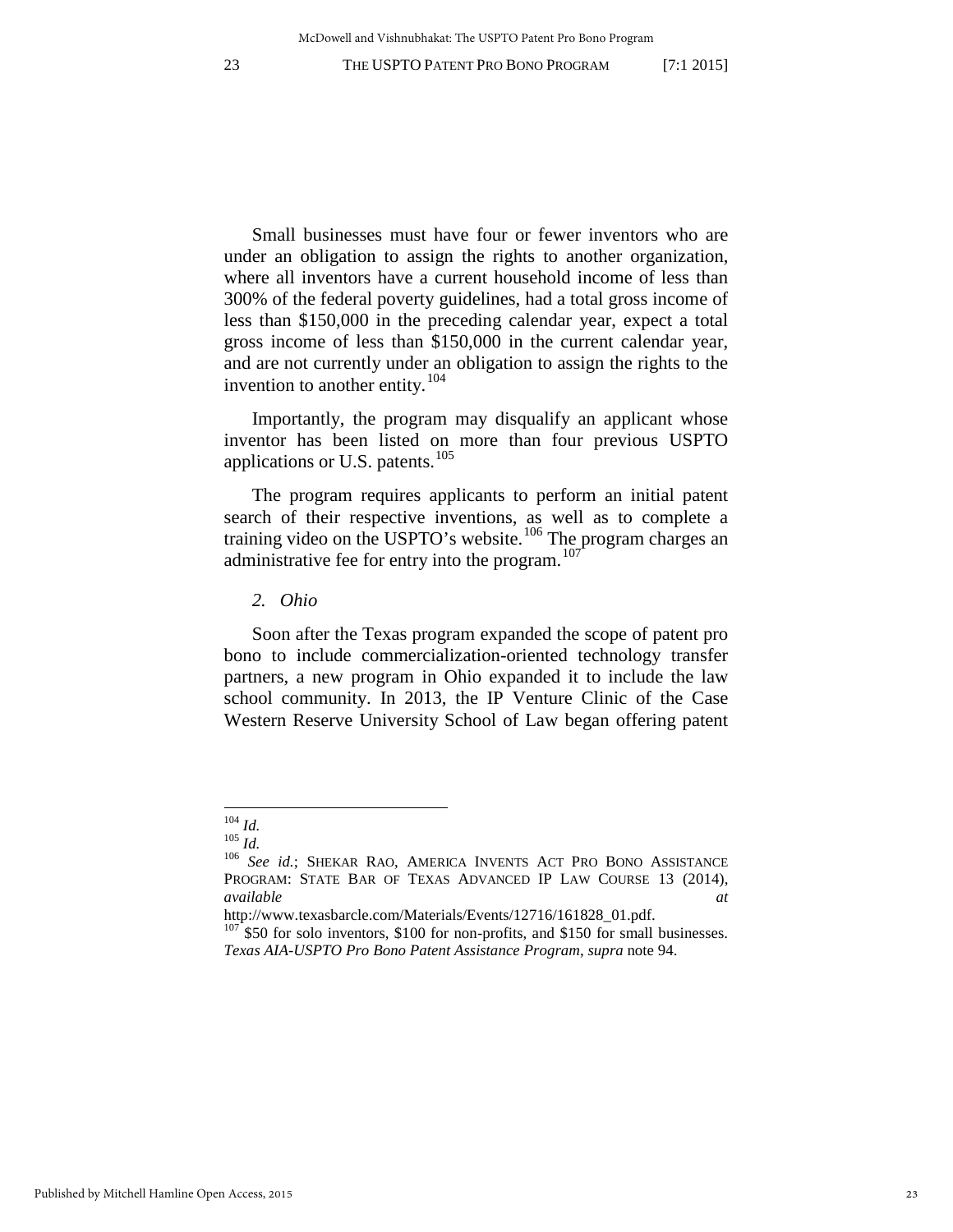Small businesses must have four or fewer inventors who are under an obligation to assign the rights to another organization, where all inventors have a current household income of less than 300% of the federal poverty guidelines, had a total gross income of less than $150,000 in the preceding calendar year, expect a total gross income of less than $150,000 in the current calendar year, and are not currently under an obligation to assign the rights to the invention to another entity.[104]

Importantly, the program may disqualify an applicant whose inventor has been listed on more than four previous USPTO applications or U.S. patents.[105]

The program requires applicants to perform an initial patent search of their respective inventions, as well as to complete a training video on the USPTO's website.[106] The program charges an administrative fee for entry into the program.[107]

### *2. Ohio*

Soon after the Texas program expanded the scope of patent pro bono to include commercialization-oriented technology transfer partners, a new program in Ohio expanded it to include the law school community. In 2013, the IP Venture Clinic of the Case Western Reserve University School of Law began offering patent

---

[104] *Id.*

[105] *Id.*

[106] *See id.*; SHEKAR RAO, AMERICA INVENTS ACT PRO BONO ASSISTANCE PROGRAM: STATE BAR OF TEXAS ADVANCED IP LAW COURSE 13 (2014), *available at* http://www.texasbarcle.com/Materials/Events/12716/161828_01.pdf.

[107] $50 for solo inventors, $100 for non-profits, and $150 for small businesses. *Texas AIA-USPTO Pro Bono Patent Assistance Program*, *supra* note 94.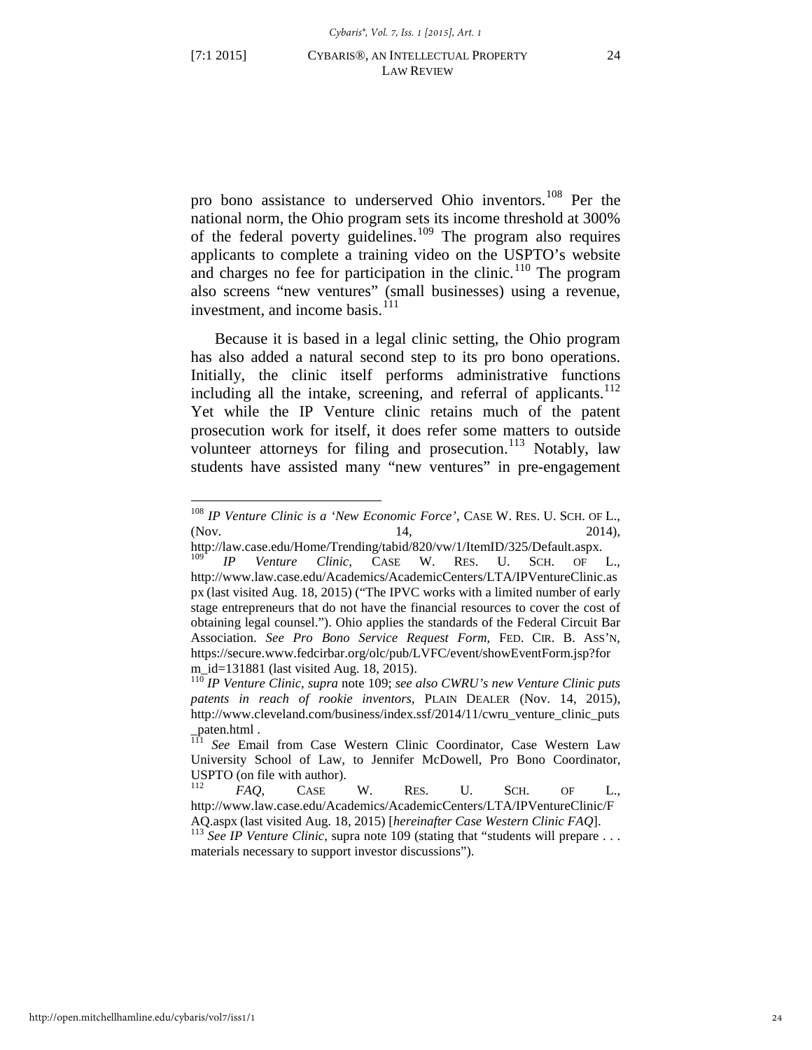pro bono assistance to underserved Ohio inventors.[108] Per the national norm, the Ohio program sets its income threshold at 300% of the federal poverty guidelines.[109] The program also requires applicants to complete a training video on the USPTO's website and charges no fee for participation in the clinic.[110] The program also screens "new ventures" (small businesses) using a revenue, investment, and income basis.[111]

Because it is based in a legal clinic setting, the Ohio program has also added a natural second step to its pro bono operations. Initially, the clinic itself performs administrative functions including all the intake, screening, and referral of applicants.[112] Yet while the IP Venture clinic retains much of the patent prosecution work for itself, it does refer some matters to outside volunteer attorneys for filing and prosecution.[113] Notably, law students have assisted many "new ventures" in pre-engagement

---

[108] *IP Venture Clinic is a 'New Economic Force'*, CASE W. RES. U. SCH. OF L., (Nov. 14, 2014), http://law.case.edu/Home/Trending/tabid/820/vw/1/ItemID/325/Default.aspx.

[109] *IP Venture Clinic*, CASE W. RES. U. SCH. OF L., http://www.law.case.edu/Academics/AcademicCenters/LTA/IPVentureClinic.aspx (last visited Aug. 18, 2015) ("The IPVC works with a limited number of early stage entrepreneurs that do not have the financial resources to cover the cost of obtaining legal counsel."). Ohio applies the standards of the Federal Circuit Bar Association. *See Pro Bono Service Request Form*, FED. CIR. B. ASS'N, https://secure.www.fedcirbar.org/olc/pub/LVFC/event/showEventForm.jsp?form_id=131881 (last visited Aug. 18, 2015).

[110] *IP Venture Clinic*, *supra* note 109; *see also CWRU's new Venture Clinic puts patents in reach of rookie inventors*, PLAIN DEALER (Nov. 14, 2015), http://www.cleveland.com/business/index.ssf/2014/11/cwru_venture_clinic_puts_paten.html .

[111] *See* Email from Case Western Clinic Coordinator, Case Western Law University School of Law, to Jennifer McDowell, Pro Bono Coordinator, USPTO (on file with author).

[112] *FAQ*, CASE W. RES. U. SCH. OF L., http://www.law.case.edu/Academics/AcademicCenters/LTA/IPVentureClinic/FAQ.aspx (last visited Aug. 18, 2015) [*hereinafter Case Western Clinic FAQ*].

[113] *See IP Venture Clinic*, supra note 109 (stating that "students will prepare . . . materials necessary to support investor discussions").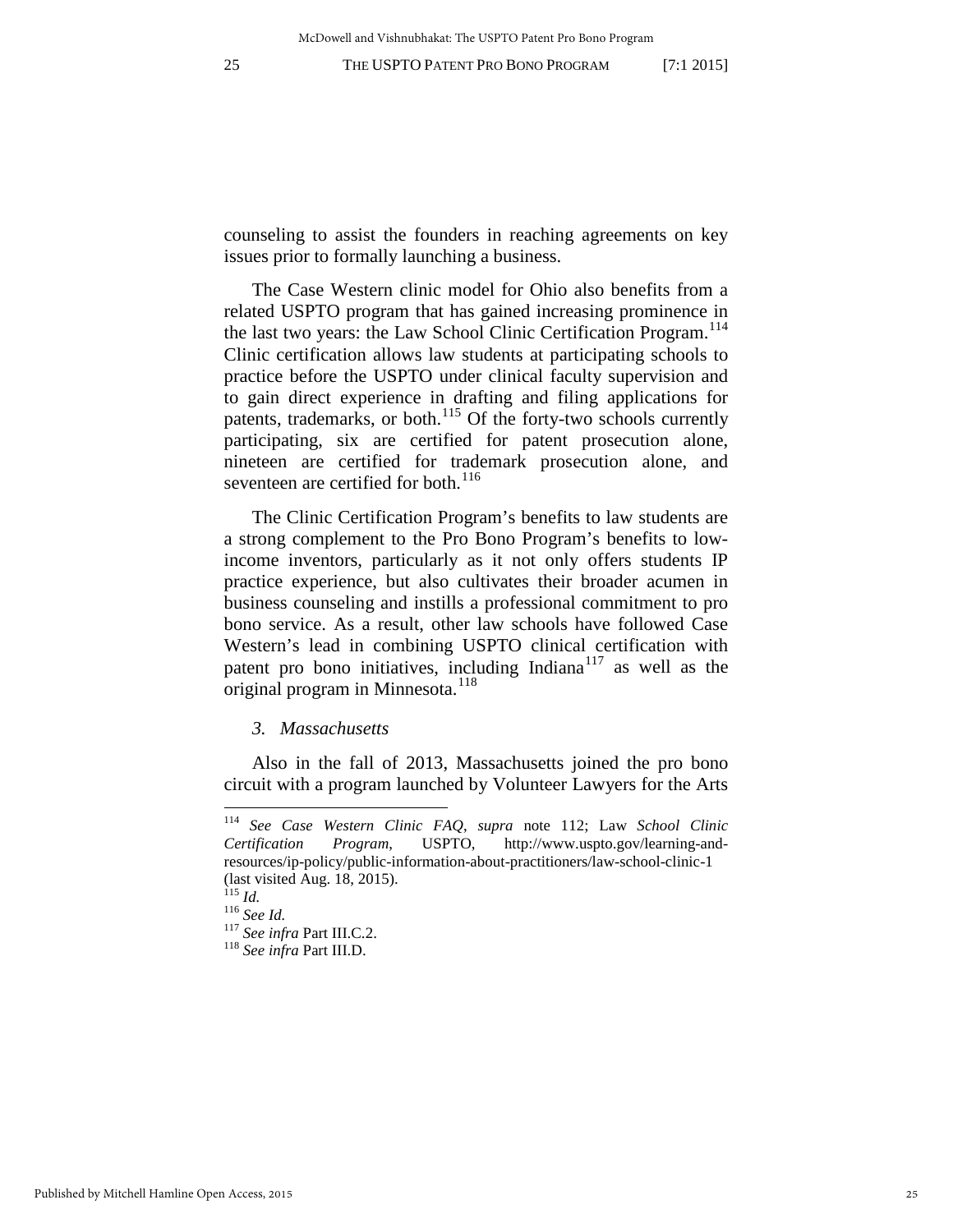counseling to assist the founders in reaching agreements on key issues prior to formally launching a business.

The Case Western clinic model for Ohio also benefits from a related USPTO program that has gained increasing prominence in the last two years: the Law School Clinic Certification Program.[114] Clinic certification allows law students at participating schools to practice before the USPTO under clinical faculty supervision and to gain direct experience in drafting and filing applications for patents, trademarks, or both.[115] Of the forty-two schools currently participating, six are certified for patent prosecution alone, nineteen are certified for trademark prosecution alone, and seventeen are certified for both.[116]

The Clinic Certification Program's benefits to law students are a strong complement to the Pro Bono Program's benefits to low-income inventors, particularly as it not only offers students IP practice experience, but also cultivates their broader acumen in business counseling and instills a professional commitment to pro bono service. As a result, other law schools have followed Case Western's lead in combining USPTO clinical certification with patent pro bono initiatives, including Indiana[117] as well as the original program in Minnesota.[118]

### *3. Massachusetts*

Also in the fall of 2013, Massachusetts joined the pro bono circuit with a program launched by Volunteer Lawyers for the Arts

---

[114] *See Case Western Clinic FAQ*, *supra* note 112; Law *School Clinic Certification Program*, USPTO, http://www.uspto.gov/learning-and-resources/ip-policy/public-information-about-practitioners/law-school-clinic-1 (last visited Aug. 18, 2015).

[115] *Id.*

[116] *See Id.*

[117] *See infra* Part III.C.2.

[118] *See infra* Part III.D.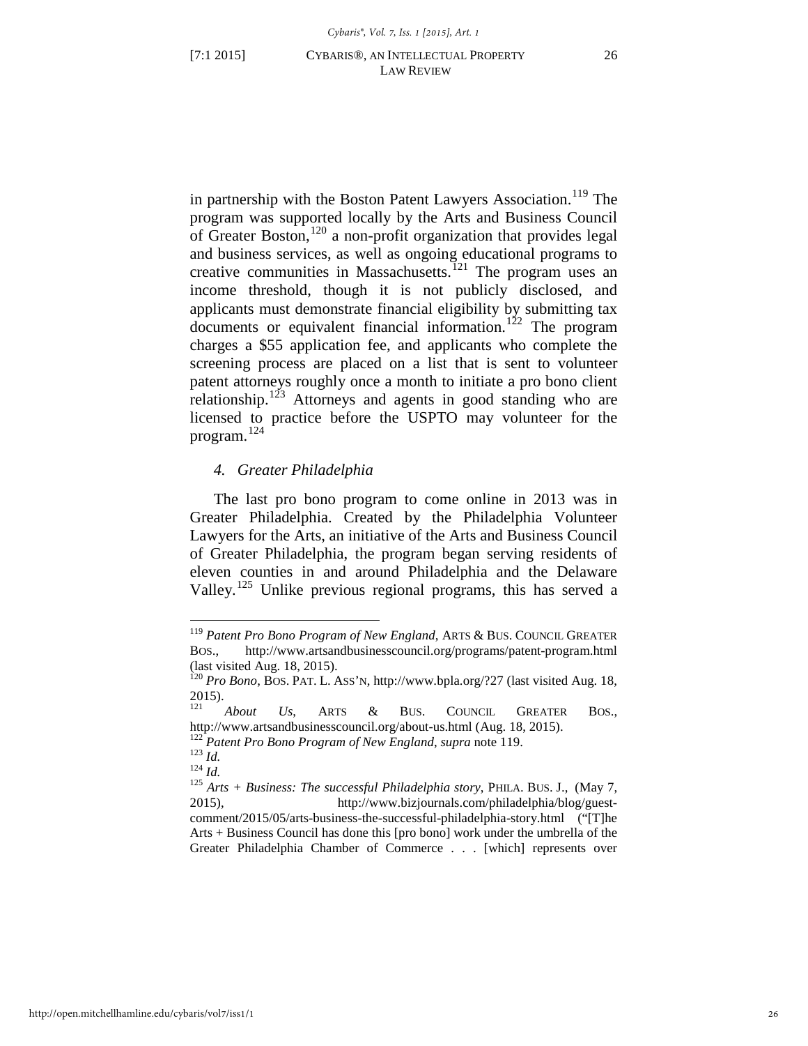in partnership with the Boston Patent Lawyers Association.[119] The program was supported locally by the Arts and Business Council of Greater Boston,[120] a non-profit organization that provides legal and business services, as well as ongoing educational programs to creative communities in Massachusetts.[121] The program uses an income threshold, though it is not publicly disclosed, and applicants must demonstrate financial eligibility by submitting tax documents or equivalent financial information.[122] The program charges a $55 application fee, and applicants who complete the screening process are placed on a list that is sent to volunteer patent attorneys roughly once a month to initiate a pro bono client relationship.[123] Attorneys and agents in good standing who are licensed to practice before the USPTO may volunteer for the program.[124]

### *4. Greater Philadelphia*

The last pro bono program to come online in 2013 was in Greater Philadelphia. Created by the Philadelphia Volunteer Lawyers for the Arts, an initiative of the Arts and Business Council of Greater Philadelphia, the program began serving residents of eleven counties in and around Philadelphia and the Delaware Valley.[125] Unlike previous regional programs, this has served a

---

[119] *Patent Pro Bono Program of New England*, ARTS & BUS. COUNCIL GREATER BOS., http://www.artsandbusinesscouncil.org/programs/patent-program.html (last visited Aug. 18, 2015).

[120] *Pro Bono*, BOS. PAT. L. ASS'N, http://www.bpla.org/?27 (last visited Aug. 18, 2015).

[121] *About Us*, ARTS & BUS. COUNCIL GREATER BOS., http://www.artsandbusinesscouncil.org/about-us.html (Aug. 18, 2015).

[122] *Patent Pro Bono Program of New England*, *supra* note 119.

[123] *Id.*

[124] *Id.*

[125] *Arts + Business: The successful Philadelphia story*, PHILA. BUS. J., (May 7, 2015), http://www.bizjournals.com/philadelphia/blog/guest-comment/2015/05/arts-business-the-successful-philadelphia-story.html ("[T]he Arts + Business Council has done this [pro bono] work under the umbrella of the Greater Philadelphia Chamber of Commerce . . . [which] represents over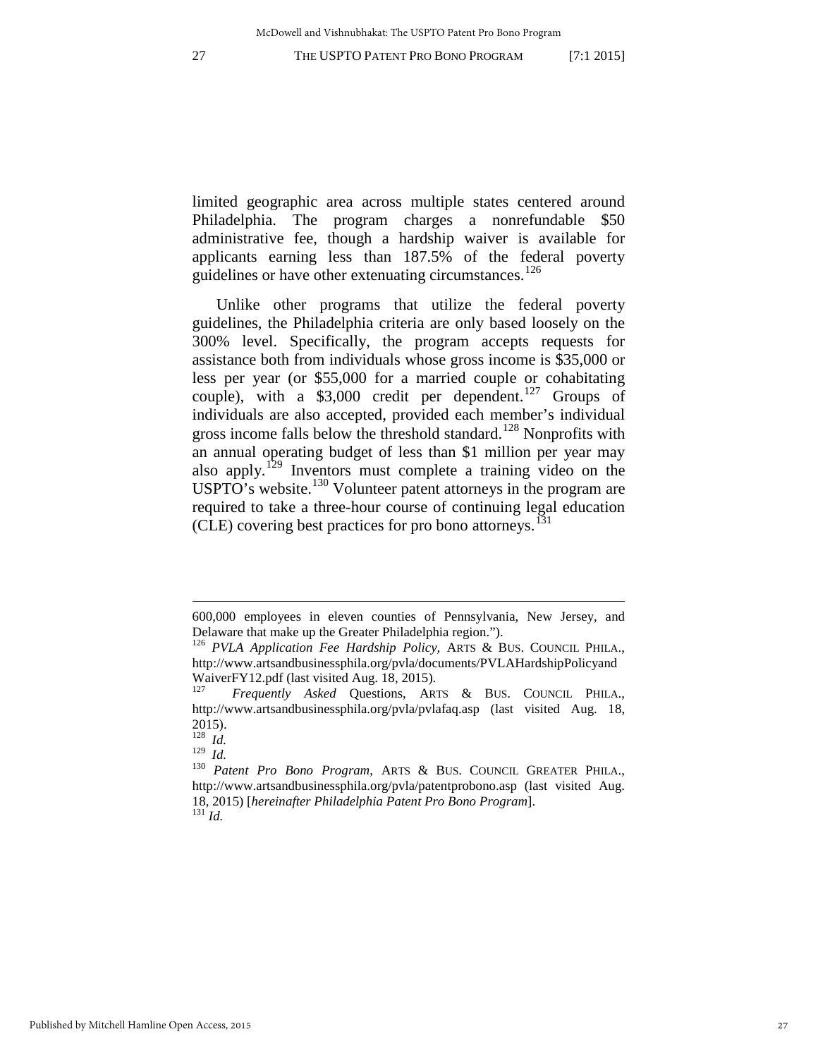limited geographic area across multiple states centered around Philadelphia. The program charges a nonrefundable $50 administrative fee, though a hardship waiver is available for applicants earning less than 187.5% of the federal poverty guidelines or have other extenuating circumstances.[126]

Unlike other programs that utilize the federal poverty guidelines, the Philadelphia criteria are only based loosely on the 300% level. Specifically, the program accepts requests for assistance both from individuals whose gross income is $35,000 or less per year (or $55,000 for a married couple or cohabitating couple), with a $3,000 credit per dependent.[127] Groups of individuals are also accepted, provided each member's individual gross income falls below the threshold standard.[128] Nonprofits with an annual operating budget of less than $1 million per year may also apply.[129] Inventors must complete a training video on the USPTO's website.[130] Volunteer patent attorneys in the program are required to take a three-hour course of continuing legal education (CLE) covering best practices for pro bono attorneys.[131]

---

600,000 employees in eleven counties of Pennsylvania, New Jersey, and Delaware that make up the Greater Philadelphia region.").

[126] *PVLA Application Fee Hardship Policy*, ARTS & BUS. COUNCIL PHILA., http://www.artsandbusinessphila.org/pvla/documents/PVLAHardshipPolicyandWaiverFY12.pdf (last visited Aug. 18, 2015).

[127] *Frequently Asked* Questions, ARTS & BUS. COUNCIL PHILA., http://www.artsandbusinessphila.org/pvla/pvlafaq.asp (last visited Aug. 18, 2015).

[128] *Id.*

[129] *Id.*

[130] *Patent Pro Bono Program*, ARTS & BUS. COUNCIL GREATER PHILA., http://www.artsandbusinessphila.org/pvla/patentprobono.asp (last visited Aug. 18, 2015) [*hereinafter Philadelphia Patent Pro Bono Program*].

[131] *Id.*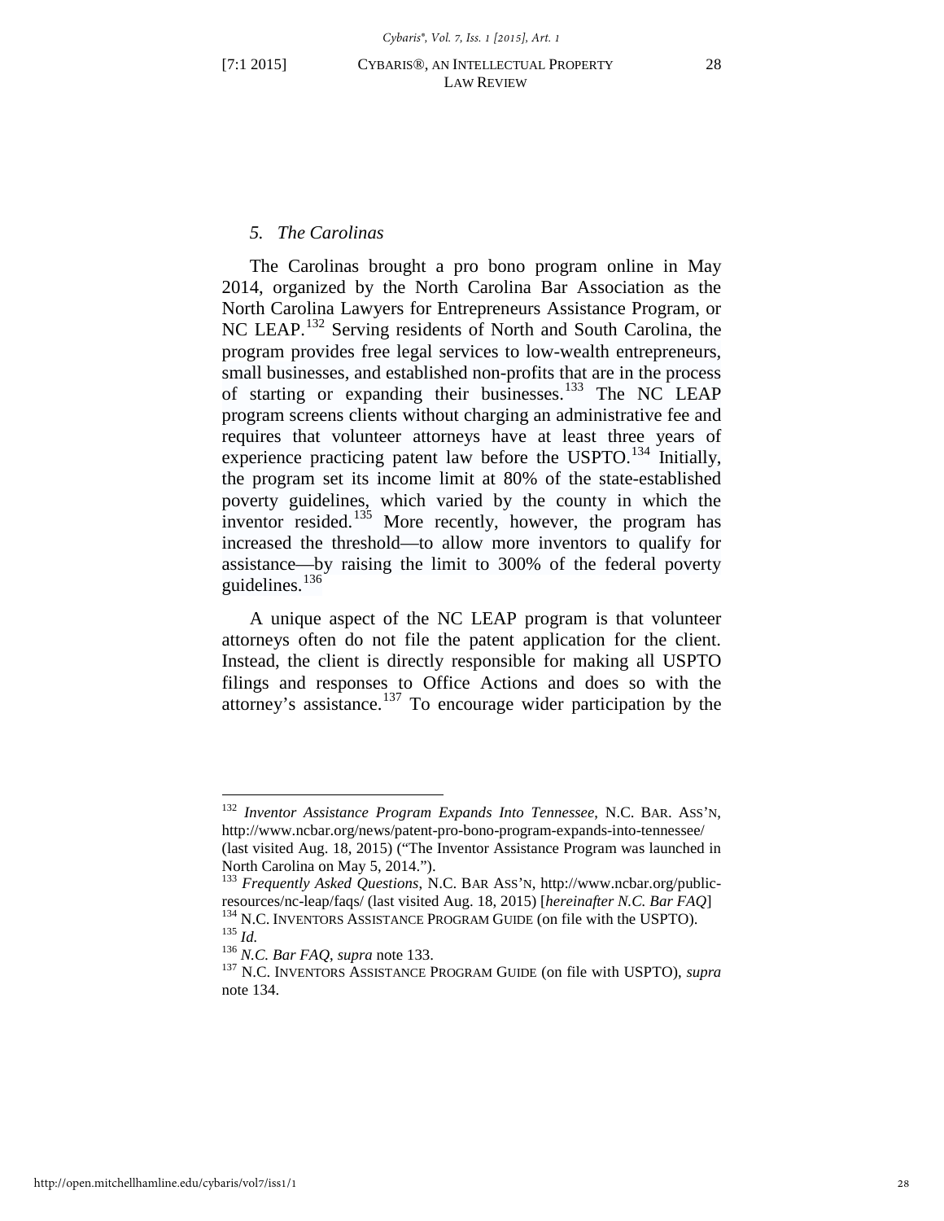### *5. The Carolinas*

The Carolinas brought a pro bono program online in May 2014, organized by the North Carolina Bar Association as the North Carolina Lawyers for Entrepreneurs Assistance Program, or NC LEAP.[132] Serving residents of North and South Carolina, the program provides free legal services to low-wealth entrepreneurs, small businesses, and established non-profits that are in the process of starting or expanding their businesses.[133] The NC LEAP program screens clients without charging an administrative fee and requires that volunteer attorneys have at least three years of experience practicing patent law before the USPTO.[134] Initially, the program set its income limit at 80% of the state-established poverty guidelines, which varied by the county in which the inventor resided.[135] More recently, however, the program has increased the threshold—to allow more inventors to qualify for assistance—by raising the limit to 300% of the federal poverty guidelines.[136]

A unique aspect of the NC LEAP program is that volunteer attorneys often do not file the patent application for the client. Instead, the client is directly responsible for making all USPTO filings and responses to Office Actions and does so with the attorney's assistance.[137] To encourage wider participation by the

---

[132] *Inventor Assistance Program Expands Into Tennessee*, N.C. BAR. ASS'N, http://www.ncbar.org/news/patent-pro-bono-program-expands-into-tennessee/ (last visited Aug. 18, 2015) ("The Inventor Assistance Program was launched in North Carolina on May 5, 2014.").

[133] *Frequently Asked Questions*, N.C. BAR ASS'N, http://www.ncbar.org/public-resources/nc-leap/faqs/ (last visited Aug. 18, 2015) [*hereinafter N.C. Bar FAQ*]

[134] N.C. INVENTORS ASSISTANCE PROGRAM GUIDE (on file with the USPTO).

[135] *Id.*

[136] *N.C. Bar FAQ*, *supra* note 133.

[137] N.C. INVENTORS ASSISTANCE PROGRAM GUIDE (on file with USPTO), *supra* note 134.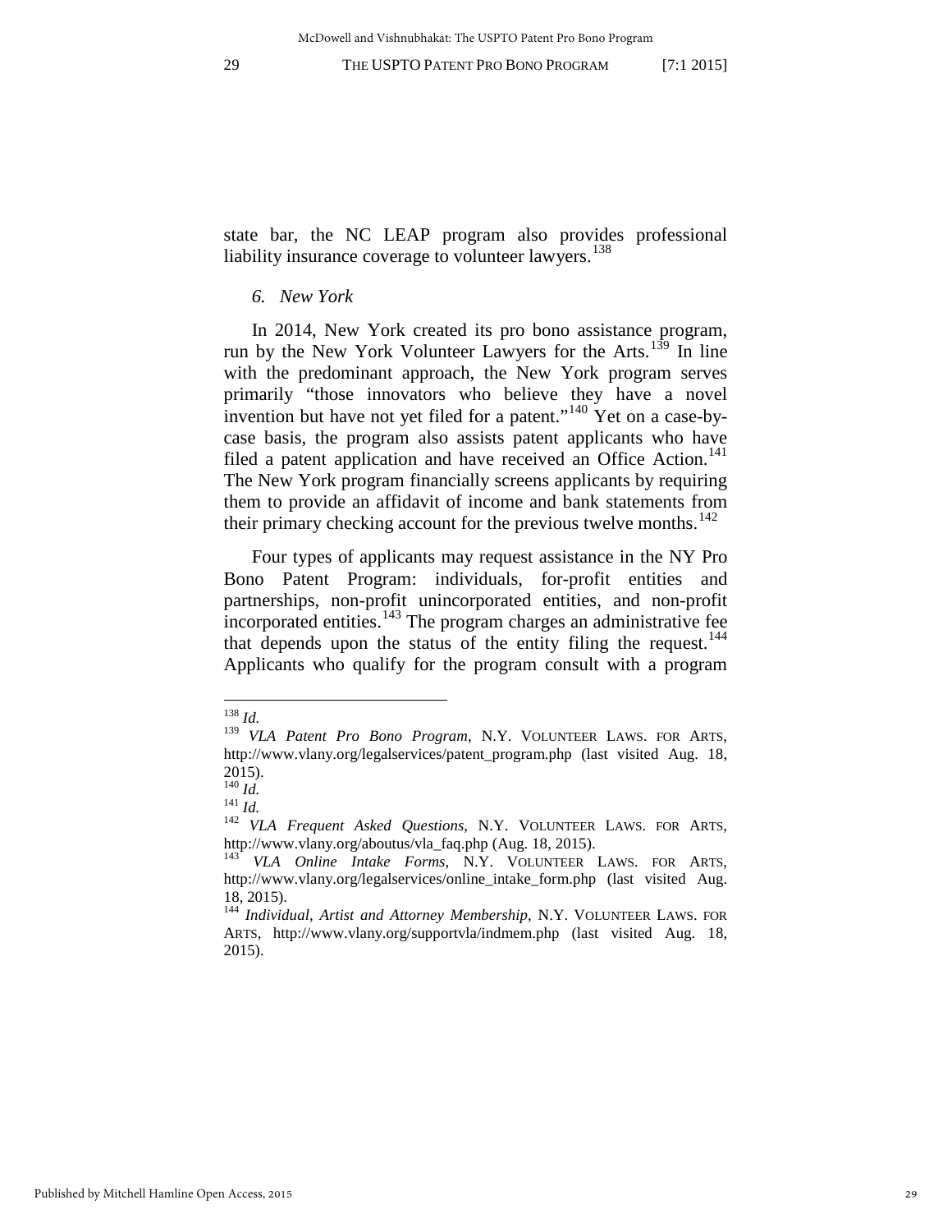state bar, the NC LEAP program also provides professional liability insurance coverage to volunteer lawyers.[138]

### *6. New York*

In 2014, New York created its pro bono assistance program, run by the New York Volunteer Lawyers for the Arts.[139] In line with the predominant approach, the New York program serves primarily "those innovators who believe they have a novel invention but have not yet filed for a patent."[140] Yet on a case-by-case basis, the program also assists patent applicants who have filed a patent application and have received an Office Action.[141] The New York program financially screens applicants by requiring them to provide an affidavit of income and bank statements from their primary checking account for the previous twelve months.[142]

Four types of applicants may request assistance in the NY Pro Bono Patent Program: individuals, for-profit entities and partnerships, non-profit unincorporated entities, and non-profit incorporated entities.[143] The program charges an administrative fee that depends upon the status of the entity filing the request.[144] Applicants who qualify for the program consult with a program

---

[138] *Id.*

[139] *VLA Patent Pro Bono Program*, N.Y. VOLUNTEER LAWS. FOR ARTS, http://www.vlany.org/legalservices/patent_program.php (last visited Aug. 18, 2015).

[140] *Id.*

[141] *Id.*

[142] *VLA Frequent Asked Questions*, N.Y. VOLUNTEER LAWS. FOR ARTS, http://www.vlany.org/aboutus/vla_faq.php (Aug. 18, 2015).

[143] *VLA Online Intake Forms*, N.Y. VOLUNTEER LAWS. FOR ARTS, http://www.vlany.org/legalservices/online_intake_form.php (last visited Aug. 18, 2015).

[144] *Individual, Artist and Attorney Membership*, N.Y. VOLUNTEER LAWS. FOR ARTS, http://www.vlany.org/supportvla/indmem.php (last visited Aug. 18, 2015).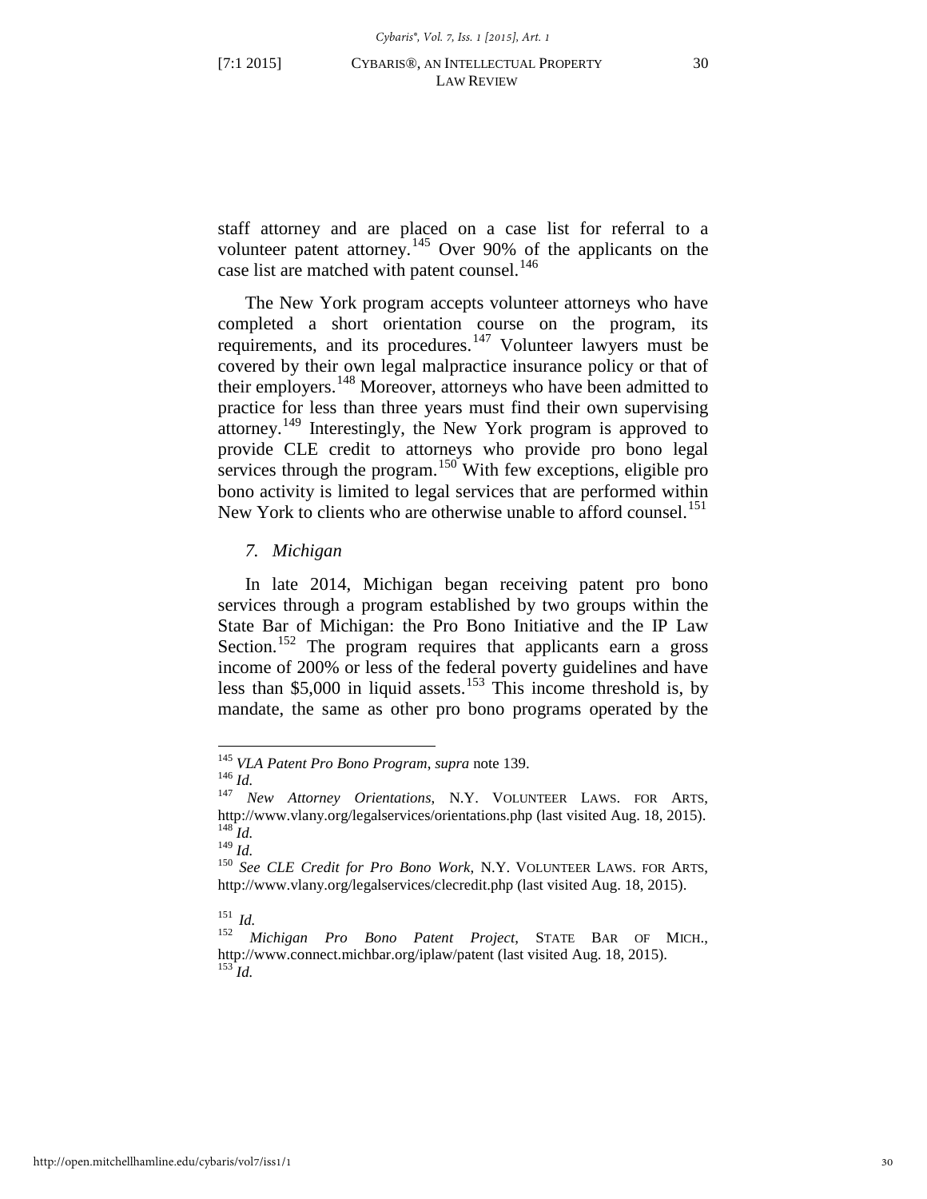staff attorney and are placed on a case list for referral to a volunteer patent attorney.[145] Over 90% of the applicants on the case list are matched with patent counsel.[146]

The New York program accepts volunteer attorneys who have completed a short orientation course on the program, its requirements, and its procedures.[147] Volunteer lawyers must be covered by their own legal malpractice insurance policy or that of their employers.[148] Moreover, attorneys who have been admitted to practice for less than three years must find their own supervising attorney.[149] Interestingly, the New York program is approved to provide CLE credit to attorneys who provide pro bono legal services through the program.[150] With few exceptions, eligible pro bono activity is limited to legal services that are performed within New York to clients who are otherwise unable to afford counsel.[151]

### *7. Michigan*

In late 2014, Michigan began receiving patent pro bono services through a program established by two groups within the State Bar of Michigan: the Pro Bono Initiative and the IP Law Section.[152] The program requires that applicants earn a gross income of 200% or less of the federal poverty guidelines and have less than $5,000 in liquid assets.[153] This income threshold is, by mandate, the same as other pro bono programs operated by the

---

[145] *VLA Patent Pro Bono Program*, *supra* note 139.
[146] *Id.*
[147] *New Attorney Orientations*, N.Y. VOLUNTEER LAWS. FOR ARTS, http://www.vlany.org/legalservices/orientations.php (last visited Aug. 18, 2015).
[148] *Id.*
[149] *Id.*
[150] *See CLE Credit for Pro Bono Work*, N.Y. VOLUNTEER LAWS. FOR ARTS, http://www.vlany.org/legalservices/clecredit.php (last visited Aug. 18, 2015).
[151] *Id.*
[152] *Michigan Pro Bono Patent Project*, STATE BAR OF MICH., http://www.connect.michbar.org/iplaw/patent (last visited Aug. 18, 2015).
[153] *Id.*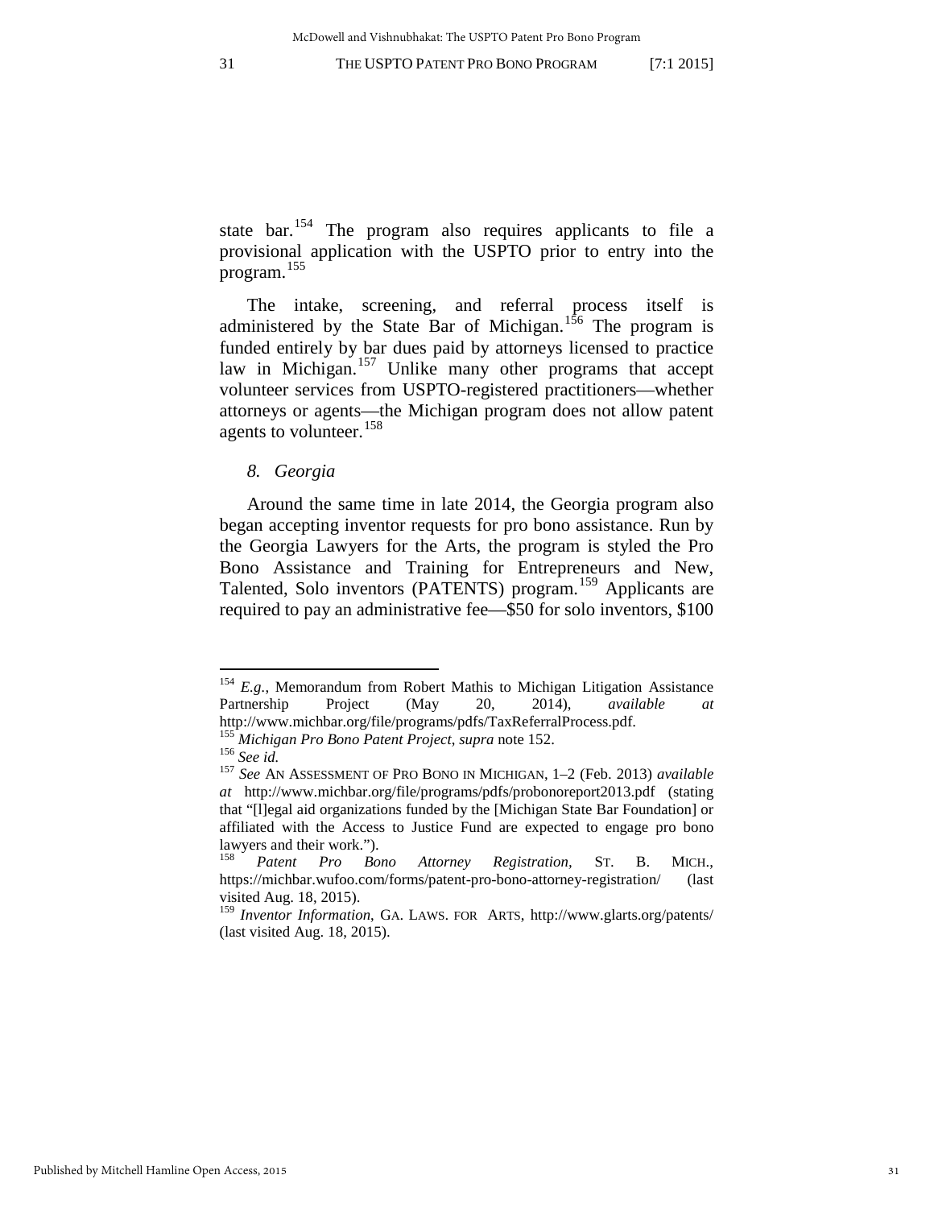state bar.[154] The program also requires applicants to file a provisional application with the USPTO prior to entry into the program.[155]

The intake, screening, and referral process itself is administered by the State Bar of Michigan.[156] The program is funded entirely by bar dues paid by attorneys licensed to practice law in Michigan.[157] Unlike many other programs that accept volunteer services from USPTO-registered practitioners—whether attorneys or agents—the Michigan program does not allow patent agents to volunteer.[158]

### *8. Georgia*

Around the same time in late 2014, the Georgia program also began accepting inventor requests for pro bono assistance. Run by the Georgia Lawyers for the Arts, the program is styled the Pro Bono Assistance and Training for Entrepreneurs and New, Talented, Solo inventors (PATENTS) program.[159] Applicants are required to pay an administrative fee—$50 for solo inventors, $100

---

[154] *E.g.*, Memorandum from Robert Mathis to Michigan Litigation Assistance Partnership Project (May 20, 2014), *available at* http://www.michbar.org/file/programs/pdfs/TaxReferralProcess.pdf.

[155] *Michigan Pro Bono Patent Project*, *supra* note 152.

[156] *See id.*

[157] *See* AN ASSESSMENT OF PRO BONO IN MICHIGAN, 1–2 (Feb. 2013) *available at* http://www.michbar.org/file/programs/pdfs/probonoreport2013.pdf (stating that "[l]egal aid organizations funded by the [Michigan State Bar Foundation] or affiliated with the Access to Justice Fund are expected to engage pro bono lawyers and their work.").

[158] *Patent Pro Bono Attorney Registration,* ST. B. MICH., https://michbar.wufoo.com/forms/patent-pro-bono-attorney-registration/ (last visited Aug. 18, 2015).

[159] *Inventor Information*, GA. LAWS. FOR ARTS, http://www.glarts.org/patents/ (last visited Aug. 18, 2015).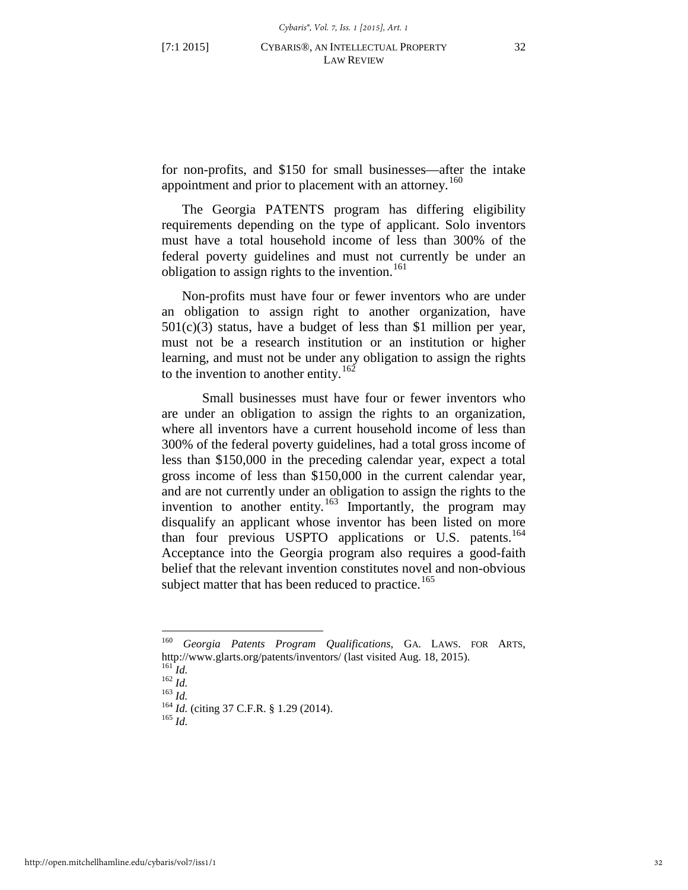for non-profits, and $150 for small businesses—after the intake appointment and prior to placement with an attorney.[160]

The Georgia PATENTS program has differing eligibility requirements depending on the type of applicant. Solo inventors must have a total household income of less than 300% of the federal poverty guidelines and must not currently be under an obligation to assign rights to the invention.[161]

Non-profits must have four or fewer inventors who are under an obligation to assign right to another organization, have 501(c)(3) status, have a budget of less than $1 million per year, must not be a research institution or an institution or higher learning, and must not be under any obligation to assign the rights to the invention to another entity.[162]

Small businesses must have four or fewer inventors who are under an obligation to assign the rights to an organization, where all inventors have a current household income of less than 300% of the federal poverty guidelines, had a total gross income of less than $150,000 in the preceding calendar year, expect a total gross income of less than $150,000 in the current calendar year, and are not currently under an obligation to assign the rights to the invention to another entity.[163] Importantly, the program may disqualify an applicant whose inventor has been listed on more than four previous USPTO applications or U.S. patents.[164] Acceptance into the Georgia program also requires a good-faith belief that the relevant invention constitutes novel and non-obvious subject matter that has been reduced to practice.[165]

---

[160] *Georgia Patents Program Qualifications*, GA. LAWS. FOR ARTS, http://www.glarts.org/patents/inventors/ (last visited Aug. 18, 2015).
[161] *Id.*
[162] *Id.*
[163] *Id.*
[164] *Id.* (citing 37 C.F.R. § 1.29 (2014).
[165] *Id.*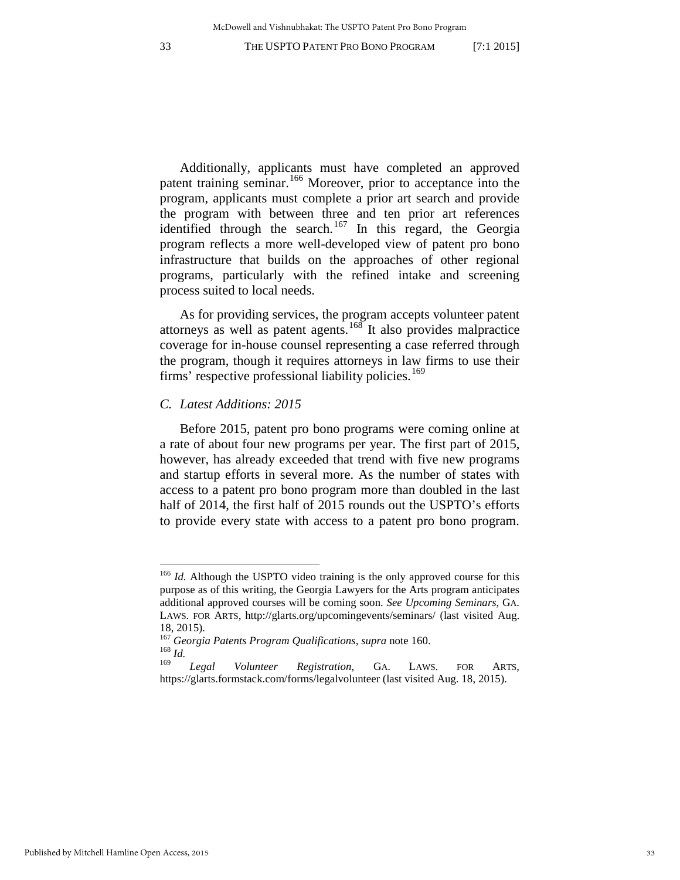Additionally, applicants must have completed an approved patent training seminar.[166] Moreover, prior to acceptance into the program, applicants must complete a prior art search and provide the program with between three and ten prior art references identified through the search.[167] In this regard, the Georgia program reflects a more well-developed view of patent pro bono infrastructure that builds on the approaches of other regional programs, particularly with the refined intake and screening process suited to local needs.

As for providing services, the program accepts volunteer patent attorneys as well as patent agents.[168] It also provides malpractice coverage for in-house counsel representing a case referred through the program, though it requires attorneys in law firms to use their firms' respective professional liability policies.[169]

### *C. Latest Additions: 2015*

Before 2015, patent pro bono programs were coming online at a rate of about four new programs per year. The first part of 2015, however, has already exceeded that trend with five new programs and startup efforts in several more. As the number of states with access to a patent pro bono program more than doubled in the last half of 2014, the first half of 2015 rounds out the USPTO's efforts to provide every state with access to a patent pro bono program.

---

[166] *Id.* Although the USPTO video training is the only approved course for this purpose as of this writing, the Georgia Lawyers for the Arts program anticipates additional approved courses will be coming soon. *See Upcoming Seminars*, GA. LAWS. FOR ARTS, http://glarts.org/upcomingevents/seminars/ (last visited Aug. 18, 2015).

[167] *Georgia Patents Program Qualifications*, *supra* note 160.

[168] *Id.*

[169] *Legal Volunteer Registration*, GA. LAWS. FOR ARTS, https://glarts.formstack.com/forms/legalvolunteer (last visited Aug. 18, 2015).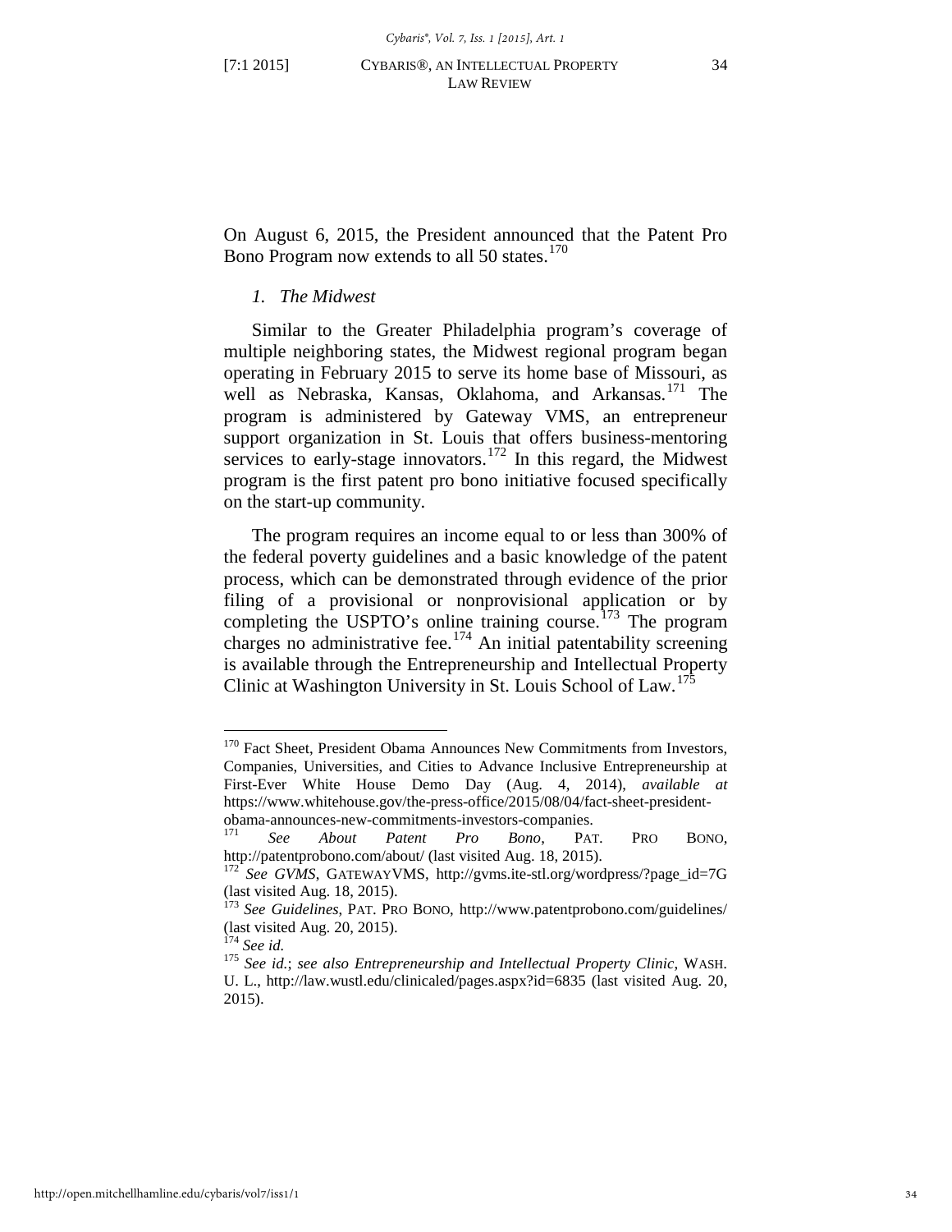On August 6, 2015, the President announced that the Patent Pro Bono Program now extends to all 50 states.[170]

*1. The Midwest*

Similar to the Greater Philadelphia program's coverage of multiple neighboring states, the Midwest regional program began operating in February 2015 to serve its home base of Missouri, as well as Nebraska, Kansas, Oklahoma, and Arkansas.[171] The program is administered by Gateway VMS, an entrepreneur support organization in St. Louis that offers business-mentoring services to early-stage innovators.[172] In this regard, the Midwest program is the first patent pro bono initiative focused specifically on the start-up community.

The program requires an income equal to or less than 300% of the federal poverty guidelines and a basic knowledge of the patent process, which can be demonstrated through evidence of the prior filing of a provisional or nonprovisional application or by completing the USPTO's online training course.[173] The program charges no administrative fee.[174] An initial patentability screening is available through the Entrepreneurship and Intellectual Property Clinic at Washington University in St. Louis School of Law.[175]

---

[170] Fact Sheet, President Obama Announces New Commitments from Investors, Companies, Universities, and Cities to Advance Inclusive Entrepreneurship at First-Ever White House Demo Day (Aug. 4, 2014), *available at* https://www.whitehouse.gov/the-press-office/2015/08/04/fact-sheet-president-obama-announces-new-commitments-investors-companies.

[171] *See About Patent Pro Bono*, PAT. PRO BONO, http://patentprobono.com/about/ (last visited Aug. 18, 2015).

[172] *See GVMS*, GATEWAYVMS, http://gvms.ite-stl.org/wordpress/?page_id=7G (last visited Aug. 18, 2015).

[173] *See Guidelines*, PAT. PRO BONO, http://www.patentprobono.com/guidelines/ (last visited Aug. 20, 2015).

[174] *See id.*

[175] *See id.*; *see also Entrepreneurship and Intellectual Property Clinic*, WASH. U. L., http://law.wustl.edu/clinicaled/pages.aspx?id=6835 (last visited Aug. 20, 2015).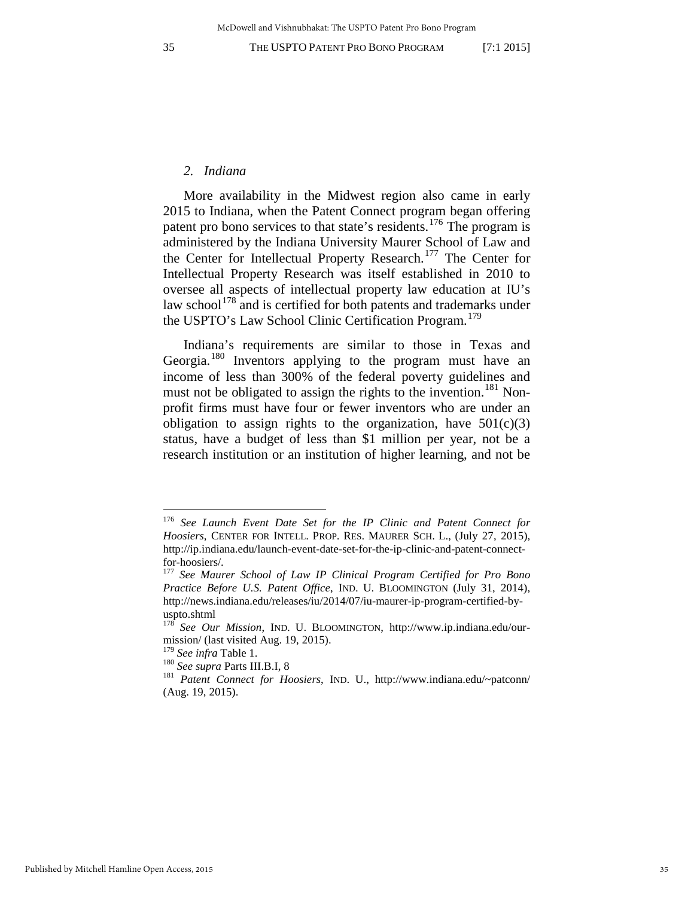### *2. Indiana*

More availability in the Midwest region also came in early 2015 to Indiana, when the Patent Connect program began offering patent pro bono services to that state's residents.[176] The program is administered by the Indiana University Maurer School of Law and the Center for Intellectual Property Research.[177] The Center for Intellectual Property Research was itself established in 2010 to oversee all aspects of intellectual property law education at IU's law school[178] and is certified for both patents and trademarks under the USPTO's Law School Clinic Certification Program.[179]

Indiana's requirements are similar to those in Texas and Georgia.[180] Inventors applying to the program must have an income of less than 300% of the federal poverty guidelines and must not be obligated to assign the rights to the invention.[181] Non-profit firms must have four or fewer inventors who are under an obligation to assign rights to the organization, have 501(c)(3) status, have a budget of less than $1 million per year, not be a research institution or an institution of higher learning, and not be

---

[176] *See Launch Event Date Set for the IP Clinic and Patent Connect for Hoosiers*, CENTER FOR INTELL. PROP. RES. MAURER SCH. L., (July 27, 2015), http://ip.indiana.edu/launch-event-date-set-for-the-ip-clinic-and-patent-connect-for-hoosiers/.

[177] *See Maurer School of Law IP Clinical Program Certified for Pro Bono Practice Before U.S. Patent Office*, IND. U. BLOOMINGTON (July 31, 2014), http://news.indiana.edu/releases/iu/2014/07/iu-maurer-ip-program-certified-by-uspto.shtml

[178] *See Our Mission*, IND. U. BLOOMINGTON, http://www.ip.indiana.edu/our-mission/ (last visited Aug. 19, 2015).

[179] *See infra* Table 1.

[180] *See supra* Parts III.B.I, 8

[181] *Patent Connect for Hoosiers*, IND. U., http://www.indiana.edu/~patconn/ (Aug. 19, 2015).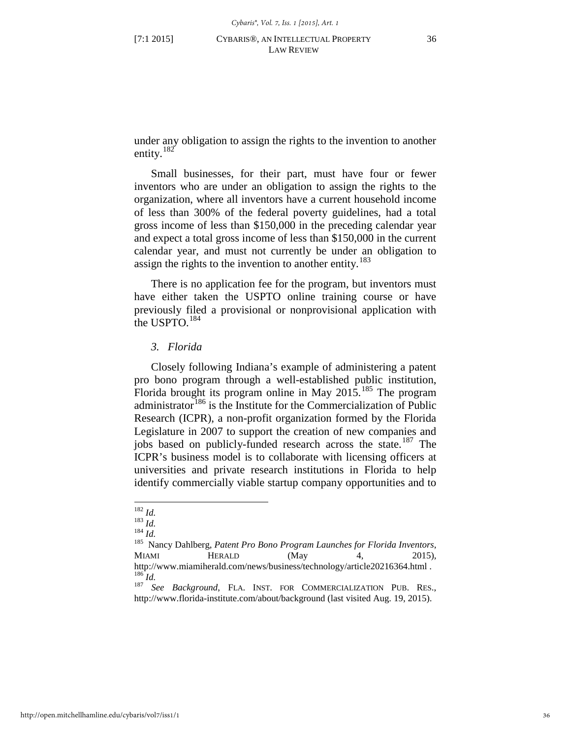under any obligation to assign the rights to the invention to another entity.[182]

Small businesses, for their part, must have four or fewer inventors who are under an obligation to assign the rights to the organization, where all inventors have a current household income of less than 300% of the federal poverty guidelines, had a total gross income of less than $150,000 in the preceding calendar year and expect a total gross income of less than $150,000 in the current calendar year, and must not currently be under an obligation to assign the rights to the invention to another entity.[183]

There is no application fee for the program, but inventors must have either taken the USPTO online training course or have previously filed a provisional or nonprovisional application with the USPTO.[184]

*3. Florida*

Closely following Indiana's example of administering a patent pro bono program through a well-established public institution, Florida brought its program online in May 2015.[185] The program administrator[186] is the Institute for the Commercialization of Public Research (ICPR), a non-profit organization formed by the Florida Legislature in 2007 to support the creation of new companies and jobs based on publicly-funded research across the state.[187] The ICPR's business model is to collaborate with licensing officers at universities and private research institutions in Florida to help identify commercially viable startup company opportunities and to

---

[182] *Id.*
[183] *Id.*
[184] *Id.*
[185] Nancy Dahlberg, *Patent Pro Bono Program Launches for Florida Inventors*, MIAMI HERALD (May 4, 2015), http://www.miamiherald.com/news/business/technology/article20216364.html .
[186] *Id.*
[187] *See Background*, FLA. INST. FOR COMMERCIALIZATION PUB. RES., http://www.florida-institute.com/about/background (last visited Aug. 19, 2015).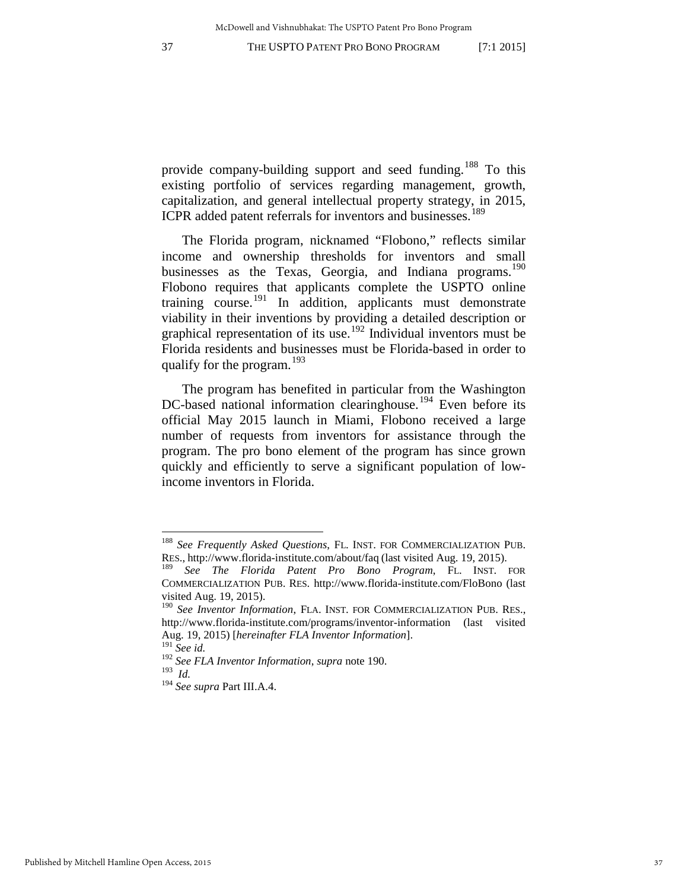provide company-building support and seed funding.[188] To this existing portfolio of services regarding management, growth, capitalization, and general intellectual property strategy, in 2015, ICPR added patent referrals for inventors and businesses.[189]

The Florida program, nicknamed "Flobono," reflects similar income and ownership thresholds for inventors and small businesses as the Texas, Georgia, and Indiana programs.[190] Flobono requires that applicants complete the USPTO online training course.[191] In addition, applicants must demonstrate viability in their inventions by providing a detailed description or graphical representation of its use.[192] Individual inventors must be Florida residents and businesses must be Florida-based in order to qualify for the program.[193]

The program has benefited in particular from the Washington DC-based national information clearinghouse.[194] Even before its official May 2015 launch in Miami, Flobono received a large number of requests from inventors for assistance through the program. The pro bono element of the program has since grown quickly and efficiently to serve a significant population of low-income inventors in Florida.

---

[188] *See Frequently Asked Questions*, FL. INST. FOR COMMERCIALIZATION PUB. RES., http://www.florida-institute.com/about/faq (last visited Aug. 19, 2015).

[189] *See The Florida Patent Pro Bono Program*, FL. INST. FOR COMMERCIALIZATION PUB. RES. http://www.florida-institute.com/FloBono (last visited Aug. 19, 2015).

[190] *See Inventor Information*, FLA. INST. FOR COMMERCIALIZATION PUB. RES., http://www.florida-institute.com/programs/inventor-information (last visited Aug. 19, 2015) [*hereinafter FLA Inventor Information*].

[191] *See id.*

[192] *See FLA Inventor Information, supra* note 190.

[193] *Id.*

[194] *See supra* Part III.A.4.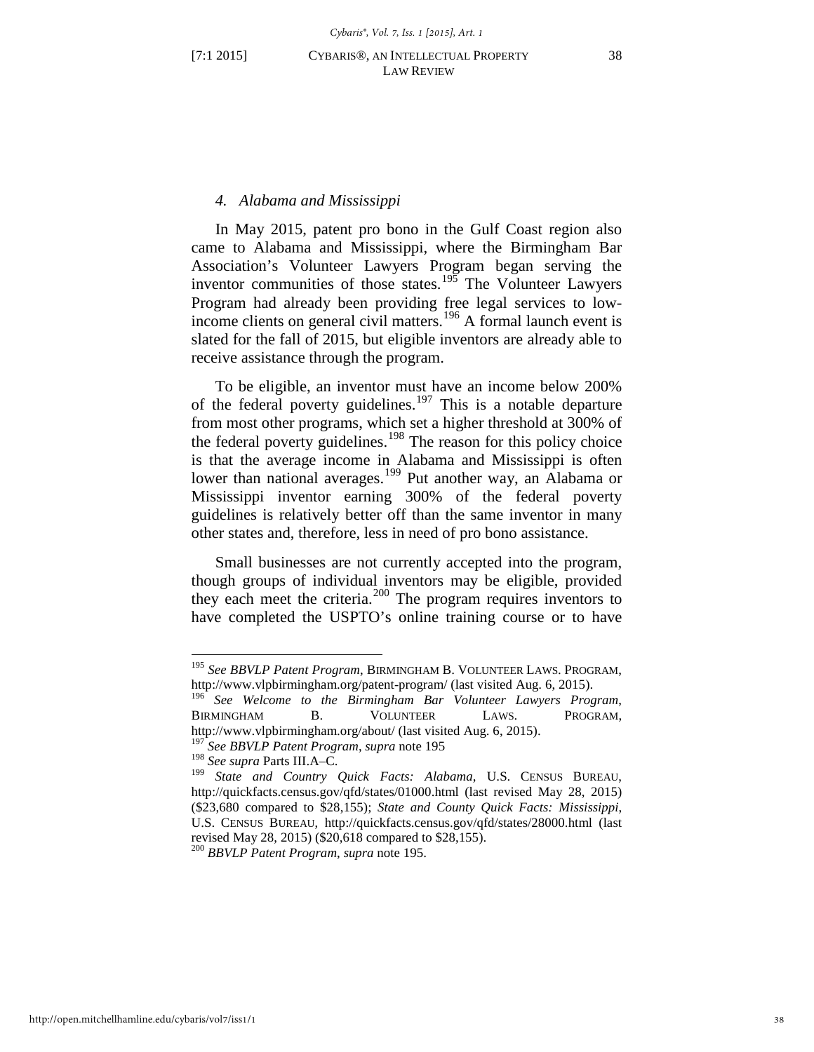### 4. *Alabama and Mississippi*

In May 2015, patent pro bono in the Gulf Coast region also came to Alabama and Mississippi, where the Birmingham Bar Association's Volunteer Lawyers Program began serving the inventor communities of those states.[195] The Volunteer Lawyers Program had already been providing free legal services to low-income clients on general civil matters.[196] A formal launch event is slated for the fall of 2015, but eligible inventors are already able to receive assistance through the program.

To be eligible, an inventor must have an income below 200% of the federal poverty guidelines.[197] This is a notable departure from most other programs, which set a higher threshold at 300% of the federal poverty guidelines.[198] The reason for this policy choice is that the average income in Alabama and Mississippi is often lower than national averages.[199] Put another way, an Alabama or Mississippi inventor earning 300% of the federal poverty guidelines is relatively better off than the same inventor in many other states and, therefore, less in need of pro bono assistance.

Small businesses are not currently accepted into the program, though groups of individual inventors may be eligible, provided they each meet the criteria.[200] The program requires inventors to have completed the USPTO's online training course or to have

---

[195] *See BBVLP Patent Program*, BIRMINGHAM B. VOLUNTEER LAWS. PROGRAM, http://www.vlpbirmingham.org/patent-program/ (last visited Aug. 6, 2015).

[196] *See Welcome to the Birmingham Bar Volunteer Lawyers Program*, BIRMINGHAM B. VOLUNTEER LAWS. PROGRAM, http://www.vlpbirmingham.org/about/ (last visited Aug. 6, 2015).

[197] *See BBVLP Patent Program*, *supra* note 195

[198] *See supra* Parts III.A–C.

[199] *State and Country Quick Facts: Alabama*, U.S. CENSUS BUREAU, http://quickfacts.census.gov/qfd/states/01000.html (last revised May 28, 2015) ($23,680 compared to $28,155); *State and County Quick Facts: Mississippi*, U.S. CENSUS BUREAU, http://quickfacts.census.gov/qfd/states/28000.html (last revised May 28, 2015) ($20,618 compared to $28,155).

[200] *BBVLP Patent Program*, *supra* note 195.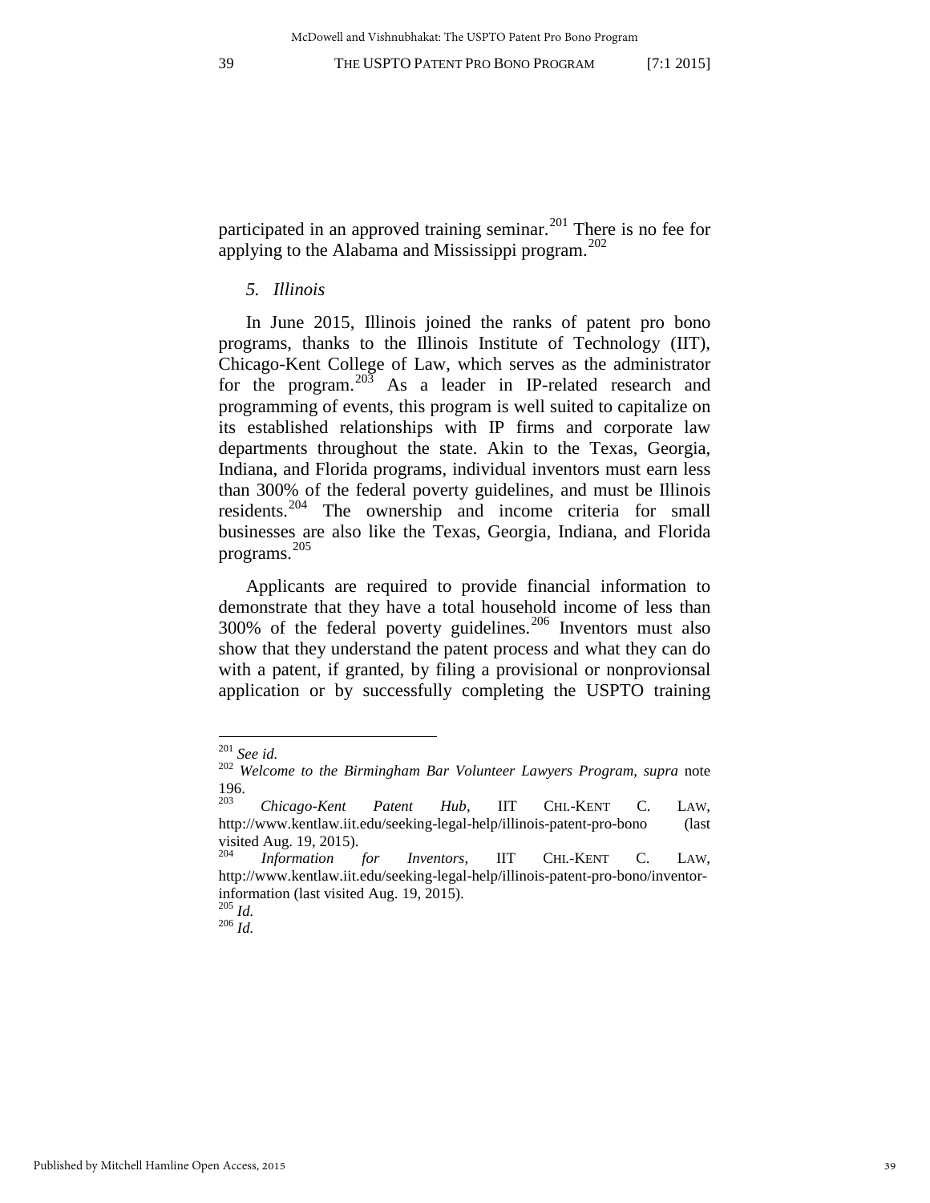participated in an approved training seminar.[201] There is no fee for applying to the Alabama and Mississippi program.[202]

### *5. Illinois*

In June 2015, Illinois joined the ranks of patent pro bono programs, thanks to the Illinois Institute of Technology (IIT), Chicago-Kent College of Law, which serves as the administrator for the program.[203] As a leader in IP-related research and programming of events, this program is well suited to capitalize on its established relationships with IP firms and corporate law departments throughout the state. Akin to the Texas, Georgia, Indiana, and Florida programs, individual inventors must earn less than 300% of the federal poverty guidelines, and must be Illinois residents.[204] The ownership and income criteria for small businesses are also like the Texas, Georgia, Indiana, and Florida programs.[205]

Applicants are required to provide financial information to demonstrate that they have a total household income of less than 300% of the federal poverty guidelines.[206] Inventors must also show that they understand the patent process and what they can do with a patent, if granted, by filing a provisional or nonprovionsal application or by successfully completing the USPTO training

---

[201] *See id.*

[202] *Welcome to the Birmingham Bar Volunteer Lawyers Program*, *supra* note 196.

[203] *Chicago-Kent Patent Hub*, IIT CHI.-KENT C. LAW, http://www.kentlaw.iit.edu/seeking-legal-help/illinois-patent-pro-bono (last visited Aug. 19, 2015).

[204] *Information for Inventors*, IIT CHI.-KENT C. LAW, http://www.kentlaw.iit.edu/seeking-legal-help/illinois-patent-pro-bono/inventor-information (last visited Aug. 19, 2015).

[205] *Id.*

[206] *Id.*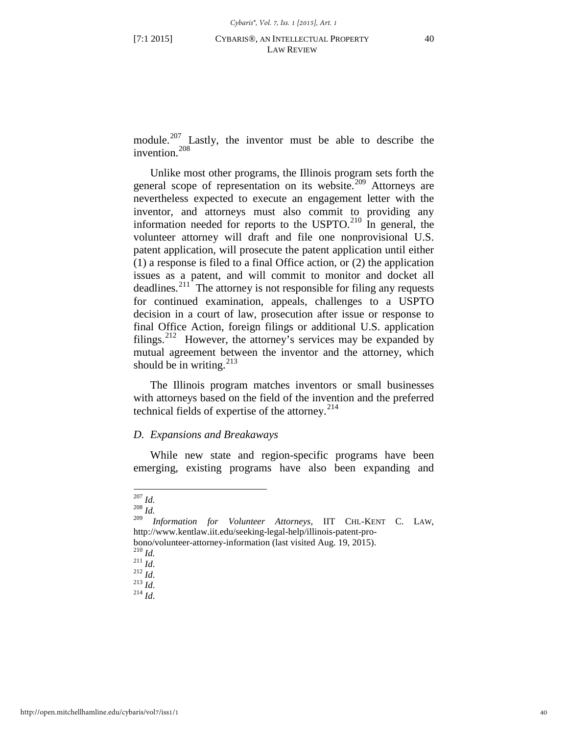module.[207] Lastly, the inventor must be able to describe the invention.[208]

Unlike most other programs, the Illinois program sets forth the general scope of representation on its website.[209] Attorneys are nevertheless expected to execute an engagement letter with the inventor, and attorneys must also commit to providing any information needed for reports to the USPTO.[210] In general, the volunteer attorney will draft and file one nonprovisional U.S. patent application, will prosecute the patent application until either (1) a response is filed to a final Office action, or (2) the application issues as a patent, and will commit to monitor and docket all deadlines.[211] The attorney is not responsible for filing any requests for continued examination, appeals, challenges to a USPTO decision in a court of law, prosecution after issue or response to final Office Action, foreign filings or additional U.S. application filings.[212] However, the attorney's services may be expanded by mutual agreement between the inventor and the attorney, which should be in writing.[213]

The Illinois program matches inventors or small businesses with attorneys based on the field of the invention and the preferred technical fields of expertise of the attorney.[214]

### *D. Expansions and Breakaways*

While new state and region-specific programs have been emerging, existing programs have also been expanding and

---

[207] *Id.*
[208] *Id.*
[209] *Information for Volunteer Attorneys*, IIT CHI.-KENT C. LAW, http://www.kentlaw.iit.edu/seeking-legal-help/illinois-patent-pro-bono/volunteer-attorney-information (last visited Aug. 19, 2015).
[210] *Id.*
[211] *Id.*
[212] *Id.*
[213] *Id.*
[214] *Id.*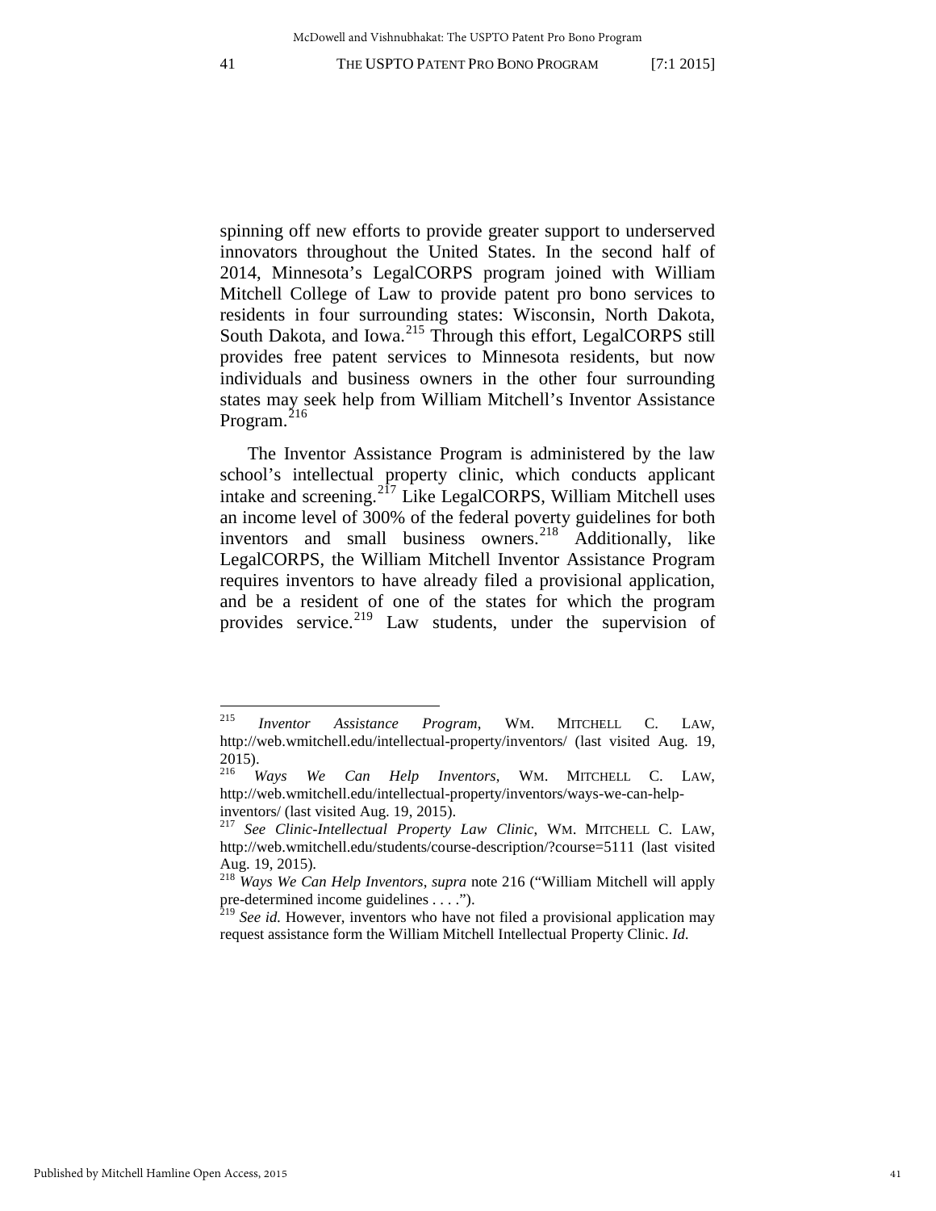spinning off new efforts to provide greater support to underserved innovators throughout the United States. In the second half of 2014, Minnesota's LegalCORPS program joined with William Mitchell College of Law to provide patent pro bono services to residents in four surrounding states: Wisconsin, North Dakota, South Dakota, and Iowa.[215] Through this effort, LegalCORPS still provides free patent services to Minnesota residents, but now individuals and business owners in the other four surrounding states may seek help from William Mitchell's Inventor Assistance Program.[216]

The Inventor Assistance Program is administered by the law school's intellectual property clinic, which conducts applicant intake and screening.[217] Like LegalCORPS, William Mitchell uses an income level of 300% of the federal poverty guidelines for both inventors and small business owners.[218] Additionally, like LegalCORPS, the William Mitchell Inventor Assistance Program requires inventors to have already filed a provisional application, and be a resident of one of the states for which the program provides service.[219] Law students, under the supervision of

---

[215] *Inventor Assistance Program*, WM. MITCHELL C. LAW, http://web.wmitchell.edu/intellectual-property/inventors/ (last visited Aug. 19, 2015).

[216] *Ways We Can Help Inventors*, WM. MITCHELL C. LAW, http://web.wmitchell.edu/intellectual-property/inventors/ways-we-can-help-inventors/ (last visited Aug. 19, 2015).

[217] *See Clinic-Intellectual Property Law Clinic*, WM. MITCHELL C. LAW, http://web.wmitchell.edu/students/course-description/?course=5111 (last visited Aug. 19, 2015).

[218] *Ways We Can Help Inventors*, *supra* note 216 ("William Mitchell will apply pre-determined income guidelines . . . .").

[219] *See id.* However, inventors who have not filed a provisional application may request assistance form the William Mitchell Intellectual Property Clinic. *Id.*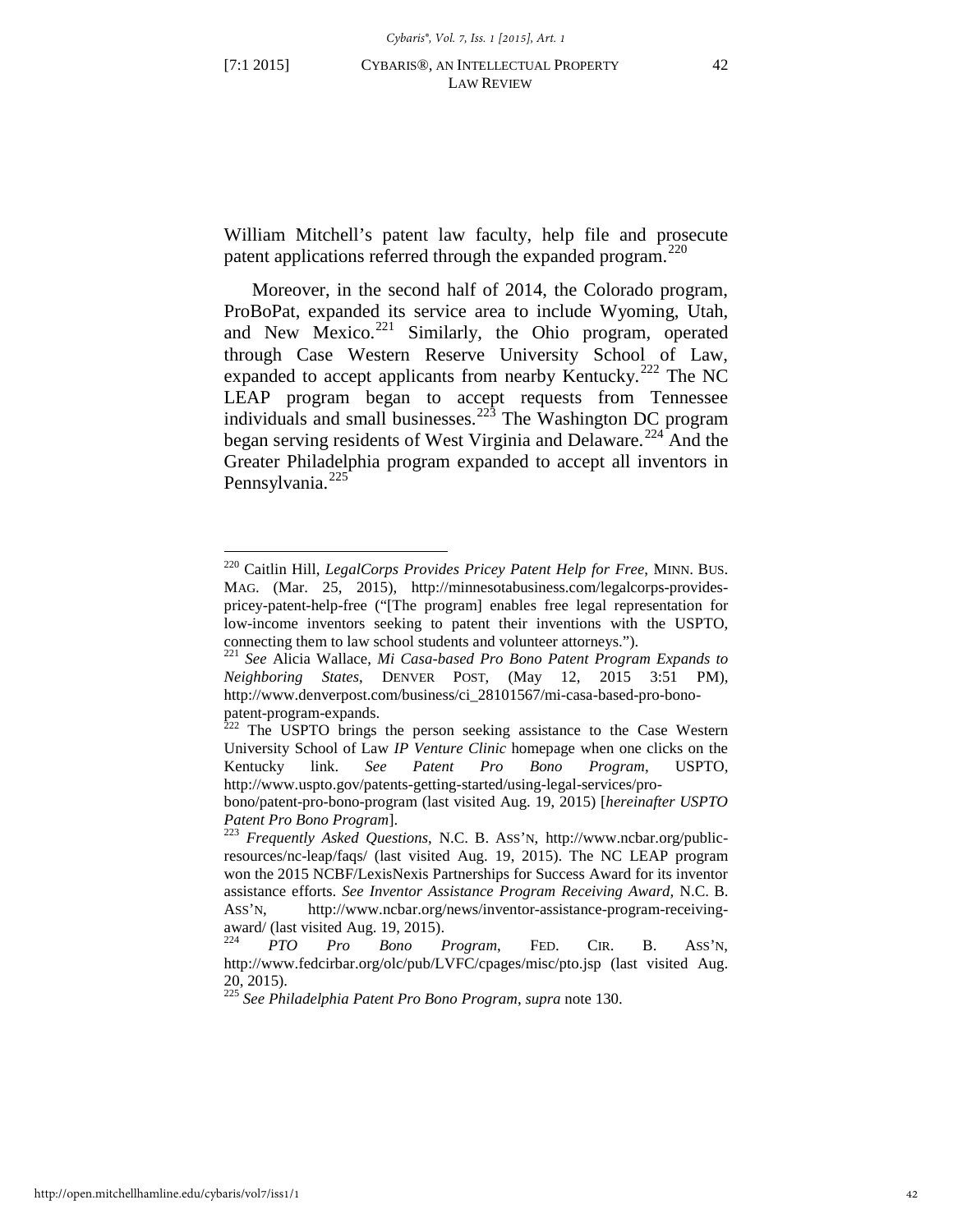William Mitchell's patent law faculty, help file and prosecute patent applications referred through the expanded program.[220]

Moreover, in the second half of 2014, the Colorado program, ProBoPat, expanded its service area to include Wyoming, Utah, and New Mexico.[221] Similarly, the Ohio program, operated through Case Western Reserve University School of Law, expanded to accept applicants from nearby Kentucky.[222] The NC LEAP program began to accept requests from Tennessee individuals and small businesses.[223] The Washington DC program began serving residents of West Virginia and Delaware.[224] And the Greater Philadelphia program expanded to accept all inventors in Pennsylvania.[225]

---

[220] Caitlin Hill, *LegalCorps Provides Pricey Patent Help for Free*, MINN. BUS. MAG. (Mar. 25, 2015), http://minnesotabusiness.com/legalcorps-provides-pricey-patent-help-free ("[The program] enables free legal representation for low-income inventors seeking to patent their inventions with the USPTO, connecting them to law school students and volunteer attorneys.").

[221] *See* Alicia Wallace, *Mi Casa-based Pro Bono Patent Program Expands to Neighboring States*, DENVER POST, (May 12, 2015 3:51 PM), http://www.denverpost.com/business/ci_28101567/mi-casa-based-pro-bono-patent-program-expands.

[222] The USPTO brings the person seeking assistance to the Case Western University School of Law *IP Venture Clinic* homepage when one clicks on the Kentucky link. *See Patent Pro Bono Program*, USPTO, http://www.uspto.gov/patents-getting-started/using-legal-services/pro-bono/patent-pro-bono-program (last visited Aug. 19, 2015) [*hereinafter USPTO Patent Pro Bono Program*].

[223] *Frequently Asked Questions*, N.C. B. ASS'N, http://www.ncbar.org/public-resources/nc-leap/faqs/ (last visited Aug. 19, 2015). The NC LEAP program won the 2015 NCBF/LexisNexis Partnerships for Success Award for its inventor assistance efforts. *See Inventor Assistance Program Receiving Award*, N.C. B. ASS'N, http://www.ncbar.org/news/inventor-assistance-program-receiving-award/ (last visited Aug. 19, 2015).

[224] *PTO Pro Bono Program*, FED. CIR. B. ASS'N, http://www.fedcirbar.org/olc/pub/LVFC/cpages/misc/pto.jsp (last visited Aug. 20, 2015).

[225] *See Philadelphia Patent Pro Bono Program*, *supra* note 130.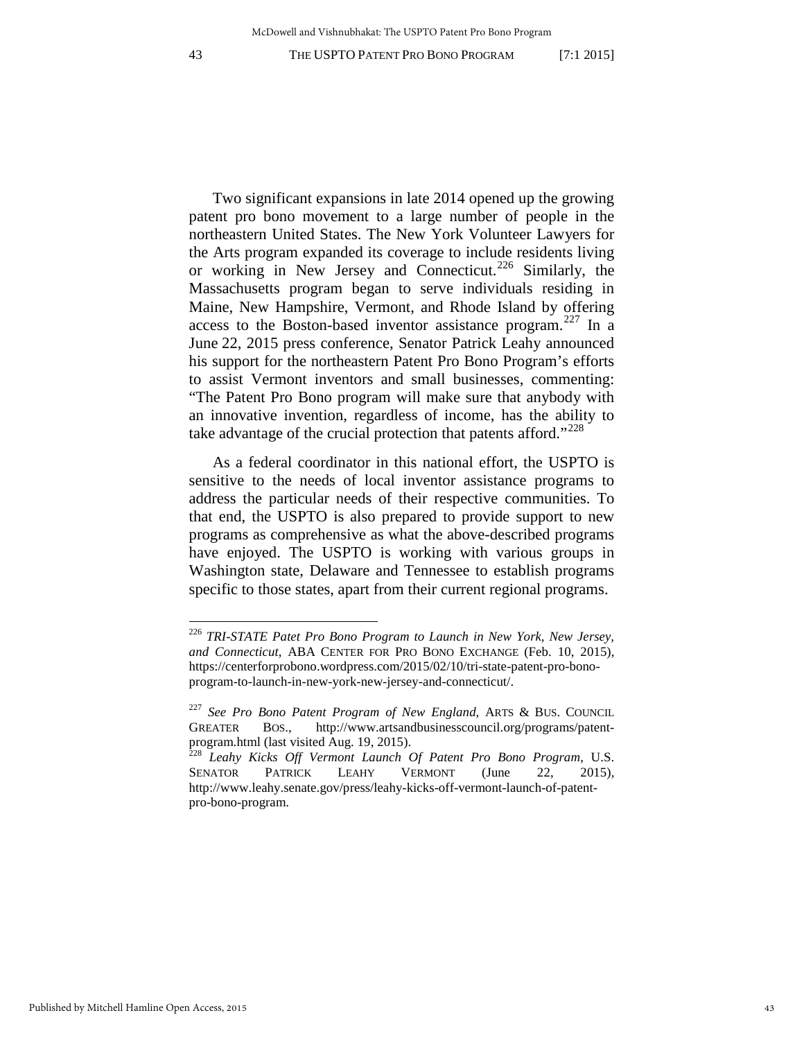Two significant expansions in late 2014 opened up the growing patent pro bono movement to a large number of people in the northeastern United States. The New York Volunteer Lawyers for the Arts program expanded its coverage to include residents living or working in New Jersey and Connecticut.[226] Similarly, the Massachusetts program began to serve individuals residing in Maine, New Hampshire, Vermont, and Rhode Island by offering access to the Boston-based inventor assistance program.[227] In a June 22, 2015 press conference, Senator Patrick Leahy announced his support for the northeastern Patent Pro Bono Program's efforts to assist Vermont inventors and small businesses, commenting: "The Patent Pro Bono program will make sure that anybody with an innovative invention, regardless of income, has the ability to take advantage of the crucial protection that patents afford."[228]

As a federal coordinator in this national effort, the USPTO is sensitive to the needs of local inventor assistance programs to address the particular needs of their respective communities. To that end, the USPTO is also prepared to provide support to new programs as comprehensive as what the above-described programs have enjoyed. The USPTO is working with various groups in Washington state, Delaware and Tennessee to establish programs specific to those states, apart from their current regional programs.

---

[226] *TRI-STATE Patet Pro Bono Program to Launch in New York, New Jersey, and Connecticut*, ABA CENTER FOR PRO BONO EXCHANGE (Feb. 10, 2015), https://centerforprobono.wordpress.com/2015/02/10/tri-state-patent-pro-bono-program-to-launch-in-new-york-new-jersey-and-connecticut/.

[227] *See Pro Bono Patent Program of New England*, ARTS & BUS. COUNCIL GREATER BOS., http://www.artsandbusinesscouncil.org/programs/patent-program.html (last visited Aug. 19, 2015).

[228] *Leahy Kicks Off Vermont Launch Of Patent Pro Bono Program*, U.S. SENATOR PATRICK LEAHY VERMONT (June 22, 2015), http://www.leahy.senate.gov/press/leahy-kicks-off-vermont-launch-of-patent-pro-bono-program.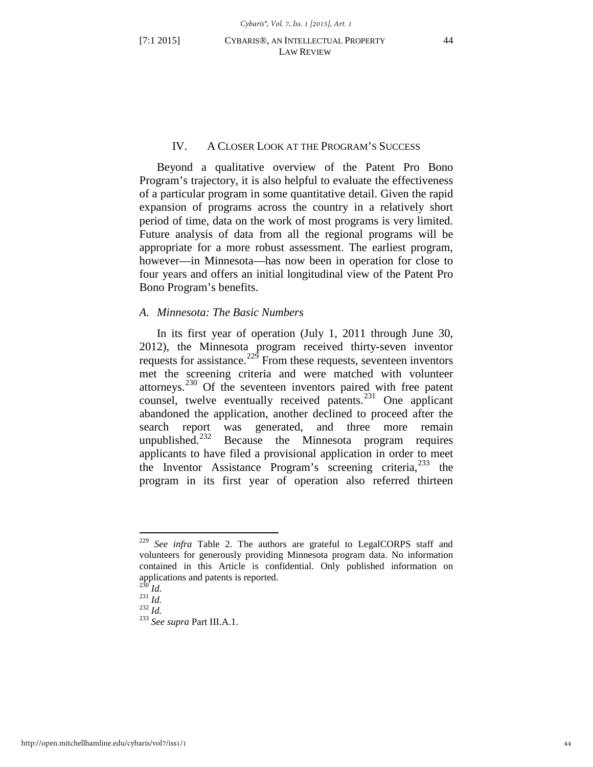## IV. A CLOSER LOOK AT THE PROGRAM'S SUCCESS

Beyond a qualitative overview of the Patent Pro Bono Program's trajectory, it is also helpful to evaluate the effectiveness of a particular program in some quantitative detail. Given the rapid expansion of programs across the country in a relatively short period of time, data on the work of most programs is very limited. Future analysis of data from all the regional programs will be appropriate for a more robust assessment. The earliest program, however—in Minnesota—has now been in operation for close to four years and offers an initial longitudinal view of the Patent Pro Bono Program's benefits.

### *A. Minnesota: The Basic Numbers*

In its first year of operation (July 1, 2011 through June 30, 2012), the Minnesota program received thirty-seven inventor requests for assistance.[229] From these requests, seventeen inventors met the screening criteria and were matched with volunteer attorneys.[230] Of the seventeen inventors paired with free patent counsel, twelve eventually received patents.[231] One applicant abandoned the application, another declined to proceed after the search report was generated, and three more remain unpublished.[232] Because the Minnesota program requires applicants to have filed a provisional application in order to meet the Inventor Assistance Program's screening criteria,[233] the program in its first year of operation also referred thirteen

---

[229] *See infra* Table 2. The authors are grateful to LegalCORPS staff and volunteers for generously providing Minnesota program data. No information contained in this Article is confidential. Only published information on applications and patents is reported.

[230] *Id.*

[231] *Id.*

[232] *Id.*

[233] *See supra* Part III.A.1.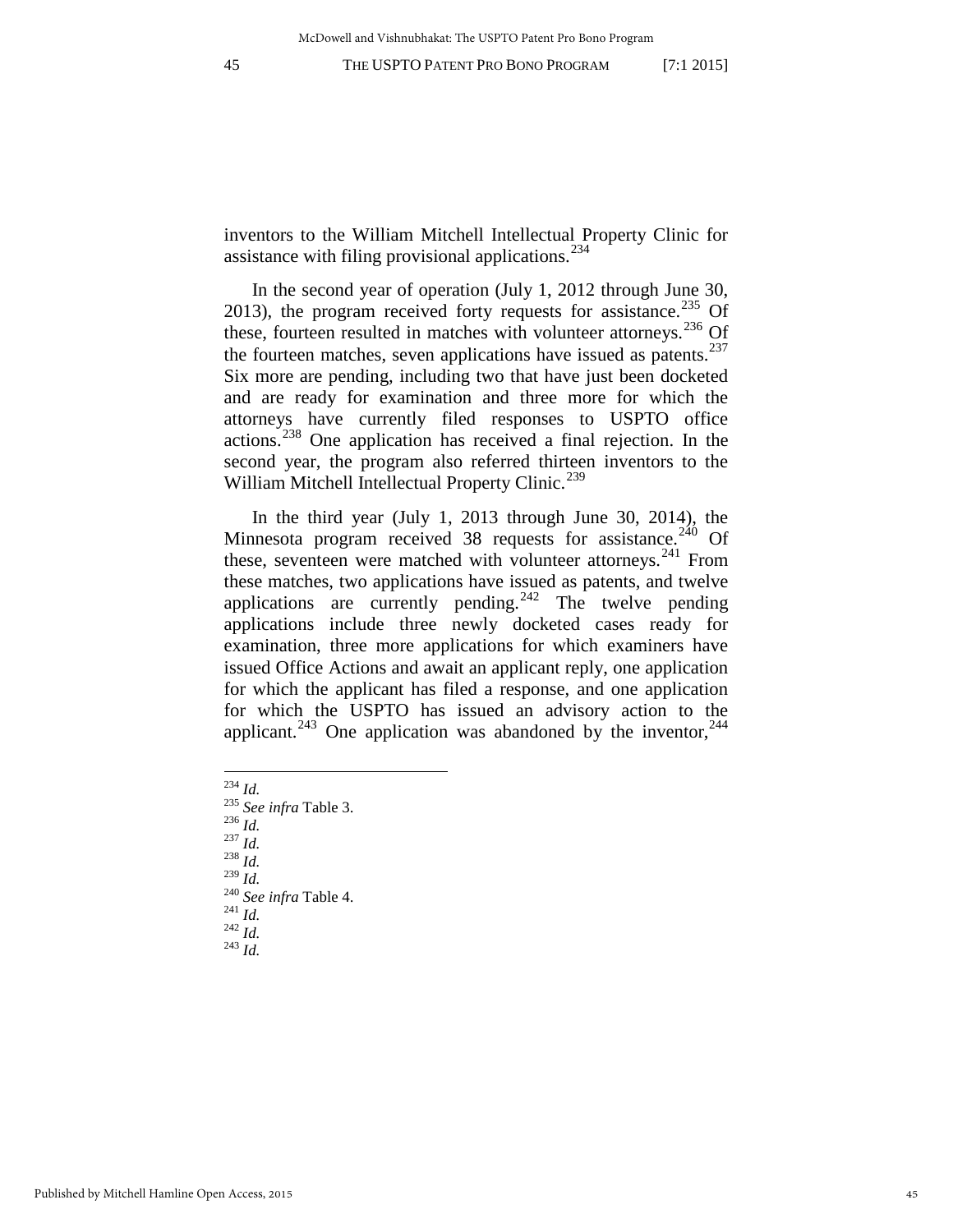inventors to the William Mitchell Intellectual Property Clinic for assistance with filing provisional applications.[234]

In the second year of operation (July 1, 2012 through June 30, 2013), the program received forty requests for assistance.[235] Of these, fourteen resulted in matches with volunteer attorneys.[236] Of the fourteen matches, seven applications have issued as patents.[237] Six more are pending, including two that have just been docketed and are ready for examination and three more for which the attorneys have currently filed responses to USPTO office actions.[238] One application has received a final rejection. In the second year, the program also referred thirteen inventors to the William Mitchell Intellectual Property Clinic.[239]

In the third year (July 1, 2013 through June 30, 2014), the Minnesota program received 38 requests for assistance.[240] Of these, seventeen were matched with volunteer attorneys.[241] From these matches, two applications have issued as patents, and twelve applications are currently pending.[242] The twelve pending applications include three newly docketed cases ready for examination, three more applications for which examiners have issued Office Actions and await an applicant reply, one application for which the applicant has filed a response, and one application for which the USPTO has issued an advisory action to the applicant.[243] One application was abandoned by the inventor,[244]

---

[234] *Id.*
[235] *See infra* Table 3.
[236] *Id.*
[237] *Id.*
[238] *Id.*
[239] *Id.*
[240] *See infra* Table 4.
[241] *Id.*
[242] *Id.*
[243] *Id.*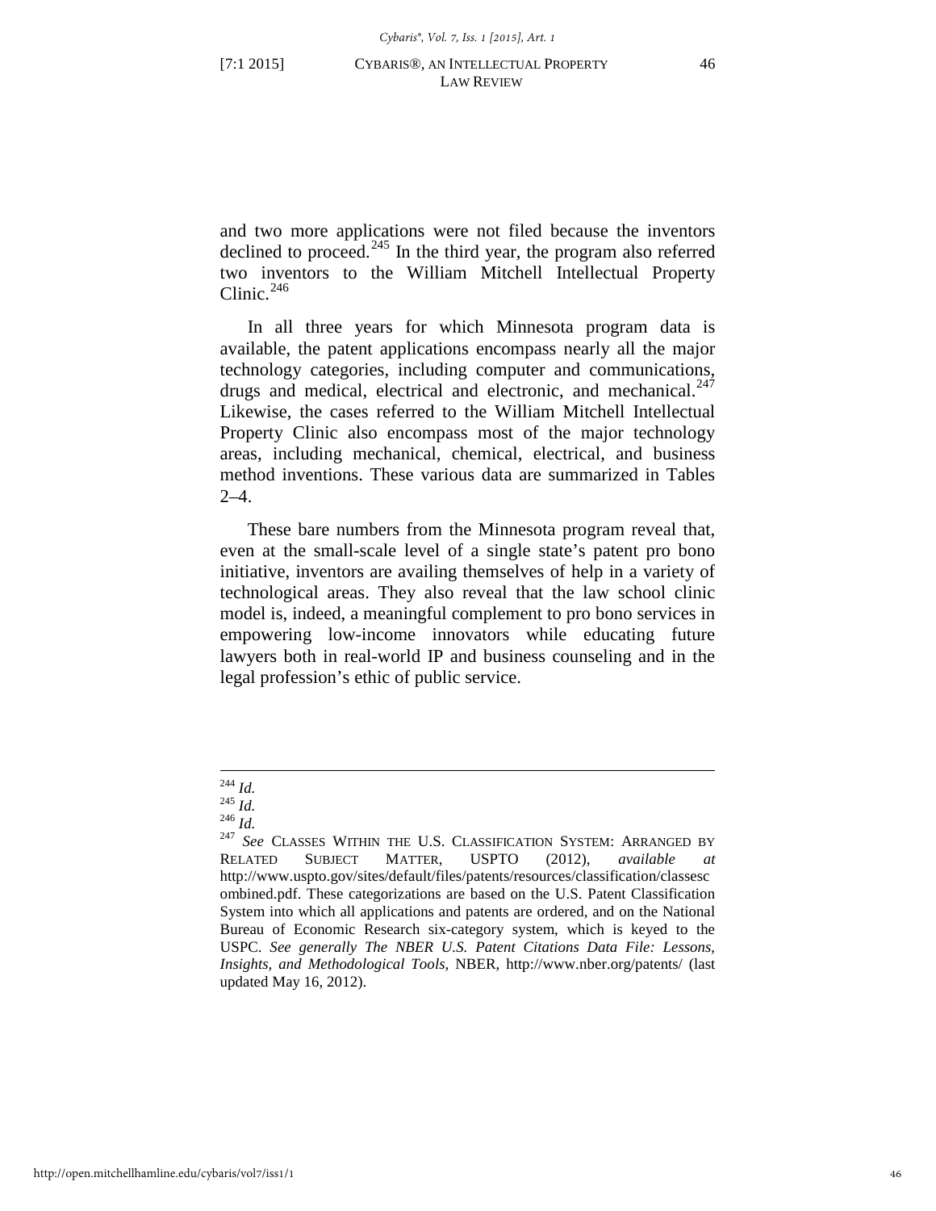and two more applications were not filed because the inventors declined to proceed.[245] In the third year, the program also referred two inventors to the William Mitchell Intellectual Property Clinic.[246]

In all three years for which Minnesota program data is available, the patent applications encompass nearly all the major technology categories, including computer and communications, drugs and medical, electrical and electronic, and mechanical.[247] Likewise, the cases referred to the William Mitchell Intellectual Property Clinic also encompass most of the major technology areas, including mechanical, chemical, electrical, and business method inventions. These various data are summarized in Tables 2–4.

These bare numbers from the Minnesota program reveal that, even at the small-scale level of a single state's patent pro bono initiative, inventors are availing themselves of help in a variety of technological areas. They also reveal that the law school clinic model is, indeed, a meaningful complement to pro bono services in empowering low-income innovators while educating future lawyers both in real-world IP and business counseling and in the legal profession's ethic of public service.

---

[244] *Id.*

[245] *Id.*

[246] *Id.*

[247] *See* CLASSES WITHIN THE U.S. CLASSIFICATION SYSTEM: ARRANGED BY RELATED SUBJECT MATTER, USPTO (2012), *available at* http://www.uspto.gov/sites/default/files/patents/resources/classification/classescombined.pdf. These categorizations are based on the U.S. Patent Classification System into which all applications and patents are ordered, and on the National Bureau of Economic Research six-category system, which is keyed to the USPC. *See generally The NBER U.S. Patent Citations Data File: Lessons, Insights, and Methodological Tools*, NBER, http://www.nber.org/patents/ (last updated May 16, 2012).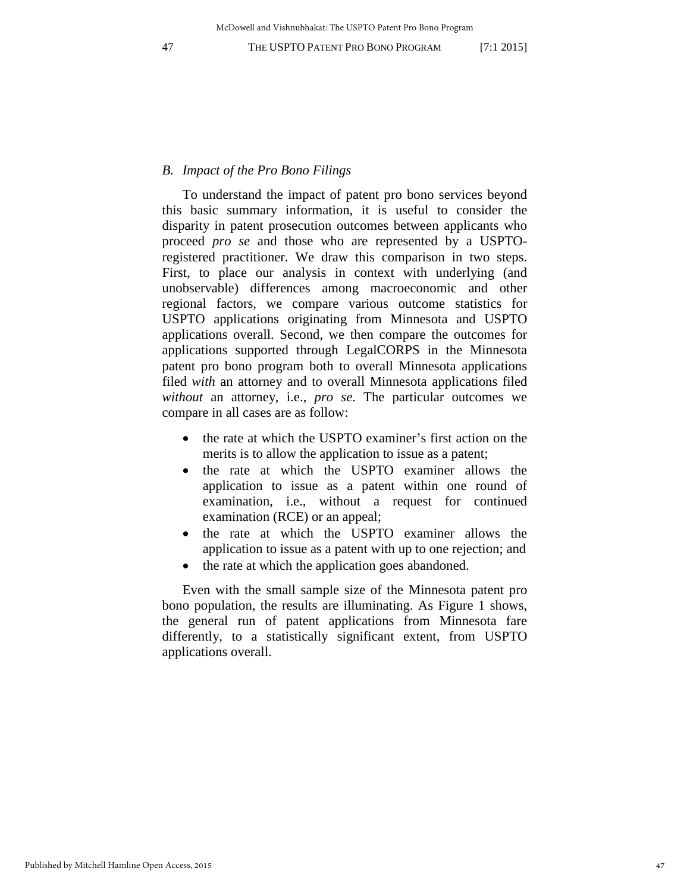### *B. Impact of the Pro Bono Filings*

To understand the impact of patent pro bono services beyond this basic summary information, it is useful to consider the disparity in patent prosecution outcomes between applicants who proceed *pro se* and those who are represented by a USPTO-registered practitioner. We draw this comparison in two steps. First, to place our analysis in context with underlying (and unobservable) differences among macroeconomic and other regional factors, we compare various outcome statistics for USPTO applications originating from Minnesota and USPTO applications overall. Second, we then compare the outcomes for applications supported through LegalCORPS in the Minnesota patent pro bono program both to overall Minnesota applications filed *with* an attorney and to overall Minnesota applications filed *without* an attorney, i.e., *pro se*. The particular outcomes we compare in all cases are as follow:

- the rate at which the USPTO examiner's first action on the merits is to allow the application to issue as a patent;
- the rate at which the USPTO examiner allows the application to issue as a patent within one round of examination, i.e., without a request for continued examination (RCE) or an appeal;
- the rate at which the USPTO examiner allows the application to issue as a patent with up to one rejection; and
- the rate at which the application goes abandoned.

Even with the small sample size of the Minnesota patent pro bono population, the results are illuminating. As Figure 1 shows, the general run of patent applications from Minnesota fare differently, to a statistically significant extent, from USPTO applications overall.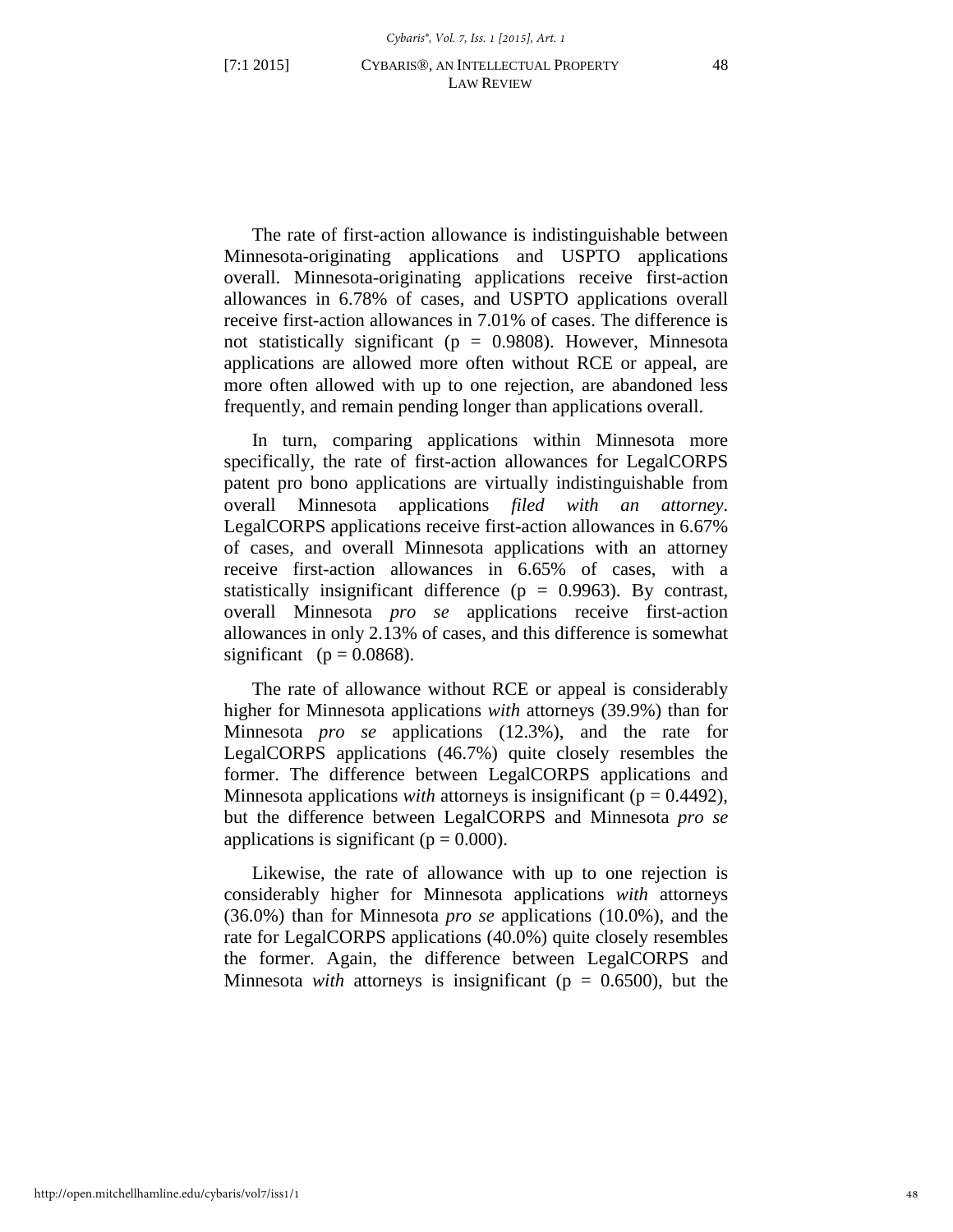The rate of first-action allowance is indistinguishable between Minnesota-originating applications and USPTO applications overall. Minnesota-originating applications receive first-action allowances in 6.78% of cases, and USPTO applications overall receive first-action allowances in 7.01% of cases. The difference is not statistically significant ($p = 0.9808$). However, Minnesota applications are allowed more often without RCE or appeal, are more often allowed with up to one rejection, are abandoned less frequently, and remain pending longer than applications overall.

In turn, comparing applications within Minnesota more specifically, the rate of first-action allowances for LegalCORPS patent pro bono applications are virtually indistinguishable from overall Minnesota applications *filed with an attorney*. LegalCORPS applications receive first-action allowances in 6.67% of cases, and overall Minnesota applications with an attorney receive first-action allowances in 6.65% of cases, with a statistically insignificant difference ($p = 0.9963$). By contrast, overall Minnesota *pro se* applications receive first-action allowances in only 2.13% of cases, and this difference is somewhat significant ($p = 0.0868$).

The rate of allowance without RCE or appeal is considerably higher for Minnesota applications *with* attorneys (39.9%) than for Minnesota *pro se* applications (12.3%), and the rate for LegalCORPS applications (46.7%) quite closely resembles the former. The difference between LegalCORPS applications and Minnesota applications *with* attorneys is insignificant ($p = 0.4492$), but the difference between LegalCORPS and Minnesota *pro se* applications is significant ($p = 0.000$).

Likewise, the rate of allowance with up to one rejection is considerably higher for Minnesota applications *with* attorneys (36.0%) than for Minnesota *pro se* applications (10.0%), and the rate for LegalCORPS applications (40.0%) quite closely resembles the former. Again, the difference between LegalCORPS and Minnesota *with* attorneys is insignificant ($p = 0.6500$), but the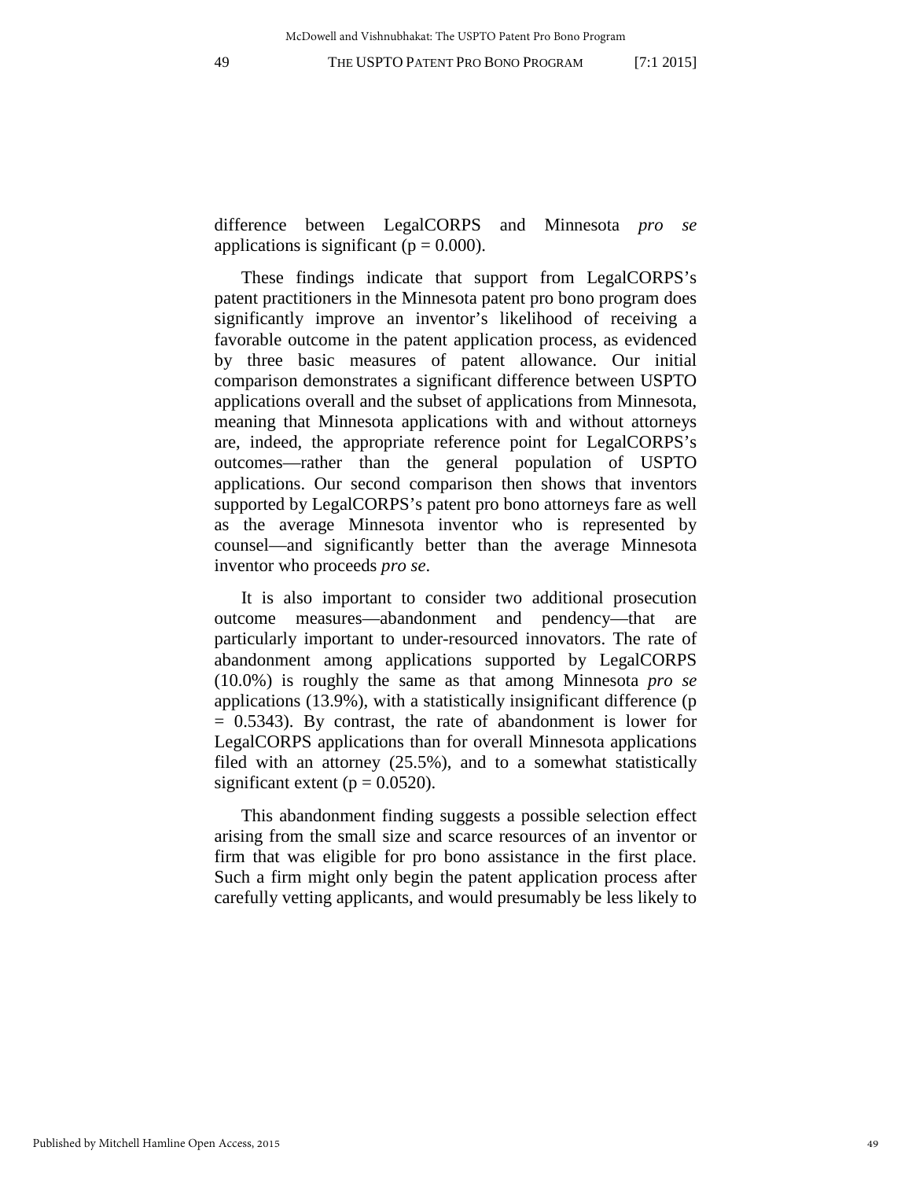difference between LegalCORPS and Minnesota *pro se* applications is significant ($p = 0.000$).

These findings indicate that support from LegalCORPS's patent practitioners in the Minnesota patent pro bono program does significantly improve an inventor's likelihood of receiving a favorable outcome in the patent application process, as evidenced by three basic measures of patent allowance. Our initial comparison demonstrates a significant difference between USPTO applications overall and the subset of applications from Minnesota, meaning that Minnesota applications with and without attorneys are, indeed, the appropriate reference point for LegalCORPS's outcomes—rather than the general population of USPTO applications. Our second comparison then shows that inventors supported by LegalCORPS's patent pro bono attorneys fare as well as the average Minnesota inventor who is represented by counsel—and significantly better than the average Minnesota inventor who proceeds *pro se*.

It is also important to consider two additional prosecution outcome measures—abandonment and pendency—that are particularly important to under-resourced innovators. The rate of abandonment among applications supported by LegalCORPS (10.0%) is roughly the same as that among Minnesota *pro se* applications (13.9%), with a statistically insignificant difference ($p = 0.5343$). By contrast, the rate of abandonment is lower for LegalCORPS applications than for overall Minnesota applications filed with an attorney (25.5%), and to a somewhat statistically significant extent ($p = 0.0520$).

This abandonment finding suggests a possible selection effect arising from the small size and scarce resources of an inventor or firm that was eligible for pro bono assistance in the first place. Such a firm might only begin the patent application process after carefully vetting applicants, and would presumably be less likely to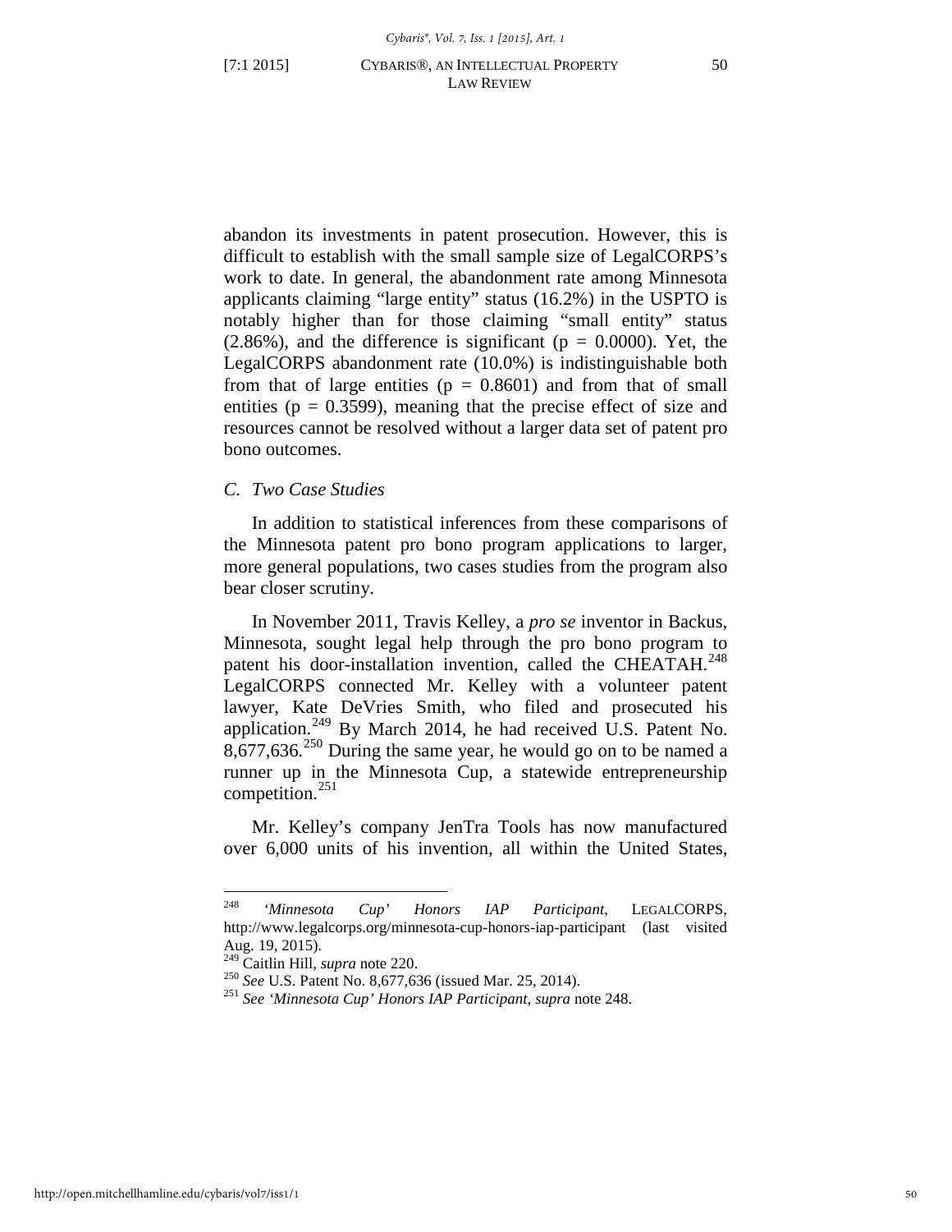abandon its investments in patent prosecution. However, this is difficult to establish with the small sample size of LegalCORPS's work to date. In general, the abandonment rate among Minnesota applicants claiming "large entity" status (16.2%) in the USPTO is notably higher than for those claiming "small entity" status (2.86%), and the difference is significant ($p = 0.0000$). Yet, the LegalCORPS abandonment rate (10.0%) is indistinguishable both from that of large entities ($p = 0.8601$) and from that of small entities ($p = 0.3599$), meaning that the precise effect of size and resources cannot be resolved without a larger data set of patent pro bono outcomes.

### *C. Two Case Studies*

In addition to statistical inferences from these comparisons of the Minnesota patent pro bono program applications to larger, more general populations, two cases studies from the program also bear closer scrutiny.

In November 2011, Travis Kelley, a *pro se* inventor in Backus, Minnesota, sought legal help through the pro bono program to patent his door-installation invention, called the CHEATAH.[248] LegalCORPS connected Mr. Kelley with a volunteer patent lawyer, Kate DeVries Smith, who filed and prosecuted his application.[249] By March 2014, he had received U.S. Patent No. 8,677,636.[250] During the same year, he would go on to be named a runner up in the Minnesota Cup, a statewide entrepreneurship competition.[251]

Mr. Kelley's company JenTra Tools has now manufactured over 6,000 units of his invention, all within the United States,

---

[248] *'Minnesota Cup' Honors IAP Participant*, LEGALCORPS, http://www.legalcorps.org/minnesota-cup-honors-iap-participant (last visited Aug. 19, 2015).

[249] Caitlin Hill, *supra* note 220.

[250] *See* U.S. Patent No. 8,677,636 (issued Mar. 25, 2014).

[251] *See 'Minnesota Cup' Honors IAP Participant*, *supra* note 248.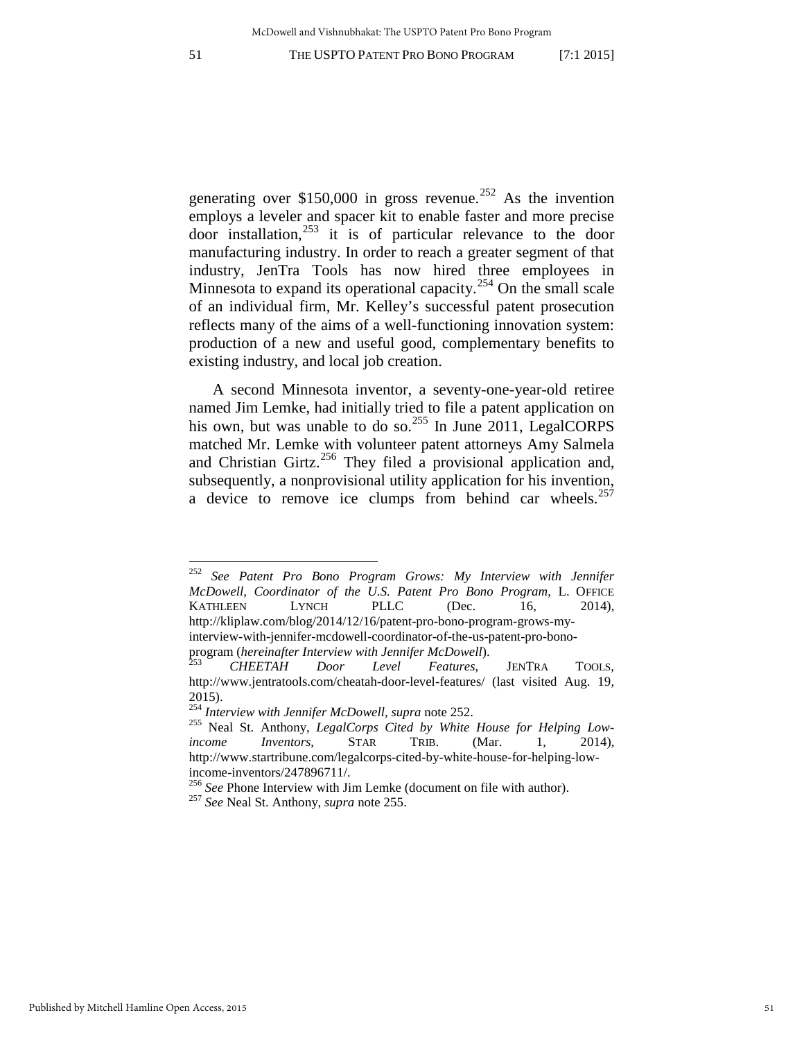generating over $150,000 in gross revenue.[252] As the invention employs a leveler and spacer kit to enable faster and more precise door installation,[253] it is of particular relevance to the door manufacturing industry. In order to reach a greater segment of that industry, JenTra Tools has now hired three employees in Minnesota to expand its operational capacity.[254] On the small scale of an individual firm, Mr. Kelley's successful patent prosecution reflects many of the aims of a well-functioning innovation system: production of a new and useful good, complementary benefits to existing industry, and local job creation.

A second Minnesota inventor, a seventy-one-year-old retiree named Jim Lemke, had initially tried to file a patent application on his own, but was unable to do so.[255] In June 2011, LegalCORPS matched Mr. Lemke with volunteer patent attorneys Amy Salmela and Christian Girtz.[256] They filed a provisional application and, subsequently, a nonprovisional utility application for his invention, a device to remove ice clumps from behind car wheels.[257]

---

[252] *See Patent Pro Bono Program Grows: My Interview with Jennifer McDowell, Coordinator of the U.S. Patent Pro Bono Program*, L. OFFICE KATHLEEN LYNCH PLLC (Dec. 16, 2014), http://kliplaw.com/blog/2014/12/16/patent-pro-bono-program-grows-my-interview-with-jennifer-mcdowell-coordinator-of-the-us-patent-pro-bono-program (*hereinafter Interview with Jennifer McDowell*).

[253] *CHEETAH Door Level Features*, JENTRA TOOLS, http://www.jentratools.com/cheatah-door-level-features/ (last visited Aug. 19, 2015).

[254] *Interview with Jennifer McDowell*, *supra* note 252.

[255] Neal St. Anthony, *LegalCorps Cited by White House for Helping Low-income Inventors*, STAR TRIB. (Mar. 1, 2014), http://www.startribune.com/legalcorps-cited-by-white-house-for-helping-low-income-inventors/247896711/.

[256] *See* Phone Interview with Jim Lemke (document on file with author).

[257] *See* Neal St. Anthony, *supra* note 255.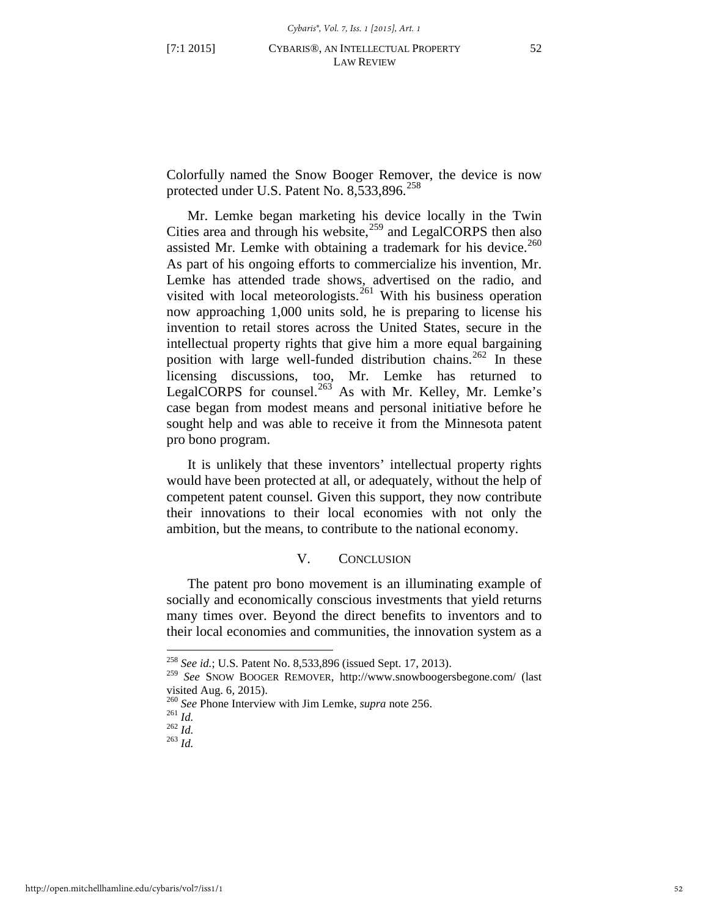Colorfully named the Snow Booger Remover, the device is now protected under U.S. Patent No. 8,533,896.[258]

Mr. Lemke began marketing his device locally in the Twin Cities area and through his website,[259] and LegalCORPS then also assisted Mr. Lemke with obtaining a trademark for his device.[260] As part of his ongoing efforts to commercialize his invention, Mr. Lemke has attended trade shows, advertised on the radio, and visited with local meteorologists.[261] With his business operation now approaching 1,000 units sold, he is preparing to license his invention to retail stores across the United States, secure in the intellectual property rights that give him a more equal bargaining position with large well-funded distribution chains.[262] In these licensing discussions, too, Mr. Lemke has returned to LegalCORPS for counsel.[263] As with Mr. Kelley, Mr. Lemke's case began from modest means and personal initiative before he sought help and was able to receive it from the Minnesota patent pro bono program.

It is unlikely that these inventors' intellectual property rights would have been protected at all, or adequately, without the help of competent patent counsel. Given this support, they now contribute their innovations to their local economies with not only the ambition, but the means, to contribute to the national economy.

## V. CONCLUSION

The patent pro bono movement is an illuminating example of socially and economically conscious investments that yield returns many times over. Beyond the direct benefits to inventors and to their local economies and communities, the innovation system as a

---

[258] *See id.*; U.S. Patent No. 8,533,896 (issued Sept. 17, 2013).

[259] *See* SNOW BOOGER REMOVER, http://www.snowboogersbegone.com/ (last visited Aug. 6, 2015).

[260] *See* Phone Interview with Jim Lemke, *supra* note 256.

[261] *Id.*

[262] *Id.*

[263] *Id.*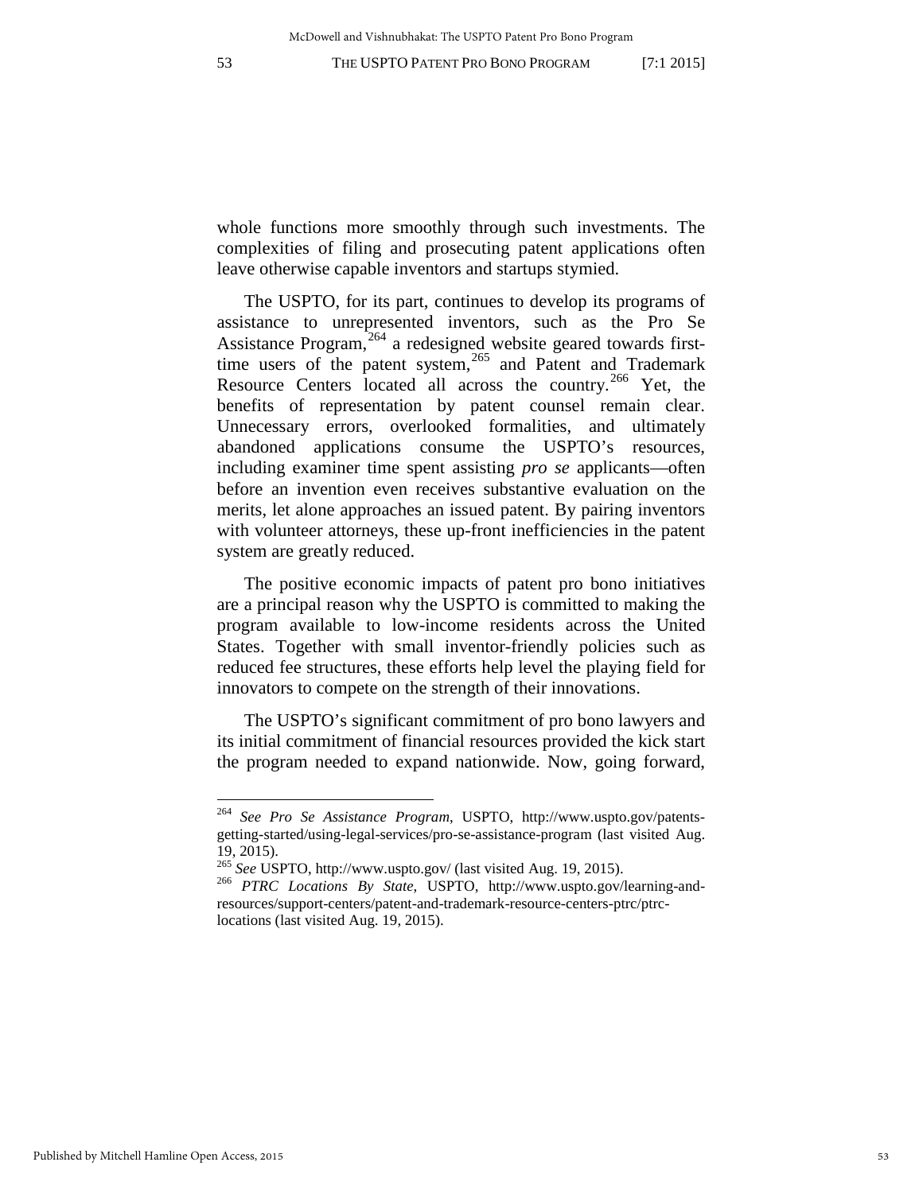whole functions more smoothly through such investments. The complexities of filing and prosecuting patent applications often leave otherwise capable inventors and startups stymied.

The USPTO, for its part, continues to develop its programs of assistance to unrepresented inventors, such as the Pro Se Assistance Program,[264] a redesigned website geared towards first-time users of the patent system,[265] and Patent and Trademark Resource Centers located all across the country.[266] Yet, the benefits of representation by patent counsel remain clear. Unnecessary errors, overlooked formalities, and ultimately abandoned applications consume the USPTO's resources, including examiner time spent assisting *pro se* applicants—often before an invention even receives substantive evaluation on the merits, let alone approaches an issued patent. By pairing inventors with volunteer attorneys, these up-front inefficiencies in the patent system are greatly reduced.

The positive economic impacts of patent pro bono initiatives are a principal reason why the USPTO is committed to making the program available to low-income residents across the United States. Together with small inventor-friendly policies such as reduced fee structures, these efforts help level the playing field for innovators to compete on the strength of their innovations.

The USPTO's significant commitment of pro bono lawyers and its initial commitment of financial resources provided the kick start the program needed to expand nationwide. Now, going forward,

---

[264] *See Pro Se Assistance Program*, USPTO, http://www.uspto.gov/patents-getting-started/using-legal-services/pro-se-assistance-program (last visited Aug. 19, 2015).

[265] *See* USPTO, http://www.uspto.gov/ (last visited Aug. 19, 2015).

[266] *PTRC Locations By State*, USPTO, http://www.uspto.gov/learning-and-resources/support-centers/patent-and-trademark-resource-centers-ptrc/ptrc-locations (last visited Aug. 19, 2015).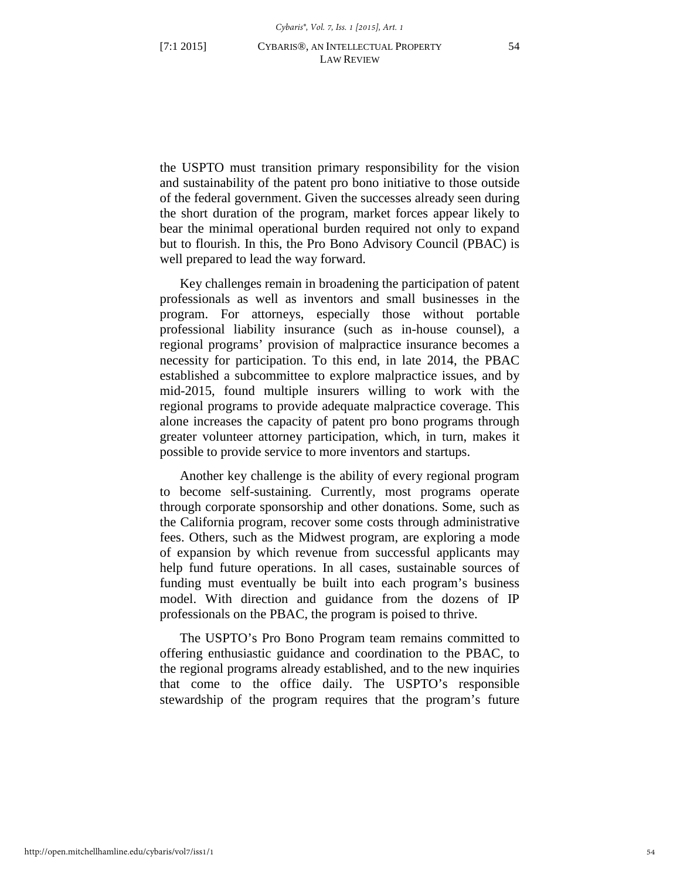the USPTO must transition primary responsibility for the vision and sustainability of the patent pro bono initiative to those outside of the federal government. Given the successes already seen during the short duration of the program, market forces appear likely to bear the minimal operational burden required not only to expand but to flourish. In this, the Pro Bono Advisory Council (PBAC) is well prepared to lead the way forward.

Key challenges remain in broadening the participation of patent professionals as well as inventors and small businesses in the program. For attorneys, especially those without portable professional liability insurance (such as in-house counsel), a regional programs' provision of malpractice insurance becomes a necessity for participation. To this end, in late 2014, the PBAC established a subcommittee to explore malpractice issues, and by mid-2015, found multiple insurers willing to work with the regional programs to provide adequate malpractice coverage. This alone increases the capacity of patent pro bono programs through greater volunteer attorney participation, which, in turn, makes it possible to provide service to more inventors and startups.

Another key challenge is the ability of every regional program to become self-sustaining. Currently, most programs operate through corporate sponsorship and other donations. Some, such as the California program, recover some costs through administrative fees. Others, such as the Midwest program, are exploring a mode of expansion by which revenue from successful applicants may help fund future operations. In all cases, sustainable sources of funding must eventually be built into each program's business model. With direction and guidance from the dozens of IP professionals on the PBAC, the program is poised to thrive.

The USPTO's Pro Bono Program team remains committed to offering enthusiastic guidance and coordination to the PBAC, to the regional programs already established, and to the new inquiries that come to the office daily. The USPTO's responsible stewardship of the program requires that the program's future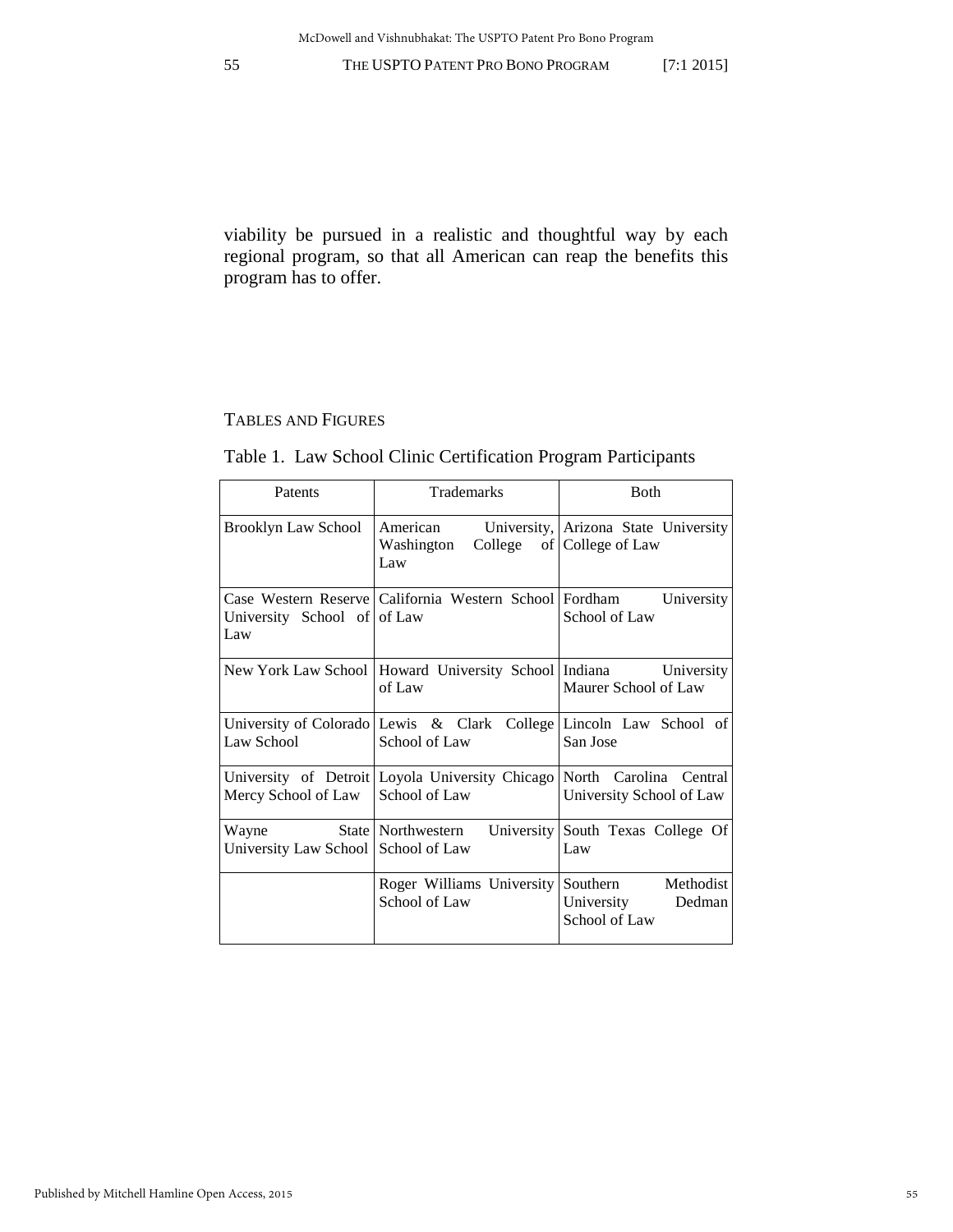viability be pursued in a realistic and thoughtful way by each regional program, so that all American can reap the benefits this program has to offer.

## TABLES AND FIGURES

Table 1. Law School Clinic Certification Program Participants

| Patents | Trademarks | Both |
|---|---|---|
| Brooklyn Law School | American University, Washington College of Law | Arizona State University College of Law |
| Case Western Reserve University School of Law | California Western School of Law | Fordham University School of Law |
| New York Law School | Howard University School of Law | Indiana University Maurer School of Law |
| University of Colorado Law School | Lewis & Clark College School of Law | Lincoln Law School of San Jose |
| University of Detroit Mercy School of Law | Loyola University Chicago School of Law | North Carolina Central University School of Law |
| Wayne State University Law School | Northwestern University School of Law | South Texas College Of Law |
| | Roger Williams University School of Law | Southern Methodist University Dedman School of Law |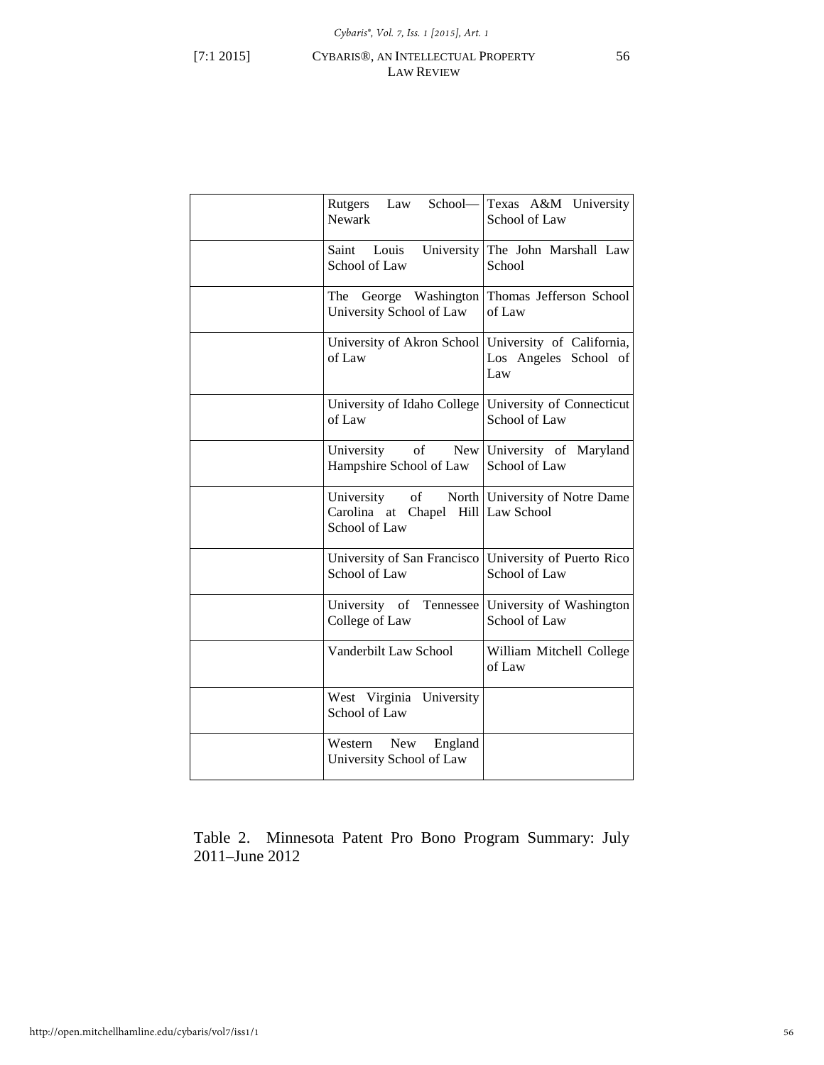| | | |
|---|---|---|
| | Rutgers Law School—Newark | Texas A&M University School of Law |
| | Saint Louis University School of Law | The John Marshall Law School |
| | The George Washington University School of Law | Thomas Jefferson School of Law |
| | University of Akron School of Law | University of California, Los Angeles School of Law |
| | University of Idaho College of Law | University of Connecticut School of Law |
| | University of New Hampshire School of Law | University of Maryland School of Law |
| | University of North Carolina at Chapel Hill School of Law | University of Notre Dame Law School |
| | University of San Francisco School of Law | University of Puerto Rico School of Law |
| | University of Tennessee College of Law | University of Washington School of Law |
| | Vanderbilt Law School | William Mitchell College of Law |
| | West Virginia University School of Law | |
| | Western New England University School of Law | |

Table 2. Minnesota Patent Pro Bono Program Summary: July 2011–June 2012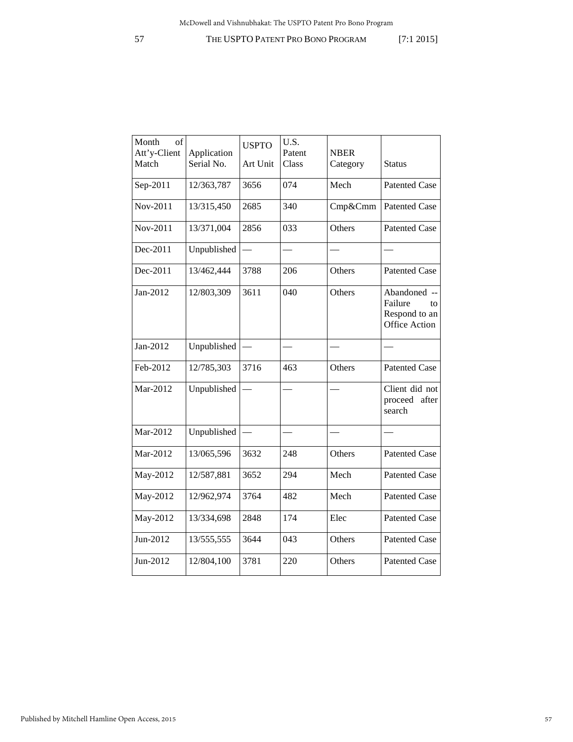| Month of Att'y-Client Match | Application Serial No. | USPTO Art Unit | U.S. Patent Class | NBER Category | Status |
|---|---|---|---|---|---|
| Sep-2011 | 12/363,787 | 3656 | 074 | Mech | Patented Case |
| Nov-2011 | 13/315,450 | 2685 | 340 | Cmp&Cmm | Patented Case |
| Nov-2011 | 13/371,004 | 2856 | 033 | Others | Patented Case |
| Dec-2011 | Unpublished | — | — | — | — |
| Dec-2011 | 13/462,444 | 3788 | 206 | Others | Patented Case |
| Jan-2012 | 12/803,309 | 3611 | 040 | Others | Abandoned -- Failure to Respond to an Office Action |
| Jan-2012 | Unpublished | — | — | — | — |
| Feb-2012 | 12/785,303 | 3716 | 463 | Others | Patented Case |
| Mar-2012 | Unpublished | — | — | — | Client did not proceed after search |
| Mar-2012 | Unpublished | — | — | — | — |
| Mar-2012 | 13/065,596 | 3632 | 248 | Others | Patented Case |
| May-2012 | 12/587,881 | 3652 | 294 | Mech | Patented Case |
| May-2012 | 12/962,974 | 3764 | 482 | Mech | Patented Case |
| May-2012 | 13/334,698 | 2848 | 174 | Elec | Patented Case |
| Jun-2012 | 13/555,555 | 3644 | 043 | Others | Patented Case |
| Jun-2012 | 12/804,100 | 3781 | 220 | Others | Patented Case |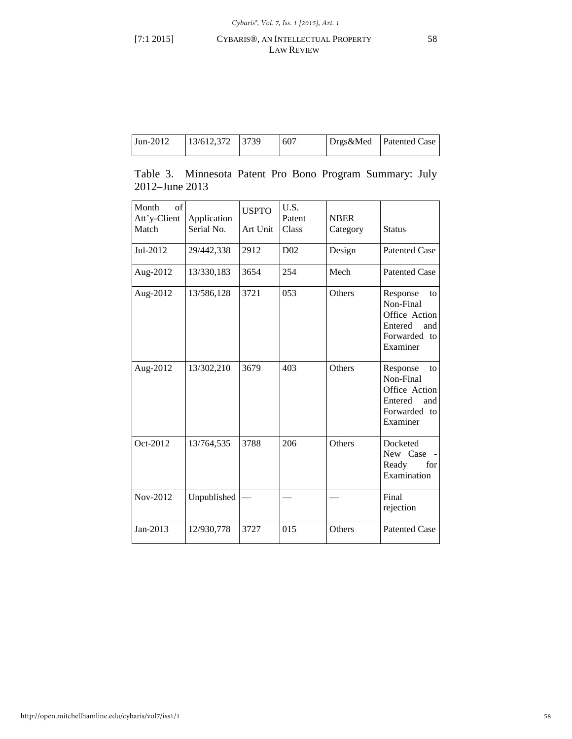| Jun-2012 | 13/612,372 | 3739 | 607 | Drgs&Med | Patented Case |
|---|---|---|---|---|---|

Table 3. Minnesota Patent Pro Bono Program Summary: July 2012–June 2013

| Month of Att'y-Client Match | Application Serial No. | USPTO Art Unit | U.S. Patent Class | NBER Category | Status |
|---|---|---|---|---|---|
| Jul-2012 | 29/442,338 | 2912 | D02 | Design | Patented Case |
| Aug-2012 | 13/330,183 | 3654 | 254 | Mech | Patented Case |
| Aug-2012 | 13/586,128 | 3721 | 053 | Others | Response to Non-Final Office Action Entered and Forwarded to Examiner |
| Aug-2012 | 13/302,210 | 3679 | 403 | Others | Response to Non-Final Office Action Entered and Forwarded to Examiner |
| Oct-2012 | 13/764,535 | 3788 | 206 | Others | Docketed New Case - Ready for Examination |
| Nov-2012 | Unpublished | — | — | — | Final rejection |
| Jan-2013 | 12/930,778 | 3727 | 015 | Others | Patented Case |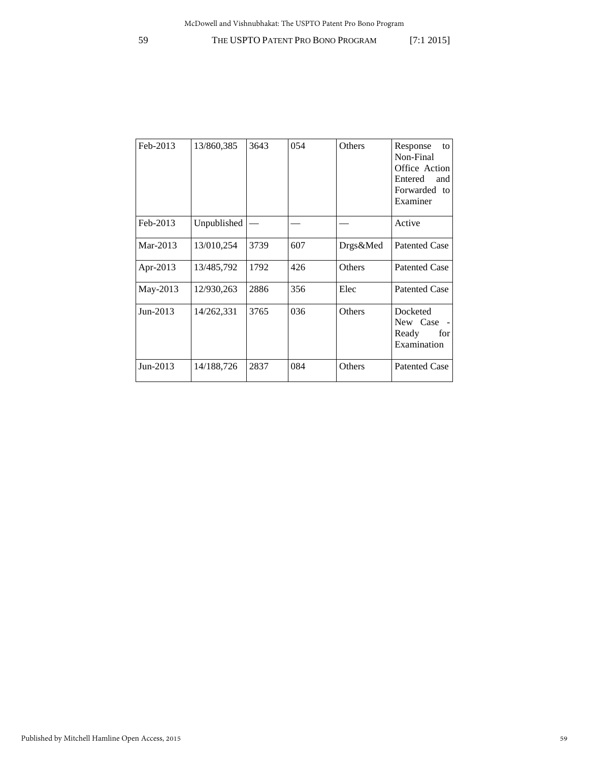| Feb-2013 | 13/860,385 | 3643 | 054 | Others | Response to Non-Final Office Action Entered and Forwarded to Examiner |
|---|---|---|---|---|---|
| Feb-2013 | Unpublished | — | — | — | Active |
| Mar-2013 | 13/010,254 | 3739 | 607 | Drgs&Med | Patented Case |
| Apr-2013 | 13/485,792 | 1792 | 426 | Others | Patented Case |
| May-2013 | 12/930,263 | 2886 | 356 | Elec | Patented Case |
| Jun-2013 | 14/262,331 | 3765 | 036 | Others | Docketed New Case - Ready for Examination |
| Jun-2013 | 14/188,726 | 2837 | 084 | Others | Patented Case |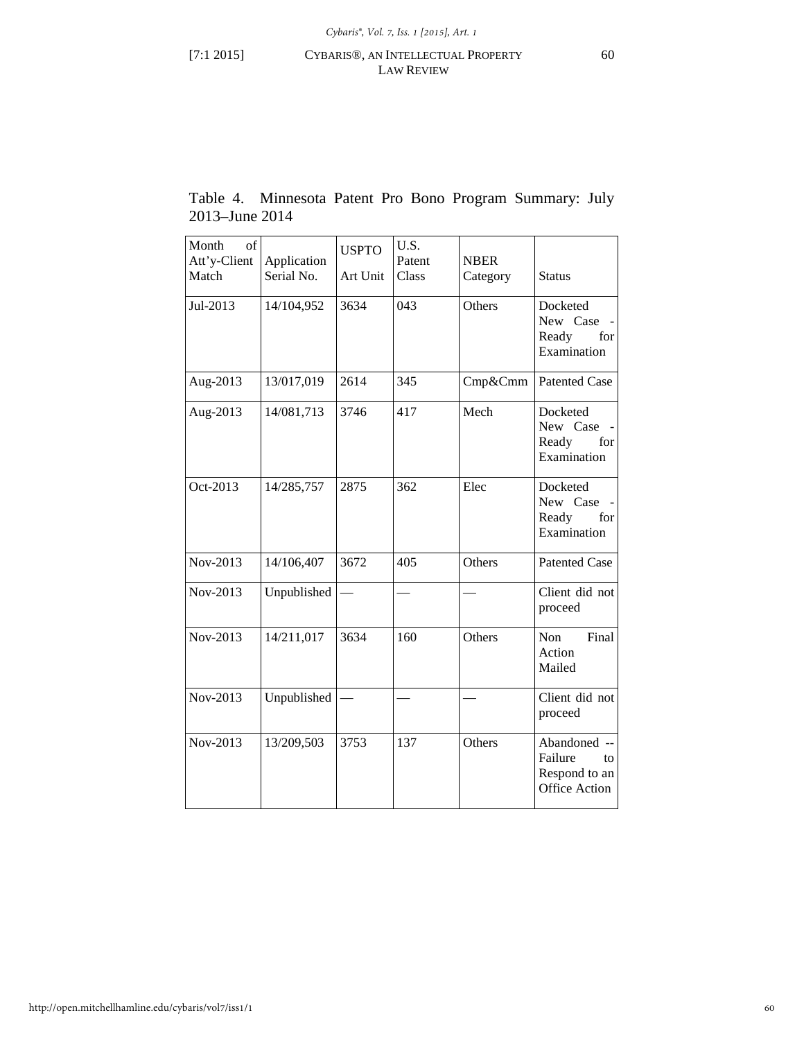Table 4. Minnesota Patent Pro Bono Program Summary: July 2013–June 2014

| Month of Att'y-Client Match | Application Serial No. | USPTO Art Unit | U.S. Patent Class | NBER Category | Status |
|---|---|---|---|---|---|
| Jul-2013 | 14/104,952 | 3634 | 043 | Others | Docketed New Case - Ready for Examination |
| Aug-2013 | 13/017,019 | 2614 | 345 | Cmp&Cmm | Patented Case |
| Aug-2013 | 14/081,713 | 3746 | 417 | Mech | Docketed New Case - Ready for Examination |
| Oct-2013 | 14/285,757 | 2875 | 362 | Elec | Docketed New Case - Ready for Examination |
| Nov-2013 | 14/106,407 | 3672 | 405 | Others | Patented Case |
| Nov-2013 | Unpublished | — | — | — | Client did not proceed |
| Nov-2013 | 14/211,017 | 3634 | 160 | Others | Non Final Action Mailed |
| Nov-2013 | Unpublished | — | — | — | Client did not proceed |
| Nov-2013 | 13/209,503 | 3753 | 137 | Others | Abandoned -- Failure to Respond to an Office Action |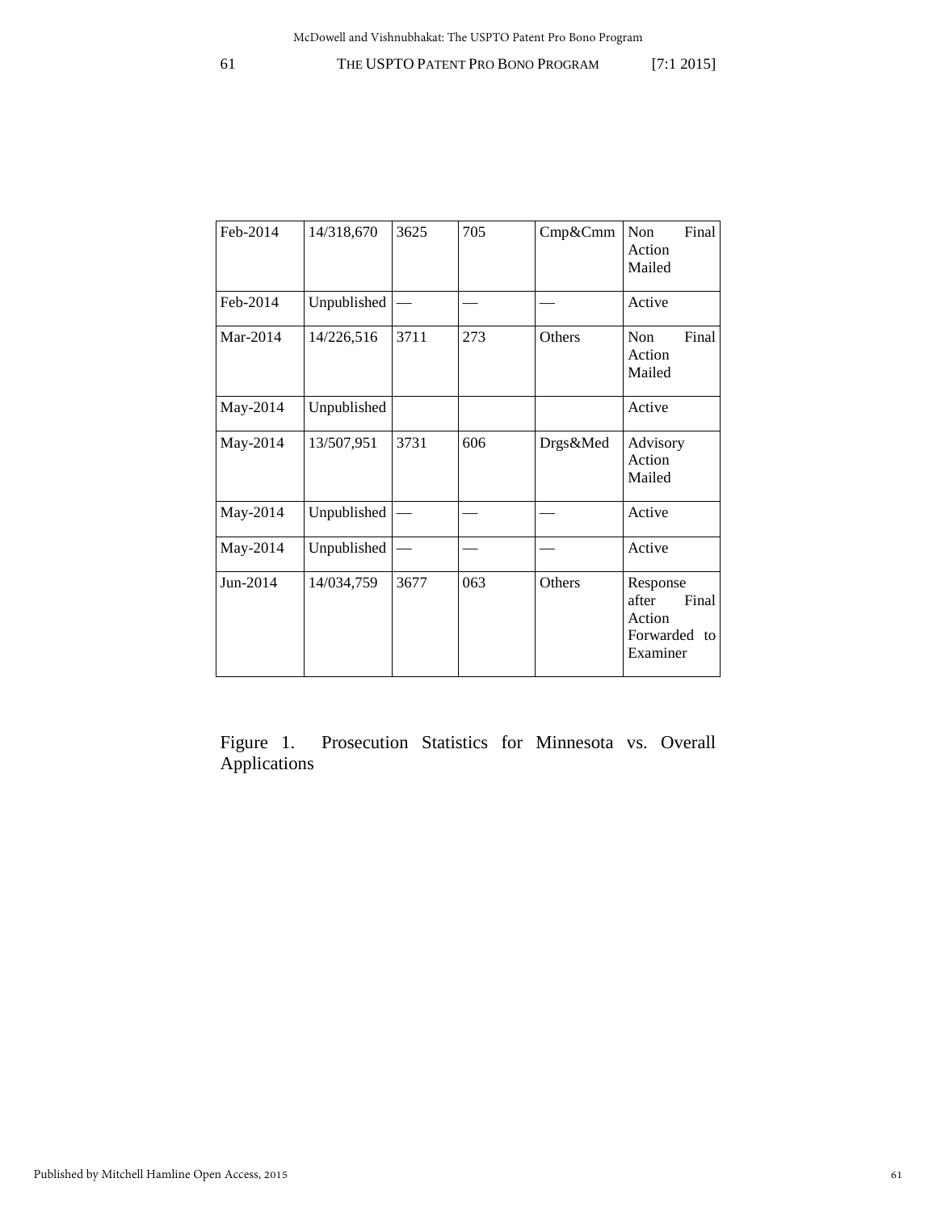| Feb-2014 | 14/318,670 | 3625 | 705 | Cmp&Cmm | Non Final Action Mailed |
|---|---|---|---|---|---|
| Feb-2014 | Unpublished | — | — | — | Active |
| Mar-2014 | 14/226,516 | 3711 | 273 | Others | Non Final Action Mailed |
| May-2014 | Unpublished | | | | Active |
| May-2014 | 13/507,951 | 3731 | 606 | Drgs&Med | Advisory Action Mailed |
| May-2014 | Unpublished | — | — | — | Active |
| May-2014 | Unpublished | — | — | — | Active |
| Jun-2014 | 14/034,759 | 3677 | 063 | Others | Response after Final Action Forwarded to Examiner |

Figure 1. Prosecution Statistics for Minnesota vs. Overall Applications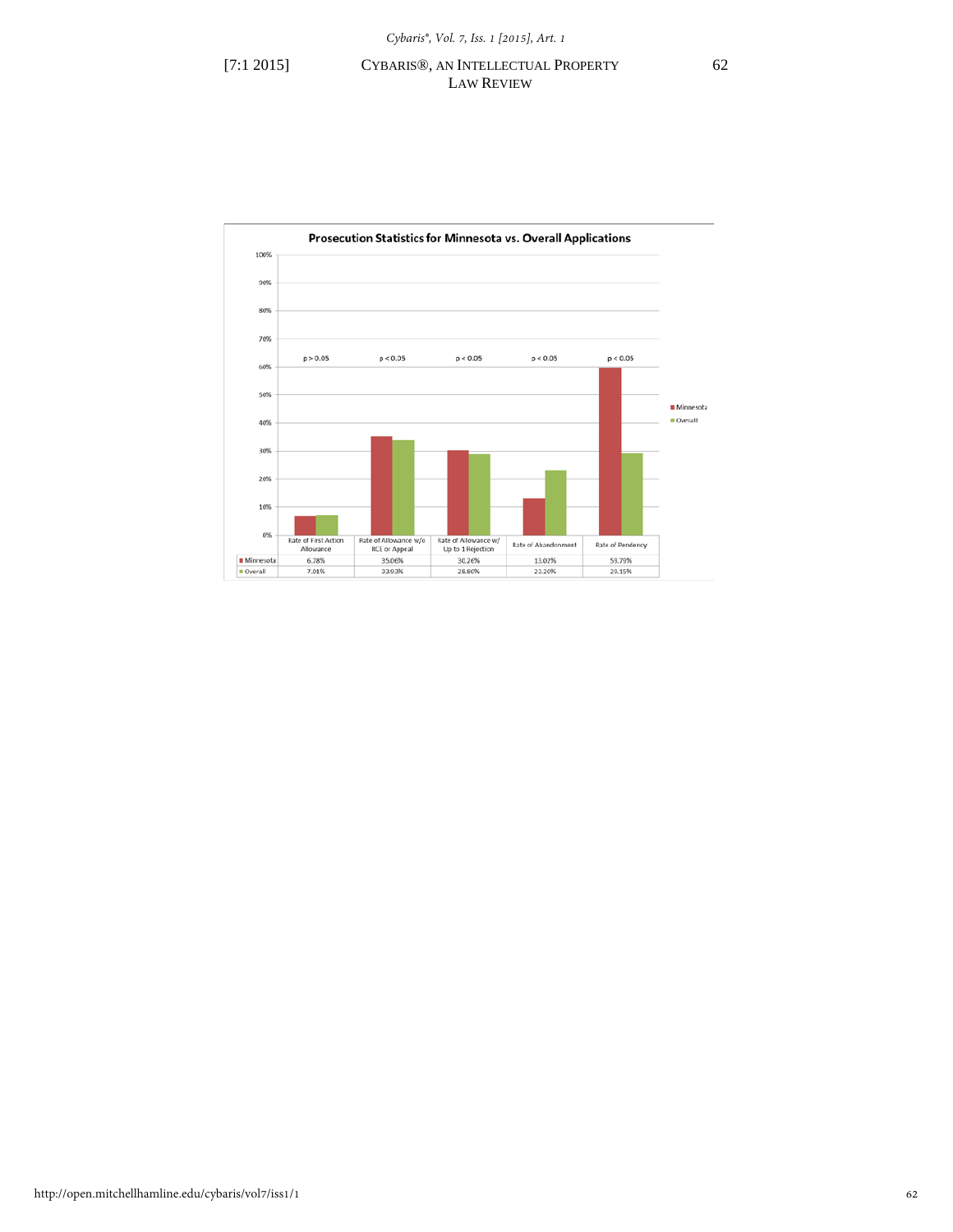**Prosecution Statistics for Minnesota vs. Overall Applications**

| | Rate of First Action Allowance | Rate of Allowance w/o RCE or Appeal | Rate of Allowance w/ Up to 1 Rejection | Rate of Abandonment | Rate of Pendency |
|---|---|---|---|---|---|
| | $p > 0.05$ | $p < 0.05$ | $p < 0.05$ | $p < 0.05$ | $p < 0.05$ |
| Minnesota | 6.78% | 35.06% | 30.26% | 13.02% | 59.79% |
| Overall | 7.01% | 33.93% | 28.80% | 23.20% | 29.15% |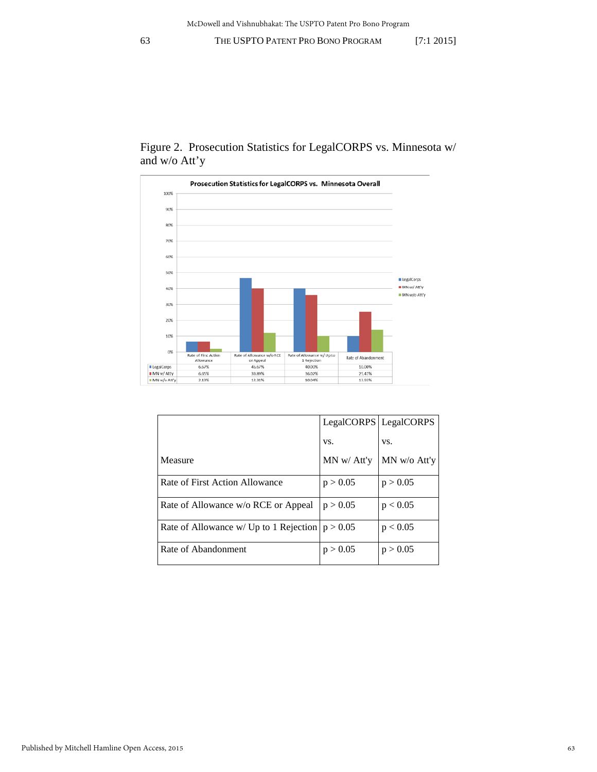Figure 2. Prosecution Statistics for LegalCORPS vs. Minnesota w/ and w/o Att'y

Prosecution Statistics for LegalCORPS vs. Minnesota Overall

100%
90%
80%
70%
60%
50%
40%
30%
20%
10%
0%

LegalCorps
MN w/ Att'y
MN w/o Att'y

Rate of First Action Allowance
Rate of Allowance w/o RCE or Appeal
Rate of Allowance w/ Up to 1 Rejection
Rate of Abandonment

LegalCorps: 6.67% 45.67% 40.00% 10.00%
MN w/ Att'y: 6.65% 39.89% 36.02% 25.47%
MN w/o Att'y: 2.13% 12.31% 10.04% 13.91%

| Measure | LegalCORPS vs. MN w/ Att'y | LegalCORPS vs. MN w/o Att'y |
|---|---|---|
| Rate of First Action Allowance | $p > 0.05$ | $p > 0.05$ |
| Rate of Allowance w/o RCE or Appeal | $p > 0.05$ | $p < 0.05$ |
| Rate of Allowance w/ Up to 1 Rejection | $p > 0.05$ | $p < 0.05$ |
| Rate of Abandonment | $p > 0.05$ | $p > 0.05$ |